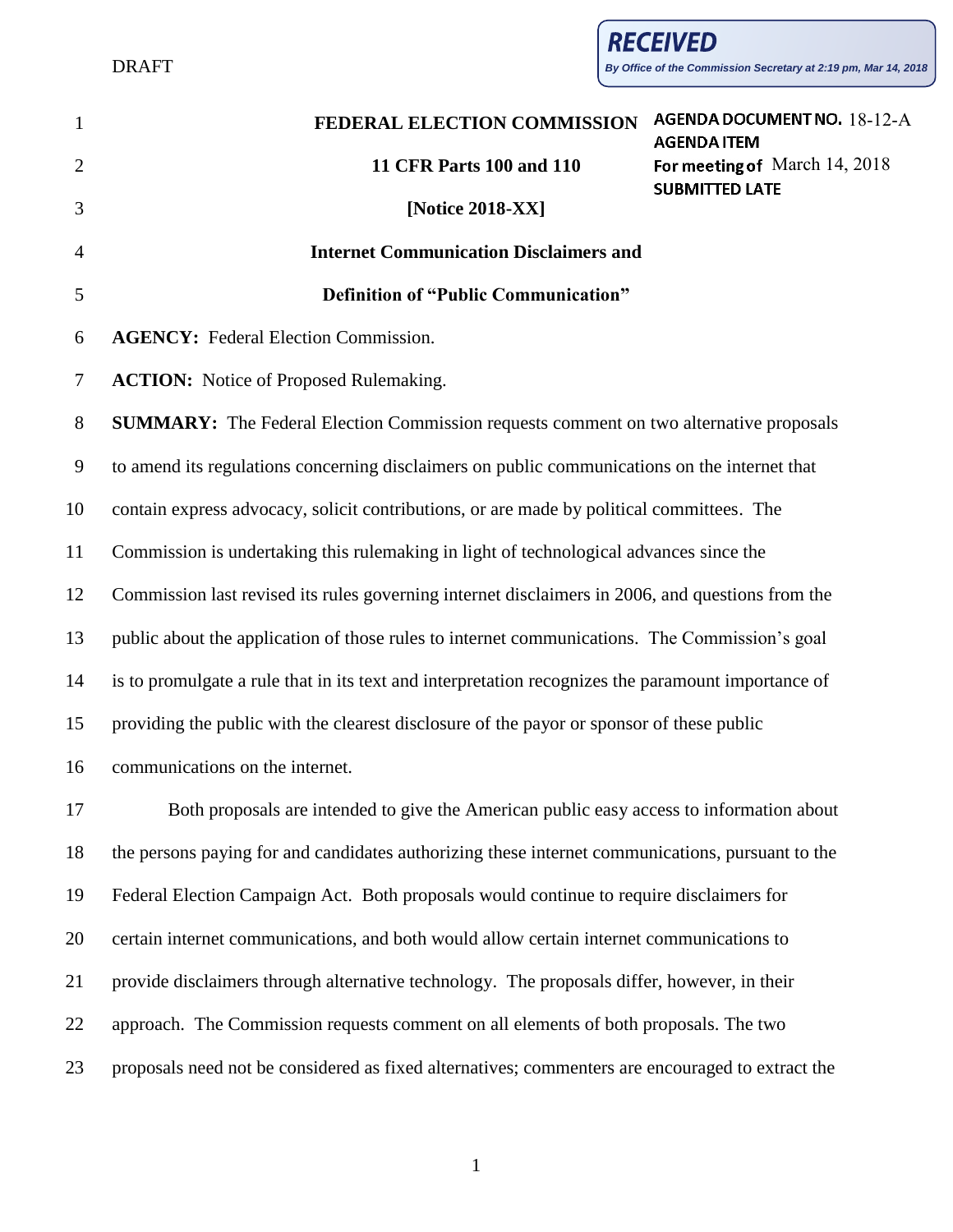DRAFT

**RECEIVED**
*By Office of the Commission Secretary at 2:19 pm, Mar 14, 2018*

AGENDA DOCUMENT NO. 18-12-A
AGENDA ITEM
For meeting of March 14, 2018
SUBMITTED LATE

**FEDERAL ELECTION COMMISSION**

**11 CFR Parts 100 and 110**

**[Notice 2018-XX]**

**Internet Communication Disclaimers and**

**Definition of "Public Communication"**

**AGENCY:** Federal Election Commission.

**ACTION:** Notice of Proposed Rulemaking.

**SUMMARY:** The Federal Election Commission requests comment on two alternative proposals to amend its regulations concerning disclaimers on public communications on the internet that contain express advocacy, solicit contributions, or are made by political committees. The Commission is undertaking this rulemaking in light of technological advances since the Commission last revised its rules governing internet disclaimers in 2006, and questions from the public about the application of those rules to internet communications. The Commission's goal is to promulgate a rule that in its text and interpretation recognizes the paramount importance of providing the public with the clearest disclosure of the payor or sponsor of these public communications on the internet.

Both proposals are intended to give the American public easy access to information about the persons paying for and candidates authorizing these internet communications, pursuant to the Federal Election Campaign Act. Both proposals would continue to require disclaimers for certain internet communications, and both would allow certain internet communications to provide disclaimers through alternative technology. The proposals differ, however, in their approach. The Commission requests comment on all elements of both proposals. The two proposals need not be considered as fixed alternatives; commenters are encouraged to extract the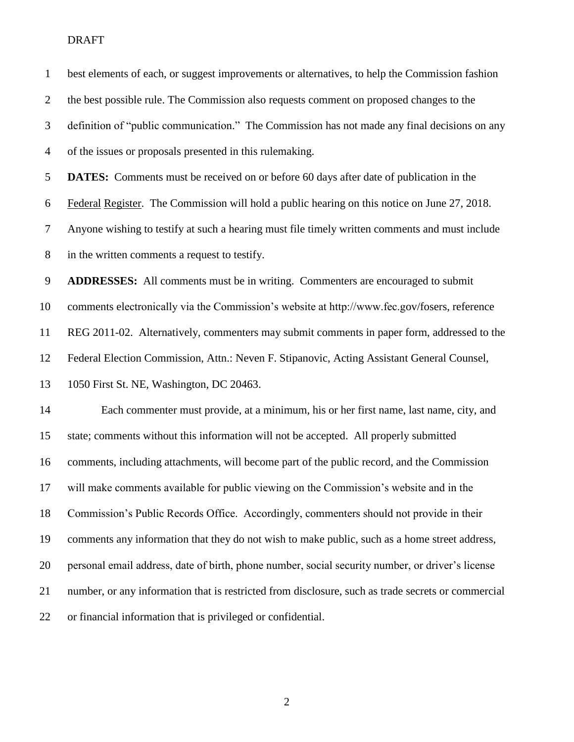best elements of each, or suggest improvements or alternatives, to help the Commission fashion the best possible rule. The Commission also requests comment on proposed changes to the definition of "public communication." The Commission has not made any final decisions on any of the issues or proposals presented in this rulemaking.

**DATES:** Comments must be received on or before 60 days after date of publication in the Federal Register. The Commission will hold a public hearing on this notice on June 27, 2018. Anyone wishing to testify at such a hearing must file timely written comments and must include in the written comments a request to testify.

**ADDRESSES:** All comments must be in writing. Commenters are encouraged to submit comments electronically via the Commission's website at http://www.fec.gov/fosers, reference REG 2011-02. Alternatively, commenters may submit comments in paper form, addressed to the Federal Election Commission, Attn.: Neven F. Stipanovic, Acting Assistant General Counsel, 1050 First St. NE, Washington, DC 20463.

Each commenter must provide, at a minimum, his or her first name, last name, city, and state; comments without this information will not be accepted. All properly submitted comments, including attachments, will become part of the public record, and the Commission will make comments available for public viewing on the Commission's website and in the Commission's Public Records Office. Accordingly, commenters should not provide in their comments any information that they do not wish to make public, such as a home street address, personal email address, date of birth, phone number, social security number, or driver's license number, or any information that is restricted from disclosure, such as trade secrets or commercial or financial information that is privileged or confidential.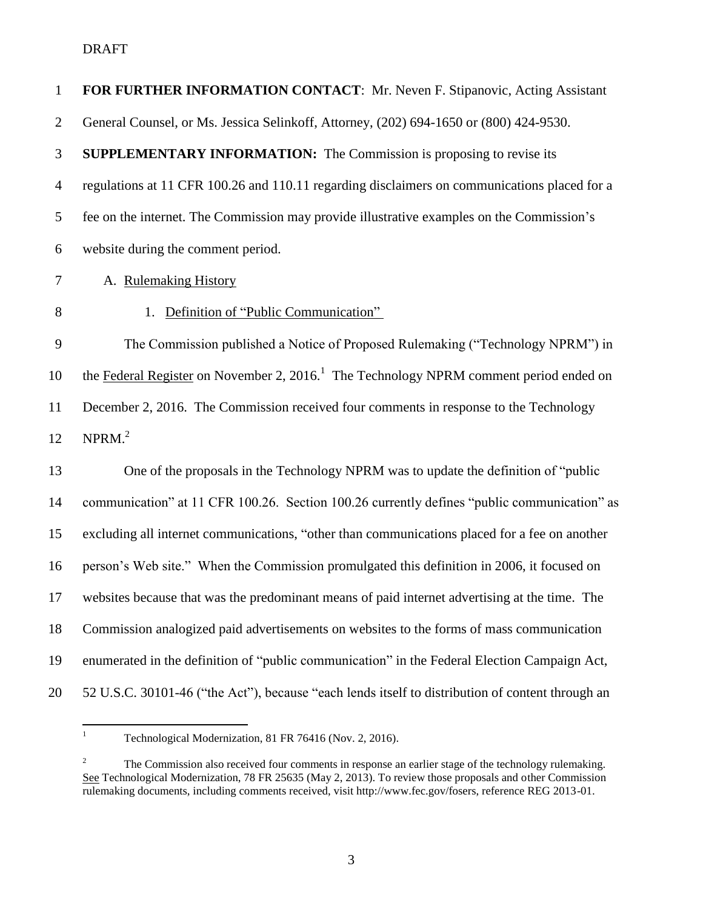DRAFT

**FOR FURTHER INFORMATION CONTACT**: Mr. Neven F. Stipanovic, Acting Assistant General Counsel, or Ms. Jessica Selinkoff, Attorney, (202) 694-1650 or (800) 424-9530.

**SUPPLEMENTARY INFORMATION:** The Commission is proposing to revise its regulations at 11 CFR 100.26 and 110.11 regarding disclaimers on communications placed for a fee on the internet. The Commission may provide illustrative examples on the Commission's website during the comment period.

A. Rulemaking History

1. Definition of "Public Communication"

The Commission published a Notice of Proposed Rulemaking ("Technology NPRM") in the Federal Register on November 2, 2016.[1] The Technology NPRM comment period ended on December 2, 2016. The Commission received four comments in response to the Technology NPRM.[2]

One of the proposals in the Technology NPRM was to update the definition of "public communication" at 11 CFR 100.26. Section 100.26 currently defines "public communication" as excluding all internet communications, "other than communications placed for a fee on another person's Web site." When the Commission promulgated this definition in 2006, it focused on websites because that was the predominant means of paid internet advertising at the time. The Commission analogized paid advertisements on websites to the forms of mass communication enumerated in the definition of "public communication" in the Federal Election Campaign Act, 52 U.S.C. 30101-46 ("the Act"), because "each lends itself to distribution of content through an

[1] Technological Modernization, 81 FR 76416 (Nov. 2, 2016).

[2] The Commission also received four comments in response an earlier stage of the technology rulemaking. See Technological Modernization, 78 FR 25635 (May 2, 2013). To review those proposals and other Commission rulemaking documents, including comments received, visit http://www.fec.gov/fosers, reference REG 2013-01.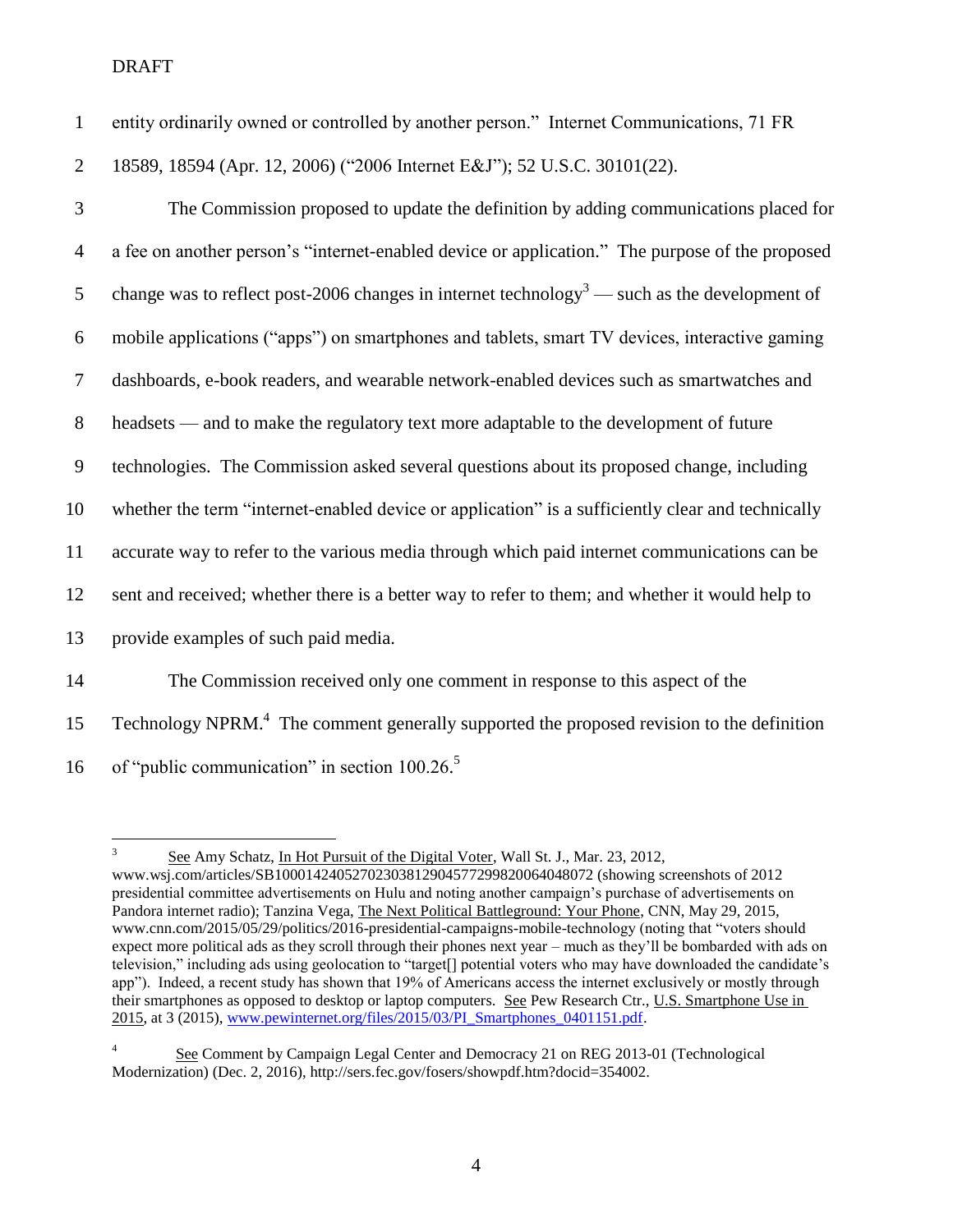entity ordinarily owned or controlled by another person." Internet Communications, 71 FR 18589, 18594 (Apr. 12, 2006) ("2006 Internet E&J"); 52 U.S.C. 30101(22).

The Commission proposed to update the definition by adding communications placed for a fee on another person's "internet-enabled device or application." The purpose of the proposed change was to reflect post-2006 changes in internet technology[3] — such as the development of mobile applications ("apps") on smartphones and tablets, smart TV devices, interactive gaming dashboards, e-book readers, and wearable network-enabled devices such as smartwatches and headsets — and to make the regulatory text more adaptable to the development of future technologies. The Commission asked several questions about its proposed change, including whether the term "internet-enabled device or application" is a sufficiently clear and technically accurate way to refer to the various media through which paid internet communications can be sent and received; whether there is a better way to refer to them; and whether it would help to provide examples of such paid media.

The Commission received only one comment in response to this aspect of the Technology NPRM.[4] The comment generally supported the proposed revision to the definition of "public communication" in section 100.26.[5]

---

[3] See Amy Schatz, In Hot Pursuit of the Digital Voter, Wall St. J., Mar. 23, 2012, www.wsj.com/articles/SB10001424052702303812904577299820064048072 (showing screenshots of 2012 presidential committee advertisements on Hulu and noting another campaign's purchase of advertisements on Pandora internet radio); Tanzina Vega, The Next Political Battleground: Your Phone, CNN, May 29, 2015, www.cnn.com/2015/05/29/politics/2016-presidential-campaigns-mobile-technology (noting that "voters should expect more political ads as they scroll through their phones next year – much as they'll be bombarded with ads on television," including ads using geolocation to "target[] potential voters who may have downloaded the candidate's app"). Indeed, a recent study has shown that 19% of Americans access the internet exclusively or mostly through their smartphones as opposed to desktop or laptop computers. See Pew Research Ctr., U.S. Smartphone Use in 2015, at 3 (2015), www.pewinternet.org/files/2015/03/PI_Smartphones_0401151.pdf.

[4] See Comment by Campaign Legal Center and Democracy 21 on REG 2013-01 (Technological Modernization) (Dec. 2, 2016), http://sers.fec.gov/fosers/showpdf.htm?docid=354002.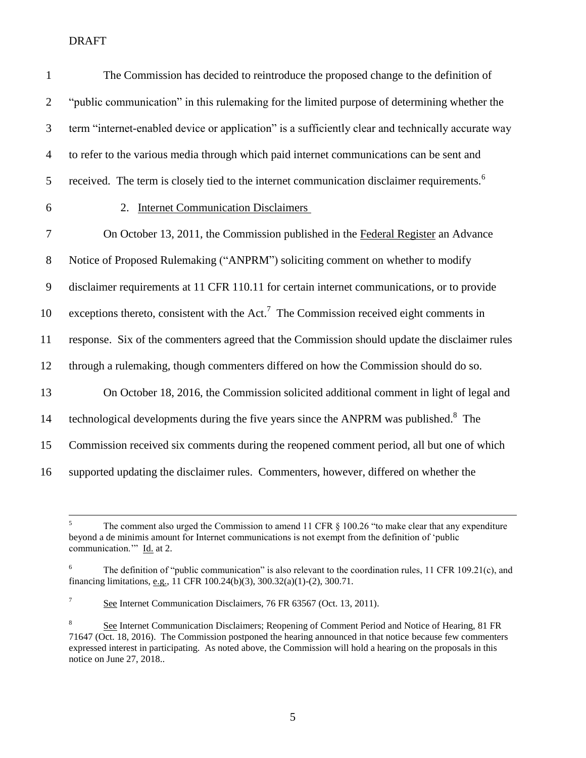The Commission has decided to reintroduce the proposed change to the definition of "public communication" in this rulemaking for the limited purpose of determining whether the term "internet-enabled device or application" is a sufficiently clear and technically accurate way to refer to the various media through which paid internet communications can be sent and received. The term is closely tied to the internet communication disclaimer requirements.[6]

2. Internet Communication Disclaimers

On October 13, 2011, the Commission published in the Federal Register an Advance Notice of Proposed Rulemaking ("ANPRM") soliciting comment on whether to modify disclaimer requirements at 11 CFR 110.11 for certain internet communications, or to provide exceptions thereto, consistent with the Act.[7] The Commission received eight comments in response. Six of the commenters agreed that the Commission should update the disclaimer rules through a rulemaking, though commenters differed on how the Commission should do so.

On October 18, 2016, the Commission solicited additional comment in light of legal and technological developments during the five years since the ANPRM was published.[8] The Commission received six comments during the reopened comment period, all but one of which supported updating the disclaimer rules. Commenters, however, differed on whether the

---

[5] The comment also urged the Commission to amend 11 CFR § 100.26 "to make clear that any expenditure beyond a de minimis amount for Internet communications is not exempt from the definition of 'public communication.'" Id. at 2.

[6] The definition of "public communication" is also relevant to the coordination rules, 11 CFR 109.21(c), and financing limitations, e.g., 11 CFR 100.24(b)(3), 300.32(a)(1)-(2), 300.71.

[7] See Internet Communication Disclaimers, 76 FR 63567 (Oct. 13, 2011).

[8] See Internet Communication Disclaimers; Reopening of Comment Period and Notice of Hearing, 81 FR 71647 (Oct. 18, 2016). The Commission postponed the hearing announced in that notice because few commenters expressed interest in participating. As noted above, the Commission will hold a hearing on the proposals in this notice on June 27, 2018..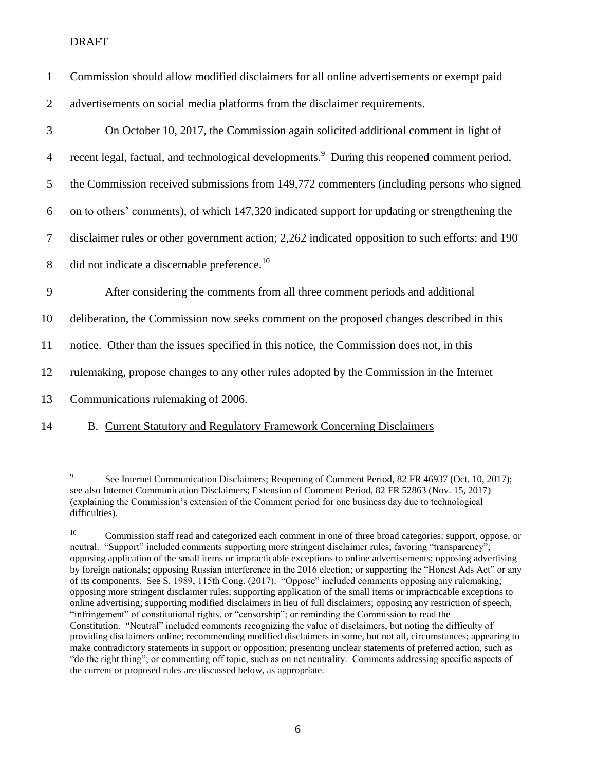DRAFT

Commission should allow modified disclaimers for all online advertisements or exempt paid advertisements on social media platforms from the disclaimer requirements.

On October 10, 2017, the Commission again solicited additional comment in light of recent legal, factual, and technological developments.[9] During this reopened comment period, the Commission received submissions from 149,772 commenters (including persons who signed on to others' comments), of which 147,320 indicated support for updating or strengthening the disclaimer rules or other government action; 2,262 indicated opposition to such efforts; and 190 did not indicate a discernable preference.[10]

After considering the comments from all three comment periods and additional deliberation, the Commission now seeks comment on the proposed changes described in this notice. Other than the issues specified in this notice, the Commission does not, in this rulemaking, propose changes to any other rules adopted by the Commission in the Internet Communications rulemaking of 2006.

## B. Current Statutory and Regulatory Framework Concerning Disclaimers

---

[9] See Internet Communication Disclaimers; Reopening of Comment Period, 82 FR 46937 (Oct. 10, 2017); see also Internet Communication Disclaimers; Extension of Comment Period, 82 FR 52863 (Nov. 15, 2017) (explaining the Commission's extension of the Comment period for one business day due to technological difficulties).

[10] Commission staff read and categorized each comment in one of three broad categories: support, oppose, or neutral. "Support" included comments supporting more stringent disclaimer rules; favoring "transparency"; opposing application of the small items or impracticable exceptions to online advertisements; opposing advertising by foreign nationals; opposing Russian interference in the 2016 election; or supporting the "Honest Ads Act" or any of its components. See S. 1989, 115th Cong. (2017). "Oppose" included comments opposing any rulemaking; opposing more stringent disclaimer rules; supporting application of the small items or impracticable exceptions to online advertising; supporting modified disclaimers in lieu of full disclaimers; opposing any restriction of speech, "infringement" of constitutional rights, or "censorship"; or reminding the Commission to read the Constitution. "Neutral" included comments recognizing the value of disclaimers, but noting the difficulty of providing disclaimers online; recommending modified disclaimers in some, but not all, circumstances; appearing to make contradictory statements in support or opposition; presenting unclear statements of preferred action, such as "do the right thing"; or commenting off topic, such as on net neutrality. Comments addressing specific aspects of the current or proposed rules are discussed below, as appropriate.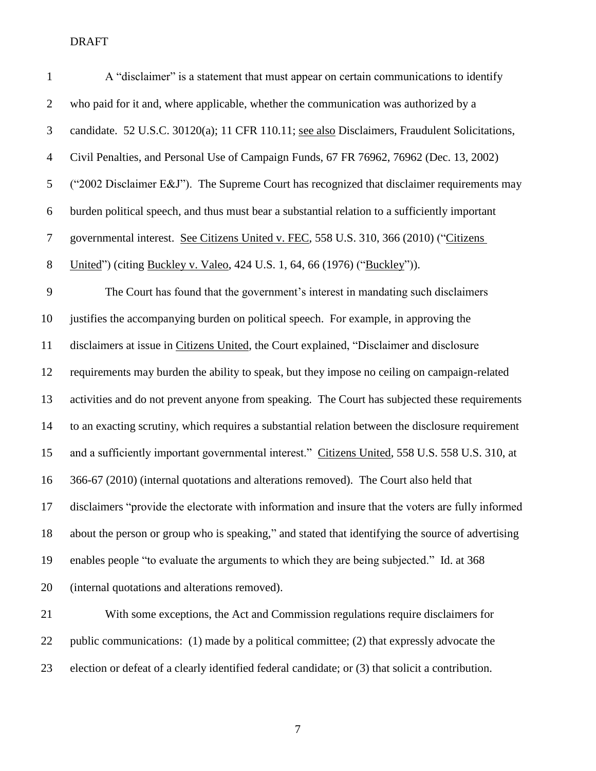DRAFT

A "disclaimer" is a statement that must appear on certain communications to identify who paid for it and, where applicable, whether the communication was authorized by a candidate. 52 U.S.C. 30120(a); 11 CFR 110.11; see also Disclaimers, Fraudulent Solicitations, Civil Penalties, and Personal Use of Campaign Funds, 67 FR 76962, 76962 (Dec. 13, 2002) ("2002 Disclaimer E&J"). The Supreme Court has recognized that disclaimer requirements may burden political speech, and thus must bear a substantial relation to a sufficiently important governmental interest. See Citizens United v. FEC, 558 U.S. 310, 366 (2010) ("Citizens United") (citing Buckley v. Valeo, 424 U.S. 1, 64, 66 (1976) ("Buckley")).

The Court has found that the government's interest in mandating such disclaimers justifies the accompanying burden on political speech. For example, in approving the disclaimers at issue in Citizens United, the Court explained, "Disclaimer and disclosure requirements may burden the ability to speak, but they impose no ceiling on campaign-related activities and do not prevent anyone from speaking. The Court has subjected these requirements to an exacting scrutiny, which requires a substantial relation between the disclosure requirement and a sufficiently important governmental interest." Citizens United, 558 U.S. 558 U.S. 310, at 366-67 (2010) (internal quotations and alterations removed). The Court also held that disclaimers "provide the electorate with information and insure that the voters are fully informed about the person or group who is speaking," and stated that identifying the source of advertising enables people "to evaluate the arguments to which they are being subjected." Id. at 368 (internal quotations and alterations removed).

With some exceptions, the Act and Commission regulations require disclaimers for public communications: (1) made by a political committee; (2) that expressly advocate the election or defeat of a clearly identified federal candidate; or (3) that solicit a contribution.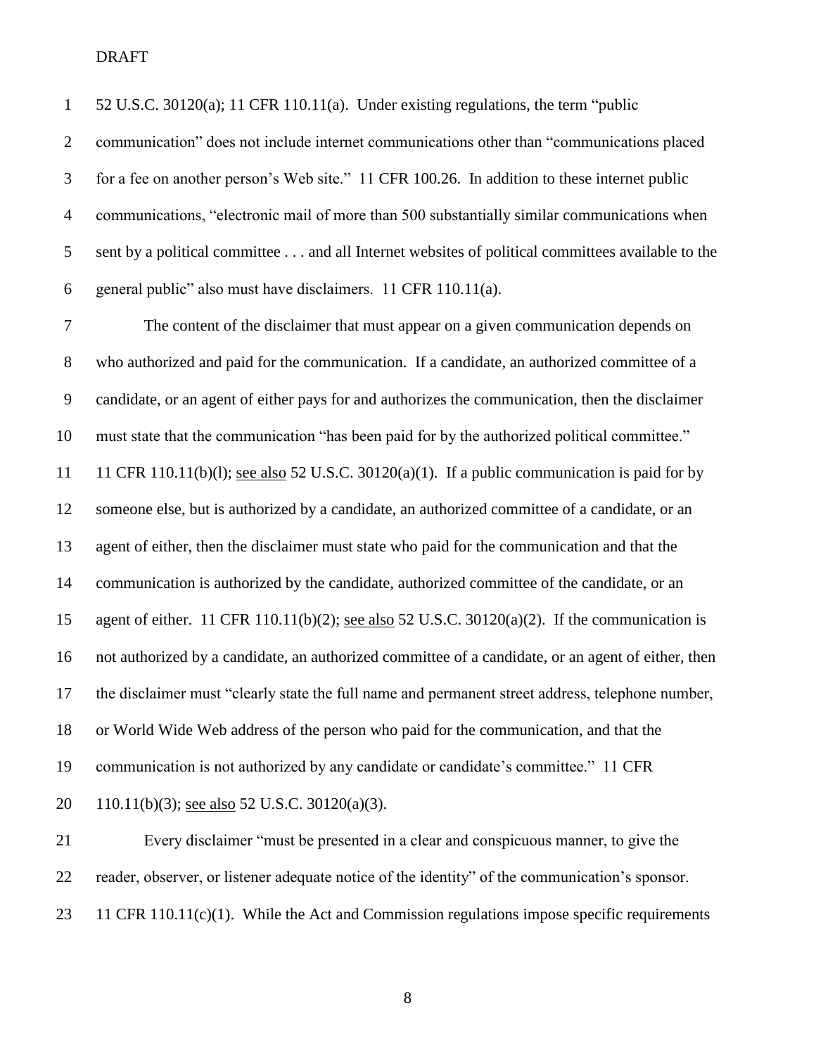52 U.S.C. 30120(a); 11 CFR 110.11(a). Under existing regulations, the term "public communication" does not include internet communications other than "communications placed for a fee on another person's Web site." 11 CFR 100.26. In addition to these internet public communications, "electronic mail of more than 500 substantially similar communications when sent by a political committee . . . and all Internet websites of political committees available to the general public" also must have disclaimers. 11 CFR 110.11(a).

The content of the disclaimer that must appear on a given communication depends on who authorized and paid for the communication. If a candidate, an authorized committee of a candidate, or an agent of either pays for and authorizes the communication, then the disclaimer must state that the communication "has been paid for by the authorized political committee." 11 CFR 110.11(b)(l); see also 52 U.S.C. 30120(a)(1). If a public communication is paid for by someone else, but is authorized by a candidate, an authorized committee of a candidate, or an agent of either, then the disclaimer must state who paid for the communication and that the communication is authorized by the candidate, authorized committee of the candidate, or an agent of either. 11 CFR 110.11(b)(2); see also 52 U.S.C. 30120(a)(2). If the communication is not authorized by a candidate, an authorized committee of a candidate, or an agent of either, then the disclaimer must "clearly state the full name and permanent street address, telephone number, or World Wide Web address of the person who paid for the communication, and that the communication is not authorized by any candidate or candidate's committee." 11 CFR 110.11(b)(3); see also 52 U.S.C. 30120(a)(3).

Every disclaimer "must be presented in a clear and conspicuous manner, to give the reader, observer, or listener adequate notice of the identity" of the communication's sponsor. 11 CFR 110.11(c)(1). While the Act and Commission regulations impose specific requirements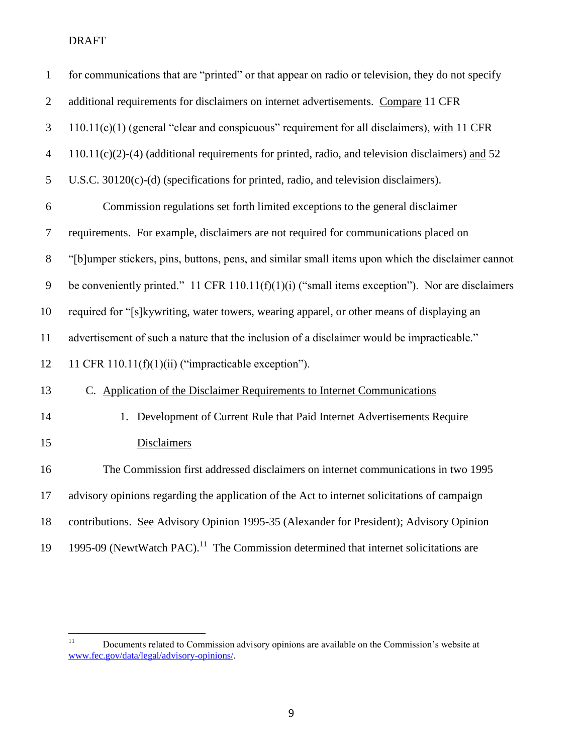for communications that are "printed" or that appear on radio or television, they do not specify additional requirements for disclaimers on internet advertisements. Compare 11 CFR 110.11(c)(1) (general "clear and conspicuous" requirement for all disclaimers), with 11 CFR 110.11(c)(2)-(4) (additional requirements for printed, radio, and television disclaimers) and 52 U.S.C. 30120(c)-(d) (specifications for printed, radio, and television disclaimers).

Commission regulations set forth limited exceptions to the general disclaimer requirements. For example, disclaimers are not required for communications placed on "[b]umper stickers, pins, buttons, pens, and similar small items upon which the disclaimer cannot be conveniently printed." 11 CFR 110.11(f)(1)(i) ("small items exception"). Nor are disclaimers required for "[s]kywriting, water towers, wearing apparel, or other means of displaying an advertisement of such a nature that the inclusion of a disclaimer would be impracticable." 11 CFR 110.11(f)(1)(ii) ("impracticable exception").

### C. Application of the Disclaimer Requirements to Internet Communications

#### 1. Development of Current Rule that Paid Internet Advertisements Require Disclaimers

The Commission first addressed disclaimers on internet communications in two 1995 advisory opinions regarding the application of the Act to internet solicitations of campaign contributions. See Advisory Opinion 1995-35 (Alexander for President); Advisory Opinion 1995-09 (NewtWatch PAC).[11] The Commission determined that internet solicitations are

---

[11] Documents related to Commission advisory opinions are available on the Commission's website at www.fec.gov/data/legal/advisory-opinions/.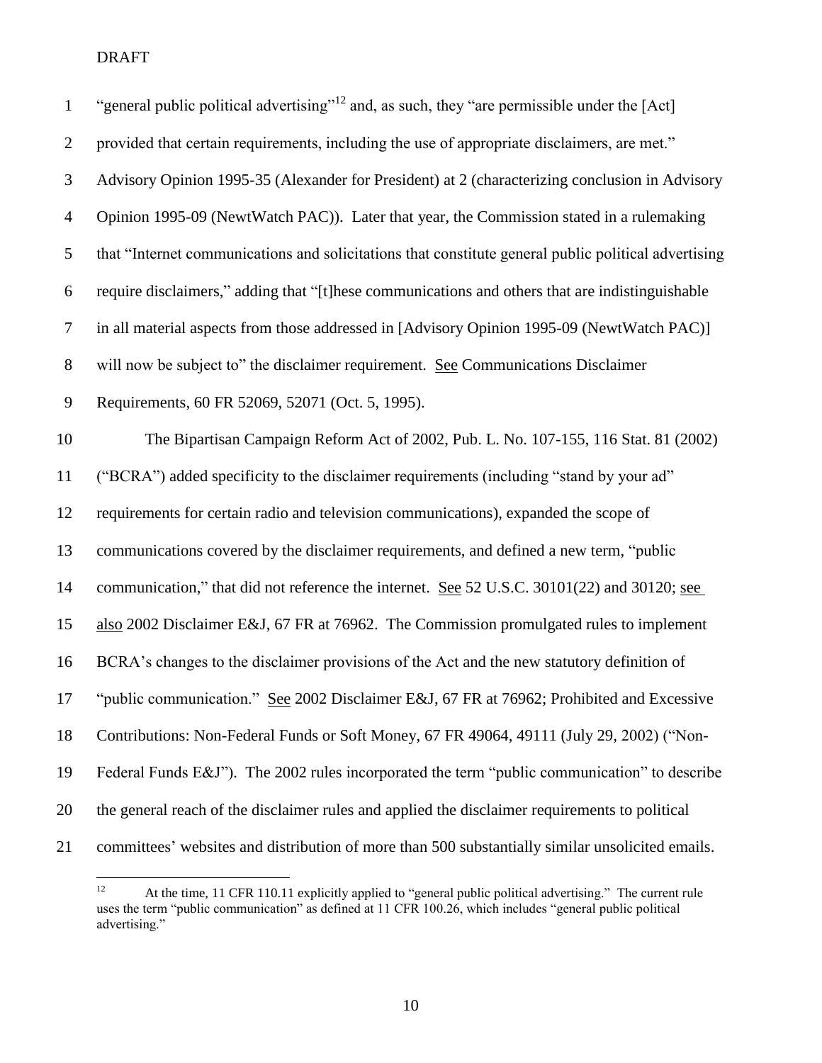"general public political advertising"[12] and, as such, they "are permissible under the [Act] provided that certain requirements, including the use of appropriate disclaimers, are met." Advisory Opinion 1995-35 (Alexander for President) at 2 (characterizing conclusion in Advisory Opinion 1995-09 (NewtWatch PAC)). Later that year, the Commission stated in a rulemaking that "Internet communications and solicitations that constitute general public political advertising require disclaimers," adding that "[t]hese communications and others that are indistinguishable in all material aspects from those addressed in [Advisory Opinion 1995-09 (NewtWatch PAC)] will now be subject to" the disclaimer requirement. See Communications Disclaimer Requirements, 60 FR 52069, 52071 (Oct. 5, 1995).

The Bipartisan Campaign Reform Act of 2002, Pub. L. No. 107-155, 116 Stat. 81 (2002) ("BCRA") added specificity to the disclaimer requirements (including "stand by your ad" requirements for certain radio and television communications), expanded the scope of communications covered by the disclaimer requirements, and defined a new term, "public communication," that did not reference the internet. See 52 U.S.C. 30101(22) and 30120; see also 2002 Disclaimer E&J, 67 FR at 76962. The Commission promulgated rules to implement BCRA's changes to the disclaimer provisions of the Act and the new statutory definition of "public communication." See 2002 Disclaimer E&J, 67 FR at 76962; Prohibited and Excessive Contributions: Non-Federal Funds or Soft Money, 67 FR 49064, 49111 (July 29, 2002) ("Non-Federal Funds E&J"). The 2002 rules incorporated the term "public communication" to describe the general reach of the disclaimer rules and applied the disclaimer requirements to political committees' websites and distribution of more than 500 substantially similar unsolicited emails.

[12] At the time, 11 CFR 110.11 explicitly applied to "general public political advertising." The current rule uses the term "public communication" as defined at 11 CFR 100.26, which includes "general public political advertising."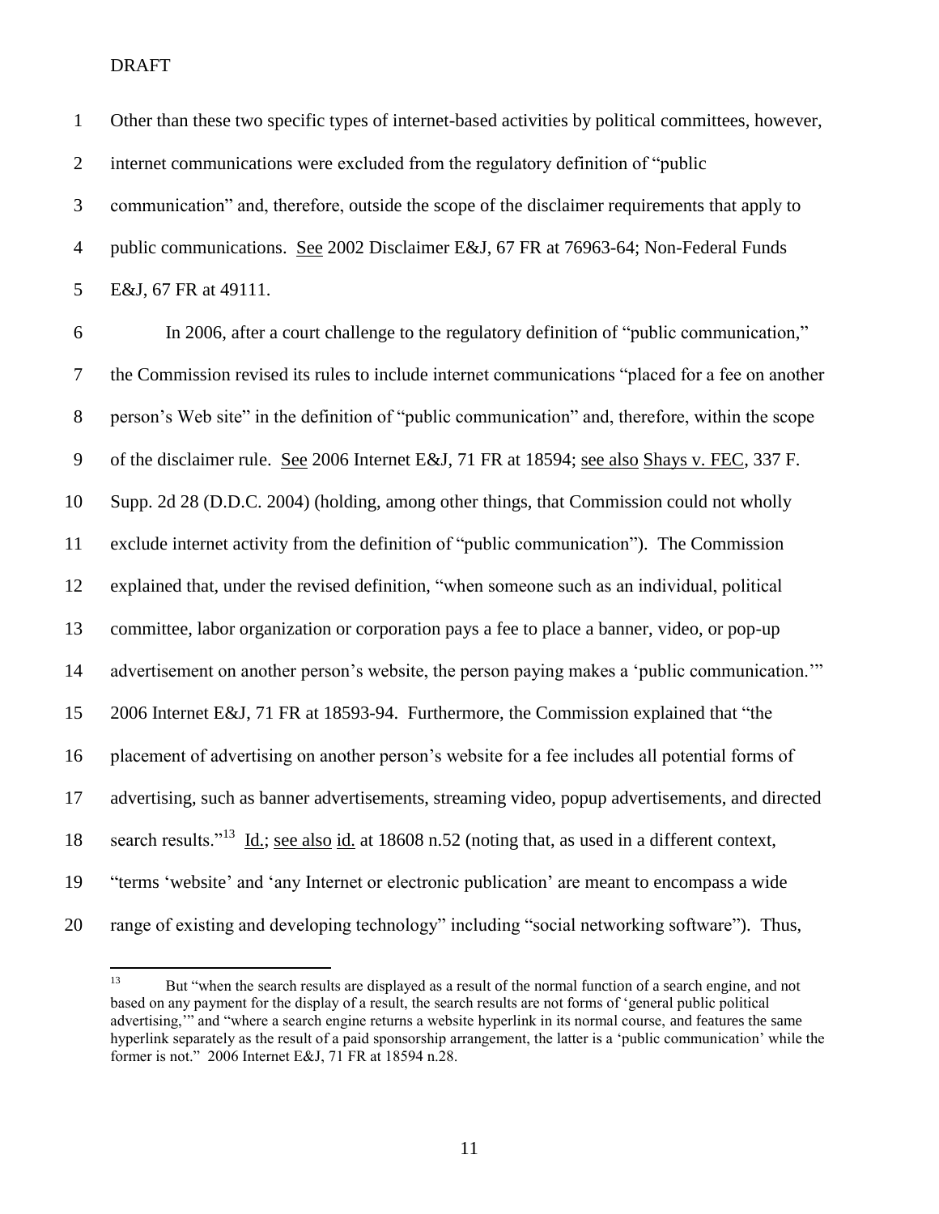DRAFT

Other than these two specific types of internet-based activities by political committees, however, internet communications were excluded from the regulatory definition of "public communication" and, therefore, outside the scope of the disclaimer requirements that apply to public communications. See 2002 Disclaimer E&J, 67 FR at 76963-64; Non-Federal Funds E&J, 67 FR at 49111.

In 2006, after a court challenge to the regulatory definition of "public communication," the Commission revised its rules to include internet communications "placed for a fee on another person's Web site" in the definition of "public communication" and, therefore, within the scope of the disclaimer rule. See 2006 Internet E&J, 71 FR at 18594; see also Shays v. FEC, 337 F. Supp. 2d 28 (D.D.C. 2004) (holding, among other things, that Commission could not wholly exclude internet activity from the definition of "public communication"). The Commission explained that, under the revised definition, "when someone such as an individual, political committee, labor organization or corporation pays a fee to place a banner, video, or pop-up advertisement on another person's website, the person paying makes a 'public communication.'" 2006 Internet E&J, 71 FR at 18593-94. Furthermore, the Commission explained that "the placement of advertising on another person's website for a fee includes all potential forms of advertising, such as banner advertisements, streaming video, popup advertisements, and directed search results."[13] Id.; see also id. at 18608 n.52 (noting that, as used in a different context, "terms 'website' and 'any Internet or electronic publication' are meant to encompass a wide range of existing and developing technology" including "social networking software"). Thus,

[13] But "when the search results are displayed as a result of the normal function of a search engine, and not based on any payment for the display of a result, the search results are not forms of 'general public political advertising,'" and "where a search engine returns a website hyperlink in its normal course, and features the same hyperlink separately as the result of a paid sponsorship arrangement, the latter is a 'public communication' while the former is not." 2006 Internet E&J, 71 FR at 18594 n.28.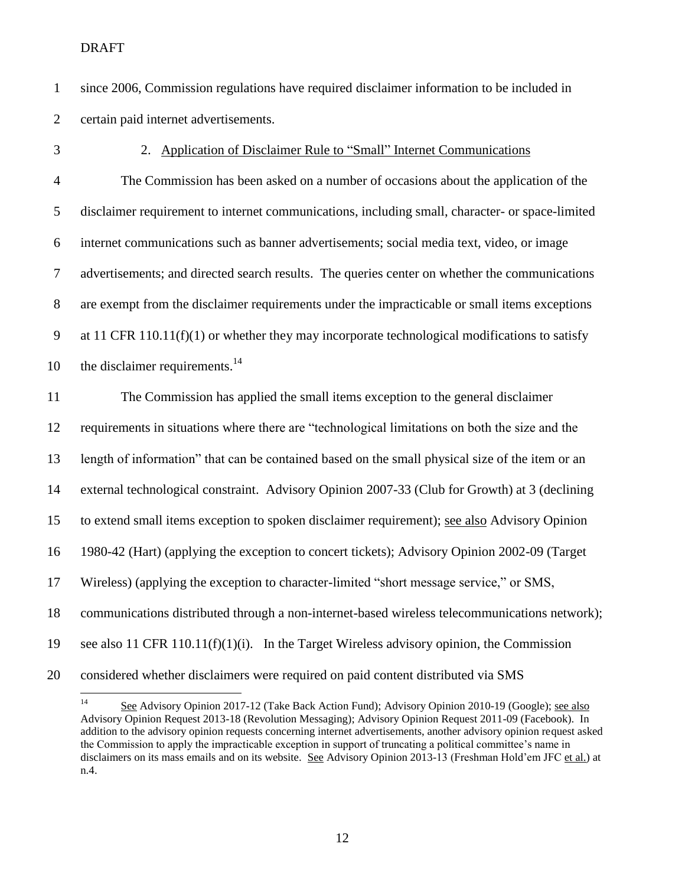since 2006, Commission regulations have required disclaimer information to be included in certain paid internet advertisements.

2. Application of Disclaimer Rule to "Small" Internet Communications

The Commission has been asked on a number of occasions about the application of the disclaimer requirement to internet communications, including small, character- or space-limited internet communications such as banner advertisements; social media text, video, or image advertisements; and directed search results. The queries center on whether the communications are exempt from the disclaimer requirements under the impracticable or small items exceptions at 11 CFR 110.11(f)(1) or whether they may incorporate technological modifications to satisfy the disclaimer requirements.[14]

The Commission has applied the small items exception to the general disclaimer requirements in situations where there are "technological limitations on both the size and the length of information" that can be contained based on the small physical size of the item or an external technological constraint. Advisory Opinion 2007-33 (Club for Growth) at 3 (declining to extend small items exception to spoken disclaimer requirement); see also Advisory Opinion 1980-42 (Hart) (applying the exception to concert tickets); Advisory Opinion 2002-09 (Target Wireless) (applying the exception to character-limited "short message service," or SMS, communications distributed through a non-internet-based wireless telecommunications network); see also 11 CFR 110.11(f)(1)(i). In the Target Wireless advisory opinion, the Commission considered whether disclaimers were required on paid content distributed via SMS

[14] See Advisory Opinion 2017-12 (Take Back Action Fund); Advisory Opinion 2010-19 (Google); see also Advisory Opinion Request 2013-18 (Revolution Messaging); Advisory Opinion Request 2011-09 (Facebook). In addition to the advisory opinion requests concerning internet advertisements, another advisory opinion request asked the Commission to apply the impracticable exception in support of truncating a political committee's name in disclaimers on its mass emails and on its website. See Advisory Opinion 2013-13 (Freshman Hold'em JFC et al.) at n.4.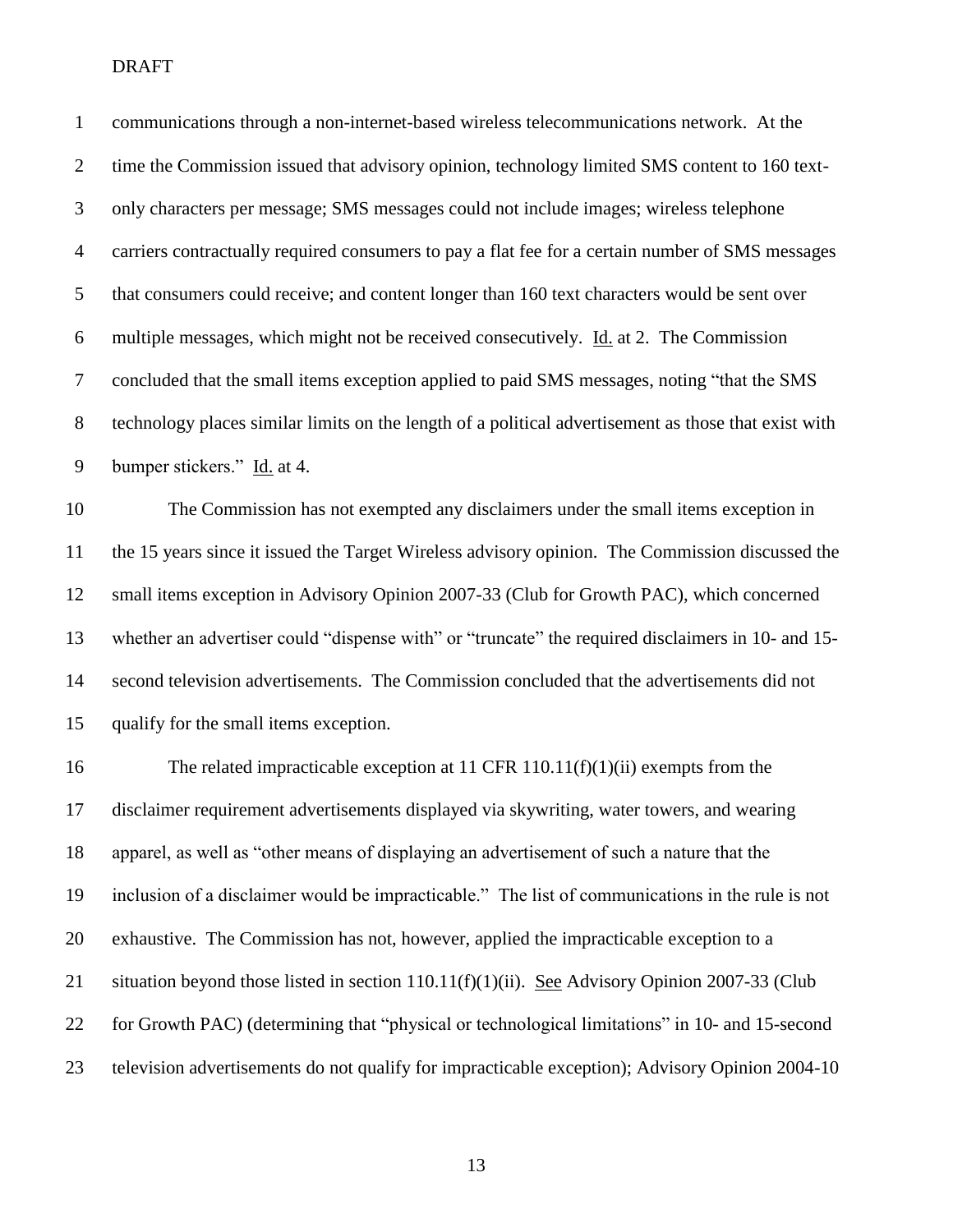communications through a non-internet-based wireless telecommunications network. At the time the Commission issued that advisory opinion, technology limited SMS content to 160 text-only characters per message; SMS messages could not include images; wireless telephone carriers contractually required consumers to pay a flat fee for a certain number of SMS messages that consumers could receive; and content longer than 160 text characters would be sent over multiple messages, which might not be received consecutively. Id. at 2. The Commission concluded that the small items exception applied to paid SMS messages, noting "that the SMS technology places similar limits on the length of a political advertisement as those that exist with bumper stickers." Id. at 4.

The Commission has not exempted any disclaimers under the small items exception in the 15 years since it issued the Target Wireless advisory opinion. The Commission discussed the small items exception in Advisory Opinion 2007-33 (Club for Growth PAC), which concerned whether an advertiser could "dispense with" or "truncate" the required disclaimers in 10- and 15-second television advertisements. The Commission concluded that the advertisements did not qualify for the small items exception.

The related impracticable exception at 11 CFR 110.11(f)(1)(ii) exempts from the disclaimer requirement advertisements displayed via skywriting, water towers, and wearing apparel, as well as "other means of displaying an advertisement of such a nature that the inclusion of a disclaimer would be impracticable." The list of communications in the rule is not exhaustive. The Commission has not, however, applied the impracticable exception to a situation beyond those listed in section 110.11(f)(1)(ii). See Advisory Opinion 2007-33 (Club for Growth PAC) (determining that "physical or technological limitations" in 10- and 15-second television advertisements do not qualify for impracticable exception); Advisory Opinion 2004-10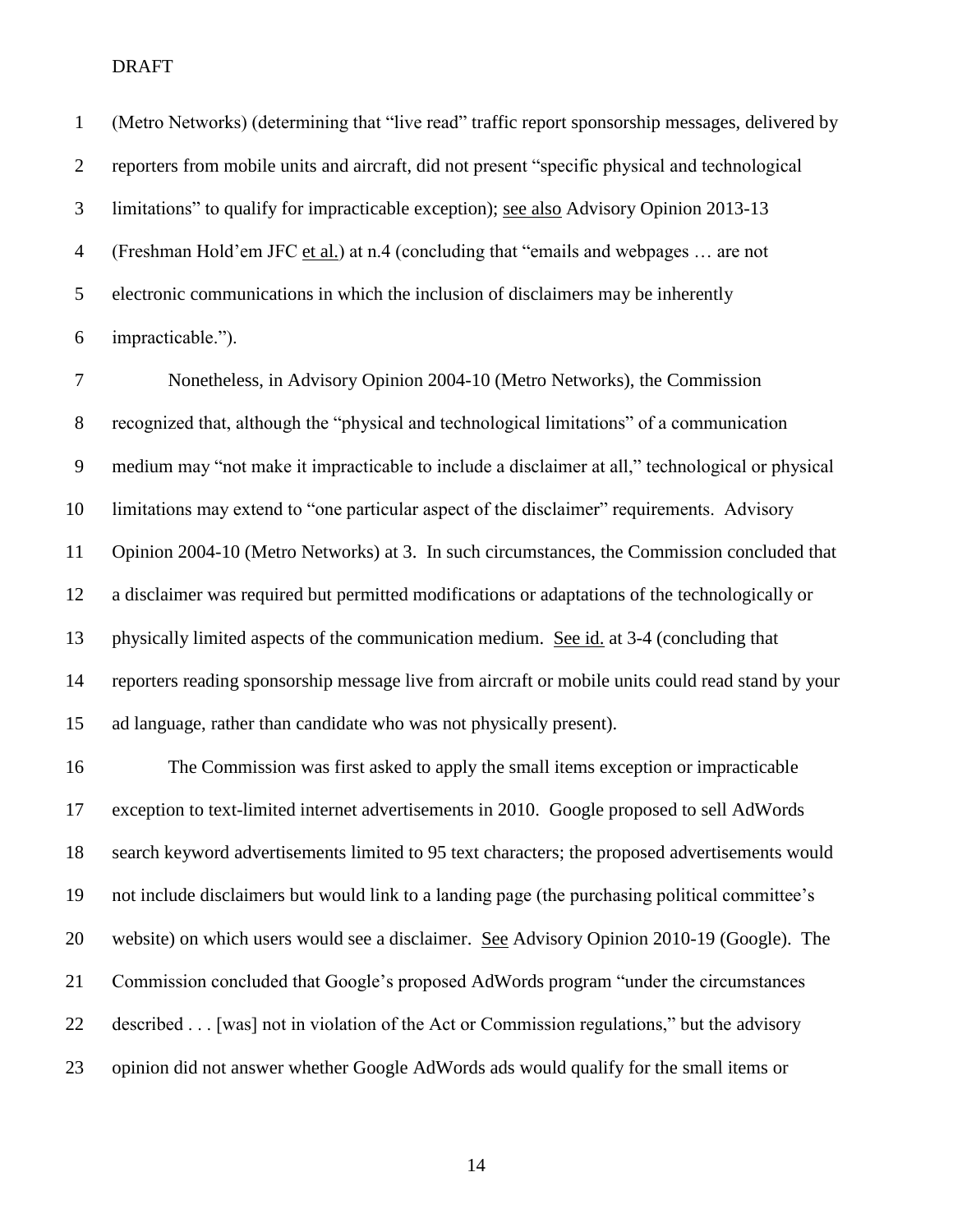DRAFT

(Metro Networks) (determining that "live read" traffic report sponsorship messages, delivered by reporters from mobile units and aircraft, did not present "specific physical and technological limitations" to qualify for impracticable exception); see also Advisory Opinion 2013-13 (Freshman Hold'em JFC et al.) at n.4 (concluding that "emails and webpages … are not electronic communications in which the inclusion of disclaimers may be inherently impracticable.").

Nonetheless, in Advisory Opinion 2004-10 (Metro Networks), the Commission recognized that, although the "physical and technological limitations" of a communication medium may "not make it impracticable to include a disclaimer at all," technological or physical limitations may extend to "one particular aspect of the disclaimer" requirements. Advisory Opinion 2004-10 (Metro Networks) at 3. In such circumstances, the Commission concluded that a disclaimer was required but permitted modifications or adaptations of the technologically or physically limited aspects of the communication medium. See id. at 3-4 (concluding that reporters reading sponsorship message live from aircraft or mobile units could read stand by your ad language, rather than candidate who was not physically present).

The Commission was first asked to apply the small items exception or impracticable exception to text-limited internet advertisements in 2010. Google proposed to sell AdWords search keyword advertisements limited to 95 text characters; the proposed advertisements would not include disclaimers but would link to a landing page (the purchasing political committee's website) on which users would see a disclaimer. See Advisory Opinion 2010-19 (Google). The Commission concluded that Google's proposed AdWords program "under the circumstances described . . . [was] not in violation of the Act or Commission regulations," but the advisory opinion did not answer whether Google AdWords ads would qualify for the small items or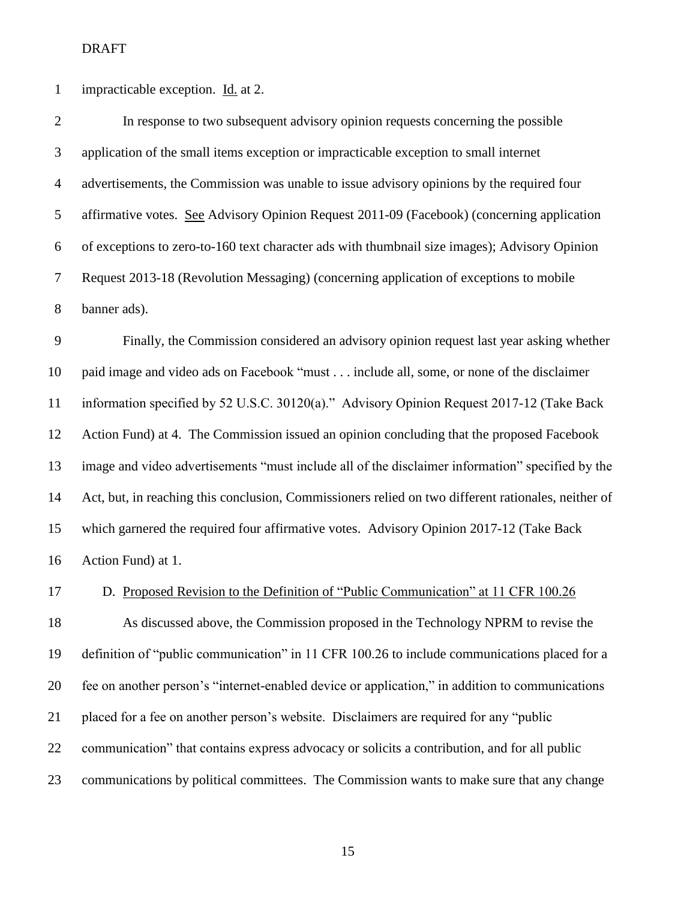impracticable exception. Id. at 2.

In response to two subsequent advisory opinion requests concerning the possible application of the small items exception or impracticable exception to small internet advertisements, the Commission was unable to issue advisory opinions by the required four affirmative votes. See Advisory Opinion Request 2011-09 (Facebook) (concerning application of exceptions to zero-to-160 text character ads with thumbnail size images); Advisory Opinion Request 2013-18 (Revolution Messaging) (concerning application of exceptions to mobile banner ads).

Finally, the Commission considered an advisory opinion request last year asking whether paid image and video ads on Facebook "must . . . include all, some, or none of the disclaimer information specified by 52 U.S.C. 30120(a)." Advisory Opinion Request 2017-12 (Take Back Action Fund) at 4. The Commission issued an opinion concluding that the proposed Facebook image and video advertisements "must include all of the disclaimer information" specified by the Act, but, in reaching this conclusion, Commissioners relied on two different rationales, neither of which garnered the required four affirmative votes. Advisory Opinion 2017-12 (Take Back Action Fund) at 1.

### D. Proposed Revision to the Definition of "Public Communication" at 11 CFR 100.26

As discussed above, the Commission proposed in the Technology NPRM to revise the definition of "public communication" in 11 CFR 100.26 to include communications placed for a fee on another person's "internet-enabled device or application," in addition to communications placed for a fee on another person's website. Disclaimers are required for any "public communication" that contains express advocacy or solicits a contribution, and for all public communications by political committees. The Commission wants to make sure that any change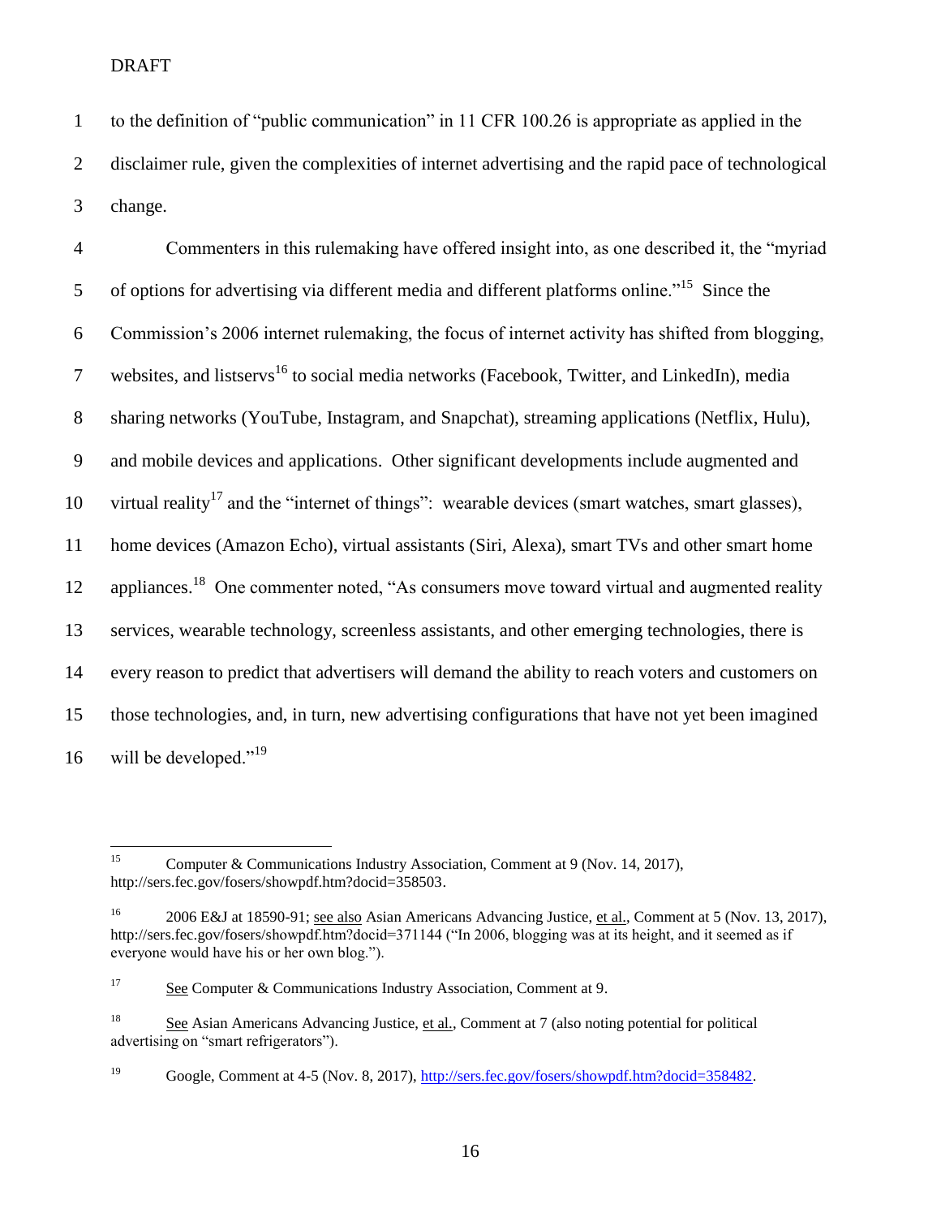DRAFT

to the definition of "public communication" in 11 CFR 100.26 is appropriate as applied in the disclaimer rule, given the complexities of internet advertising and the rapid pace of technological change.

Commenters in this rulemaking have offered insight into, as one described it, the "myriad of options for advertising via different media and different platforms online."[15] Since the Commission's 2006 internet rulemaking, the focus of internet activity has shifted from blogging, websites, and listservs[16] to social media networks (Facebook, Twitter, and LinkedIn), media sharing networks (YouTube, Instagram, and Snapchat), streaming applications (Netflix, Hulu), and mobile devices and applications. Other significant developments include augmented and virtual reality[17] and the "internet of things": wearable devices (smart watches, smart glasses), home devices (Amazon Echo), virtual assistants (Siri, Alexa), smart TVs and other smart home appliances.[18] One commenter noted, "As consumers move toward virtual and augmented reality services, wearable technology, screenless assistants, and other emerging technologies, there is every reason to predict that advertisers will demand the ability to reach voters and customers on those technologies, and, in turn, new advertising configurations that have not yet been imagined will be developed."[19]

---

[15] Computer & Communications Industry Association, Comment at 9 (Nov. 14, 2017), http://sers.fec.gov/fosers/showpdf.htm?docid=358503.

[16] 2006 E&J at 18590-91; see also Asian Americans Advancing Justice, et al., Comment at 5 (Nov. 13, 2017), http://sers.fec.gov/fosers/showpdf.htm?docid=371144 ("In 2006, blogging was at its height, and it seemed as if everyone would have his or her own blog.").

[17] See Computer & Communications Industry Association, Comment at 9.

[18] See Asian Americans Advancing Justice, et al., Comment at 7 (also noting potential for political advertising on "smart refrigerators").

[19] Google, Comment at 4-5 (Nov. 8, 2017), http://sers.fec.gov/fosers/showpdf.htm?docid=358482.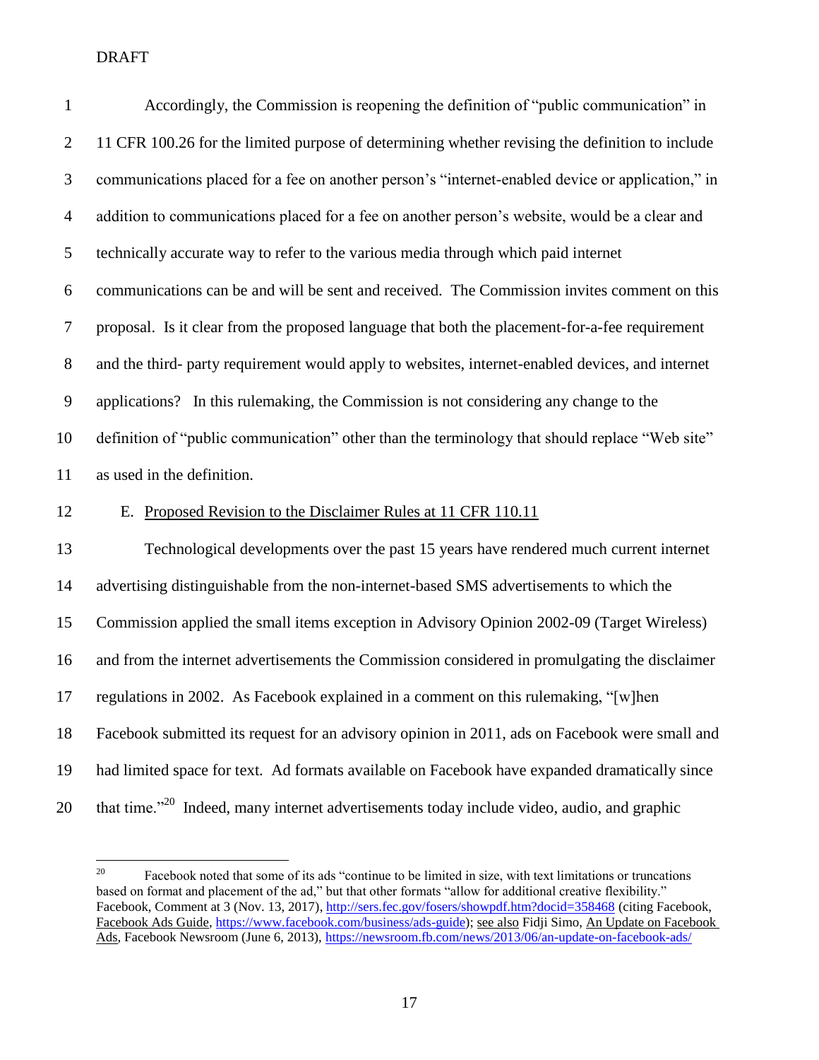DRAFT

Accordingly, the Commission is reopening the definition of "public communication" in 11 CFR 100.26 for the limited purpose of determining whether revising the definition to include communications placed for a fee on another person's "internet-enabled device or application," in addition to communications placed for a fee on another person's website, would be a clear and technically accurate way to refer to the various media through which paid internet communications can be and will be sent and received. The Commission invites comment on this proposal. Is it clear from the proposed language that both the placement-for-a-fee requirement and the third- party requirement would apply to websites, internet-enabled devices, and internet applications? In this rulemaking, the Commission is not considering any change to the definition of "public communication" other than the terminology that should replace "Web site" as used in the definition.

E. Proposed Revision to the Disclaimer Rules at 11 CFR 110.11

Technological developments over the past 15 years have rendered much current internet advertising distinguishable from the non-internet-based SMS advertisements to which the Commission applied the small items exception in Advisory Opinion 2002-09 (Target Wireless) and from the internet advertisements the Commission considered in promulgating the disclaimer regulations in 2002. As Facebook explained in a comment on this rulemaking, "[w]hen Facebook submitted its request for an advisory opinion in 2011, ads on Facebook were small and had limited space for text. Ad formats available on Facebook have expanded dramatically since that time."[20] Indeed, many internet advertisements today include video, audio, and graphic

---

[20] Facebook noted that some of its ads "continue to be limited in size, with text limitations or truncations based on format and placement of the ad," but that other formats "allow for additional creative flexibility." Facebook, Comment at 3 (Nov. 13, 2017), http://sers.fec.gov/fosers/showpdf.htm?docid=358468 (citing Facebook, Facebook Ads Guide, https://www.facebook.com/business/ads-guide); see also Fidji Simo, An Update on Facebook Ads, Facebook Newsroom (June 6, 2013), https://newsroom.fb.com/news/2013/06/an-update-on-facebook-ads/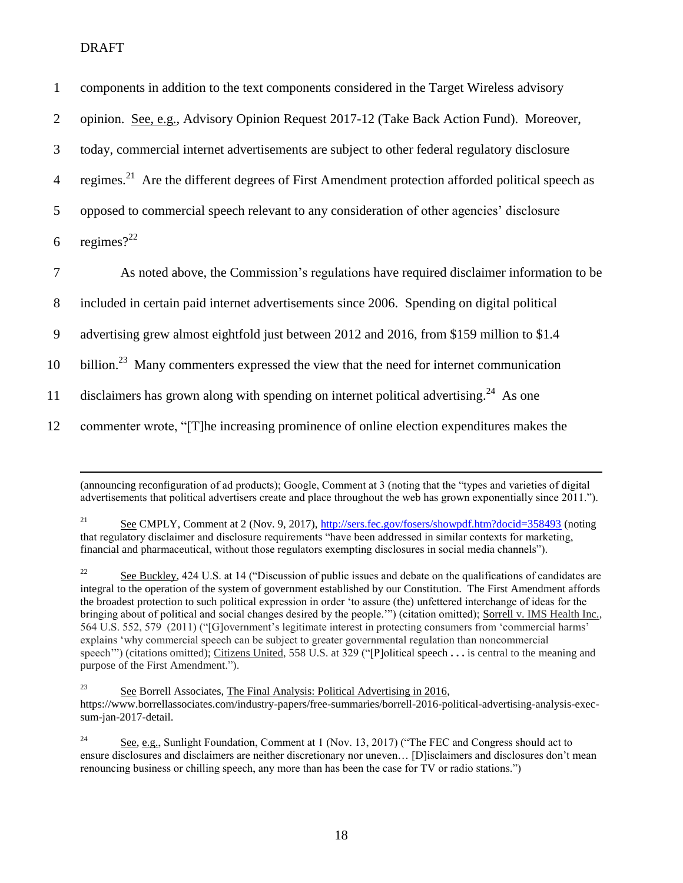DRAFT

components in addition to the text components considered in the Target Wireless advisory opinion. See, e.g., Advisory Opinion Request 2017-12 (Take Back Action Fund). Moreover, today, commercial internet advertisements are subject to other federal regulatory disclosure regimes.[21] Are the different degrees of First Amendment protection afforded political speech as opposed to commercial speech relevant to any consideration of other agencies' disclosure regimes?[22]

As noted above, the Commission's regulations have required disclaimer information to be included in certain paid internet advertisements since 2006. Spending on digital political advertising grew almost eightfold just between 2012 and 2016, from $159 million to $1.4 billion.[23] Many commenters expressed the view that the need for internet communication disclaimers has grown along with spending on internet political advertising.[24] As one commenter wrote, "[T]he increasing prominence of online election expenditures makes the

---

(announcing reconfiguration of ad products); Google, Comment at 3 (noting that the "types and varieties of digital advertisements that political advertisers create and place throughout the web has grown exponentially since 2011.").

[21] See CMPLY, Comment at 2 (Nov. 9, 2017), http://sers.fec.gov/fosers/showpdf.htm?docid=358493 (noting that regulatory disclaimer and disclosure requirements "have been addressed in similar contexts for marketing, financial and pharmaceutical, without those regulators exempting disclosures in social media channels").

[22] See Buckley, 424 U.S. at 14 ("Discussion of public issues and debate on the qualifications of candidates are integral to the operation of the system of government established by our Constitution. The First Amendment affords the broadest protection to such political expression in order 'to assure (the) unfettered interchange of ideas for the bringing about of political and social changes desired by the people.'") (citation omitted); Sorrell v. IMS Health Inc., 564 U.S. 552, 579 (2011) ("[G]overnment's legitimate interest in protecting consumers from 'commercial harms' explains 'why commercial speech can be subject to greater governmental regulation than noncommercial speech'") (citations omitted); Citizens United, 558 U.S. at 329 ("[P]olitical speech . . . is central to the meaning and purpose of the First Amendment.").

[23] See Borrell Associates, The Final Analysis: Political Advertising in 2016, https://www.borrellassociates.com/industry-papers/free-summaries/borrell-2016-political-advertising-analysis-exec-sum-jan-2017-detail.

[24] See, e.g., Sunlight Foundation, Comment at 1 (Nov. 13, 2017) ("The FEC and Congress should act to ensure disclosures and disclaimers are neither discretionary nor uneven… [D]isclaimers and disclosures don't mean renouncing business or chilling speech, any more than has been the case for TV or radio stations.")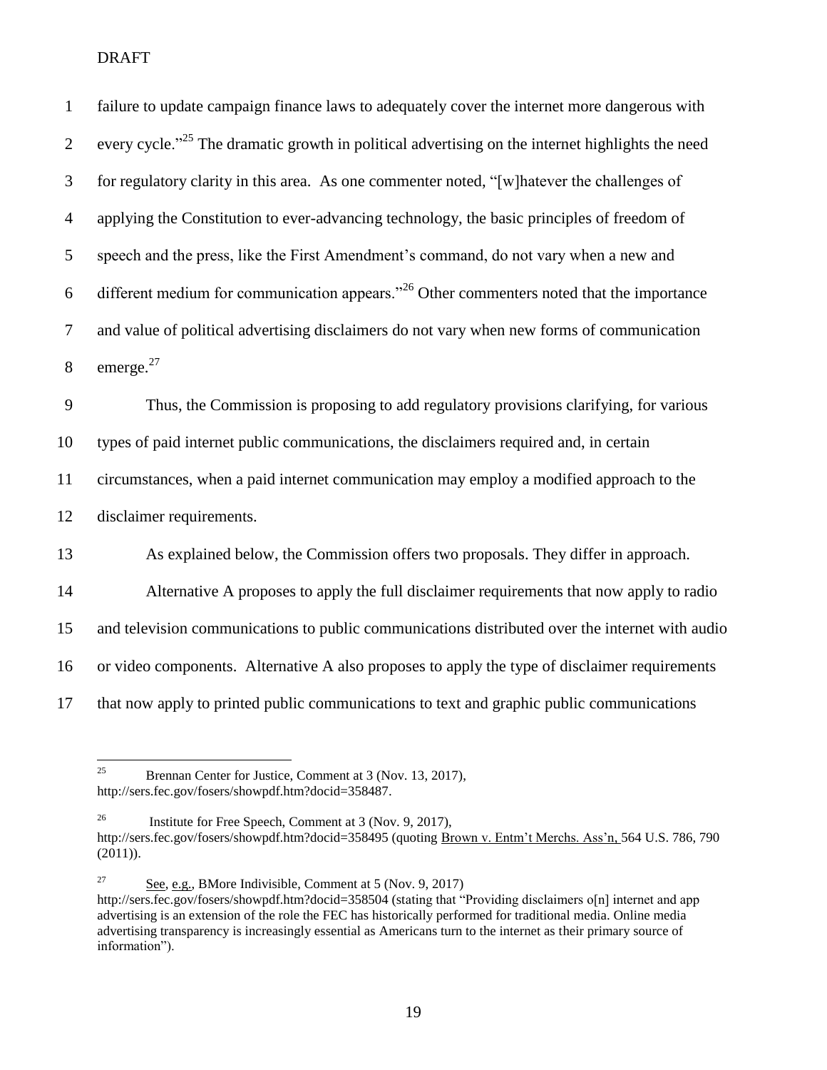DRAFT

failure to update campaign finance laws to adequately cover the internet more dangerous with every cycle."[25] The dramatic growth in political advertising on the internet highlights the need for regulatory clarity in this area. As one commenter noted, "[w]hatever the challenges of applying the Constitution to ever-advancing technology, the basic principles of freedom of speech and the press, like the First Amendment's command, do not vary when a new and different medium for communication appears."[26] Other commenters noted that the importance and value of political advertising disclaimers do not vary when new forms of communication emerge.[27]

Thus, the Commission is proposing to add regulatory provisions clarifying, for various types of paid internet public communications, the disclaimers required and, in certain circumstances, when a paid internet communication may employ a modified approach to the disclaimer requirements.

As explained below, the Commission offers two proposals. They differ in approach.

Alternative A proposes to apply the full disclaimer requirements that now apply to radio and television communications to public communications distributed over the internet with audio or video components. Alternative A also proposes to apply the type of disclaimer requirements that now apply to printed public communications to text and graphic public communications

---

[25] Brennan Center for Justice, Comment at 3 (Nov. 13, 2017), http://sers.fec.gov/fosers/showpdf.htm?docid=358487.

[26] Institute for Free Speech, Comment at 3 (Nov. 9, 2017), http://sers.fec.gov/fosers/showpdf.htm?docid=358495 (quoting Brown v. Entm't Merchs. Ass'n, 564 U.S. 786, 790 (2011)).

[27] See, e.g., BMore Indivisible, Comment at 5 (Nov. 9, 2017) http://sers.fec.gov/fosers/showpdf.htm?docid=358504 (stating that "Providing disclaimers o[n] internet and app advertising is an extension of the role the FEC has historically performed for traditional media. Online media advertising transparency is increasingly essential as Americans turn to the internet as their primary source of information").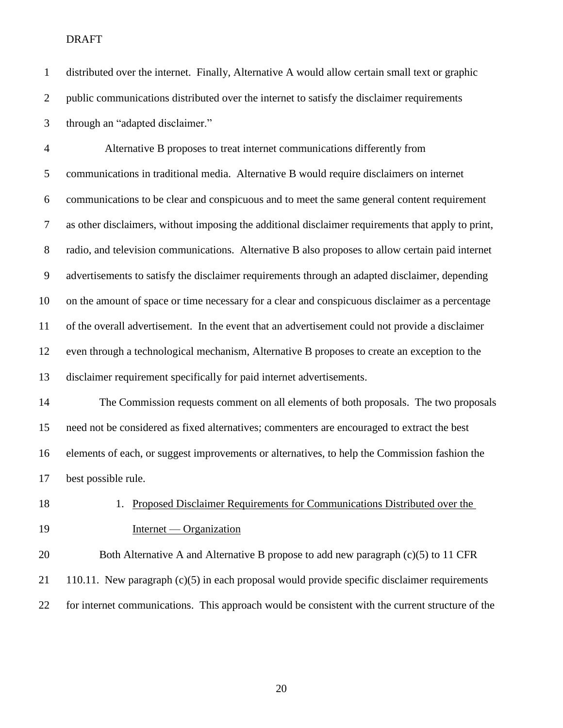distributed over the internet. Finally, Alternative A would allow certain small text or graphic public communications distributed over the internet to satisfy the disclaimer requirements through an "adapted disclaimer."

Alternative B proposes to treat internet communications differently from communications in traditional media. Alternative B would require disclaimers on internet communications to be clear and conspicuous and to meet the same general content requirement as other disclaimers, without imposing the additional disclaimer requirements that apply to print, radio, and television communications. Alternative B also proposes to allow certain paid internet advertisements to satisfy the disclaimer requirements through an adapted disclaimer, depending on the amount of space or time necessary for a clear and conspicuous disclaimer as a percentage of the overall advertisement. In the event that an advertisement could not provide a disclaimer even through a technological mechanism, Alternative B proposes to create an exception to the disclaimer requirement specifically for paid internet advertisements.

The Commission requests comment on all elements of both proposals. The two proposals need not be considered as fixed alternatives; commenters are encouraged to extract the best elements of each, or suggest improvements or alternatives, to help the Commission fashion the best possible rule.

1. Proposed Disclaimer Requirements for Communications Distributed over the Internet — Organization

Both Alternative A and Alternative B propose to add new paragraph (c)(5) to 11 CFR 110.11. New paragraph (c)(5) in each proposal would provide specific disclaimer requirements for internet communications. This approach would be consistent with the current structure of the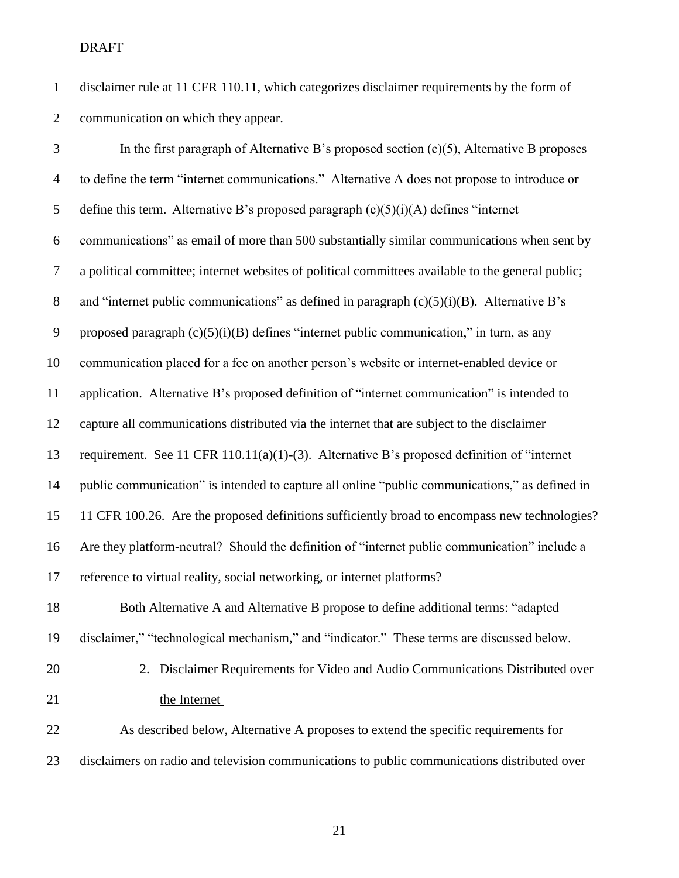disclaimer rule at 11 CFR 110.11, which categorizes disclaimer requirements by the form of communication on which they appear.

In the first paragraph of Alternative B's proposed section (c)(5), Alternative B proposes to define the term "internet communications." Alternative A does not propose to introduce or define this term. Alternative B's proposed paragraph (c)(5)(i)(A) defines "internet communications" as email of more than 500 substantially similar communications when sent by a political committee; internet websites of political committees available to the general public; and "internet public communications" as defined in paragraph (c)(5)(i)(B). Alternative B's proposed paragraph (c)(5)(i)(B) defines "internet public communication," in turn, as any communication placed for a fee on another person's website or internet-enabled device or application. Alternative B's proposed definition of "internet communication" is intended to capture all communications distributed via the internet that are subject to the disclaimer requirement. See 11 CFR 110.11(a)(1)-(3). Alternative B's proposed definition of "internet public communication" is intended to capture all online "public communications," as defined in 11 CFR 100.26. Are the proposed definitions sufficiently broad to encompass new technologies? Are they platform-neutral? Should the definition of "internet public communication" include a reference to virtual reality, social networking, or internet platforms?

Both Alternative A and Alternative B propose to define additional terms: "adapted disclaimer," "technological mechanism," and "indicator." These terms are discussed below.

2. Disclaimer Requirements for Video and Audio Communications Distributed over the Internet

As described below, Alternative A proposes to extend the specific requirements for disclaimers on radio and television communications to public communications distributed over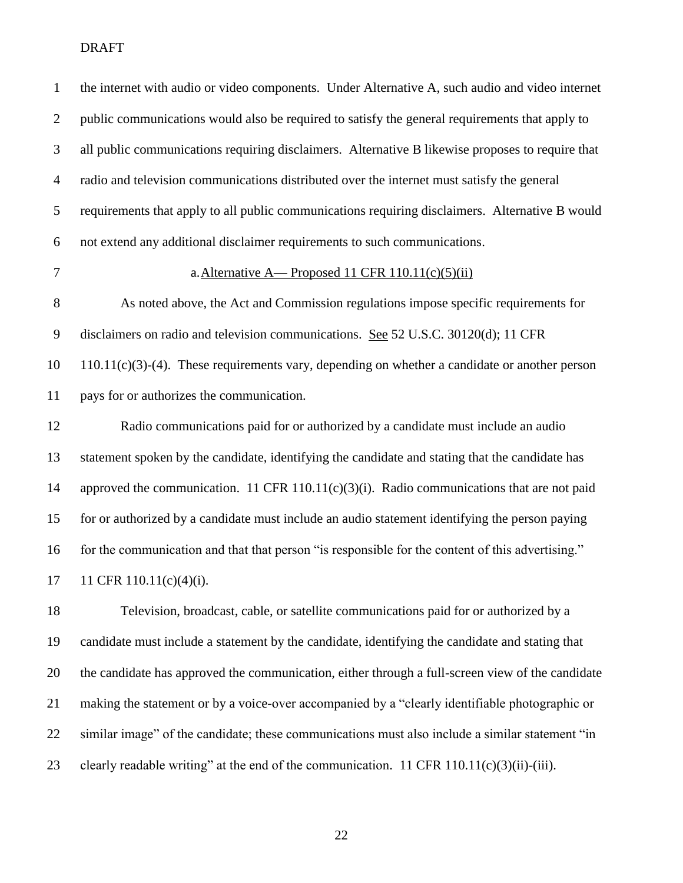the internet with audio or video components. Under Alternative A, such audio and video internet public communications would also be required to satisfy the general requirements that apply to all public communications requiring disclaimers. Alternative B likewise proposes to require that radio and television communications distributed over the internet must satisfy the general requirements that apply to all public communications requiring disclaimers. Alternative B would not extend any additional disclaimer requirements to such communications.

a. Alternative A— Proposed 11 CFR 110.11(c)(5)(ii)

As noted above, the Act and Commission regulations impose specific requirements for disclaimers on radio and television communications. See 52 U.S.C. 30120(d); 11 CFR 110.11(c)(3)-(4). These requirements vary, depending on whether a candidate or another person pays for or authorizes the communication.

Radio communications paid for or authorized by a candidate must include an audio statement spoken by the candidate, identifying the candidate and stating that the candidate has approved the communication. 11 CFR 110.11(c)(3)(i). Radio communications that are not paid for or authorized by a candidate must include an audio statement identifying the person paying for the communication and that that person "is responsible for the content of this advertising." 11 CFR 110.11(c)(4)(i).

Television, broadcast, cable, or satellite communications paid for or authorized by a candidate must include a statement by the candidate, identifying the candidate and stating that the candidate has approved the communication, either through a full-screen view of the candidate making the statement or by a voice-over accompanied by a "clearly identifiable photographic or similar image" of the candidate; these communications must also include a similar statement "in clearly readable writing" at the end of the communication. 11 CFR 110.11(c)(3)(ii)-(iii).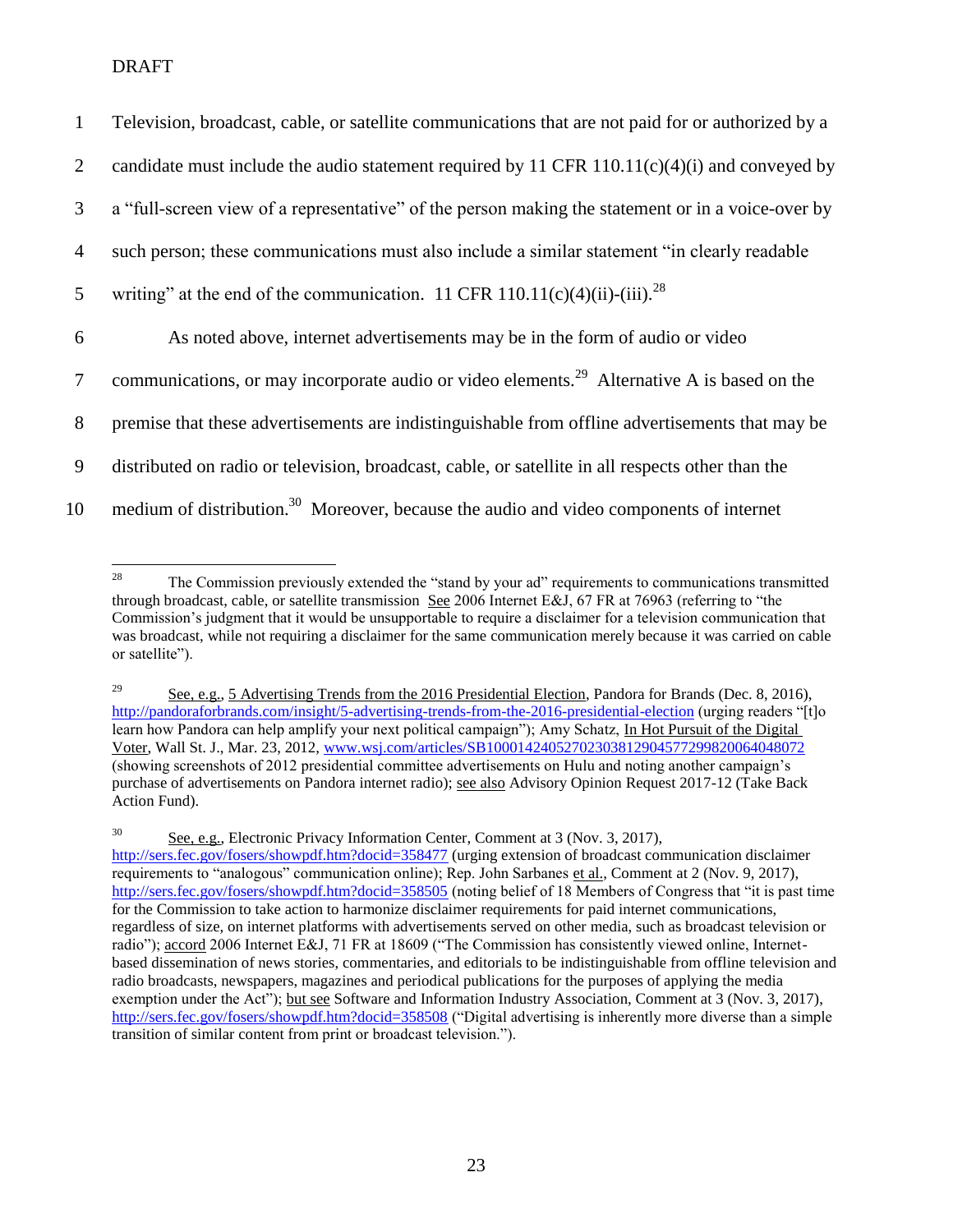DRAFT

Television, broadcast, cable, or satellite communications that are not paid for or authorized by a candidate must include the audio statement required by 11 CFR 110.11(c)(4)(i) and conveyed by a "full-screen view of a representative" of the person making the statement or in a voice-over by such person; these communications must also include a similar statement "in clearly readable writing" at the end of the communication. 11 CFR 110.11(c)(4)(ii)-(iii).[28]

As noted above, internet advertisements may be in the form of audio or video communications, or may incorporate audio or video elements.[29] Alternative A is based on the premise that these advertisements are indistinguishable from offline advertisements that may be distributed on radio or television, broadcast, cable, or satellite in all respects other than the medium of distribution.[30] Moreover, because the audio and video components of internet

---

[28] The Commission previously extended the "stand by your ad" requirements to communications transmitted through broadcast, cable, or satellite transmission See 2006 Internet E&J, 67 FR at 76963 (referring to "the Commission's judgment that it would be unsupportable to require a disclaimer for a television communication that was broadcast, while not requiring a disclaimer for the same communication merely because it was carried on cable or satellite").

[29] See, e.g., 5 Advertising Trends from the 2016 Presidential Election, Pandora for Brands (Dec. 8, 2016), http://pandoraforbrands.com/insight/5-advertising-trends-from-the-2016-presidential-election (urging readers "[t]o learn how Pandora can help amplify your next political campaign"); Amy Schatz, In Hot Pursuit of the Digital Voter, Wall St. J., Mar. 23, 2012, www.wsj.com/articles/SB10001424052702303812904577299820064048072 (showing screenshots of 2012 presidential committee advertisements on Hulu and noting another campaign's purchase of advertisements on Pandora internet radio); see also Advisory Opinion Request 2017-12 (Take Back Action Fund).

[30] See, e.g., Electronic Privacy Information Center, Comment at 3 (Nov. 3, 2017), http://sers.fec.gov/fosers/showpdf.htm?docid=358477 (urging extension of broadcast communication disclaimer requirements to "analogous" communication online); Rep. John Sarbanes et al., Comment at 2 (Nov. 9, 2017), http://sers.fec.gov/fosers/showpdf.htm?docid=358505 (noting belief of 18 Members of Congress that "it is past time for the Commission to take action to harmonize disclaimer requirements for paid internet communications, regardless of size, on internet platforms with advertisements served on other media, such as broadcast television or radio"); accord 2006 Internet E&J, 71 FR at 18609 ("The Commission has consistently viewed online, Internet-based dissemination of news stories, commentaries, and editorials to be indistinguishable from offline television and radio broadcasts, newspapers, magazines and periodical publications for the purposes of applying the media exemption under the Act"); but see Software and Information Industry Association, Comment at 3 (Nov. 3, 2017), http://sers.fec.gov/fosers/showpdf.htm?docid=358508 ("Digital advertising is inherently more diverse than a simple transition of similar content from print or broadcast television.").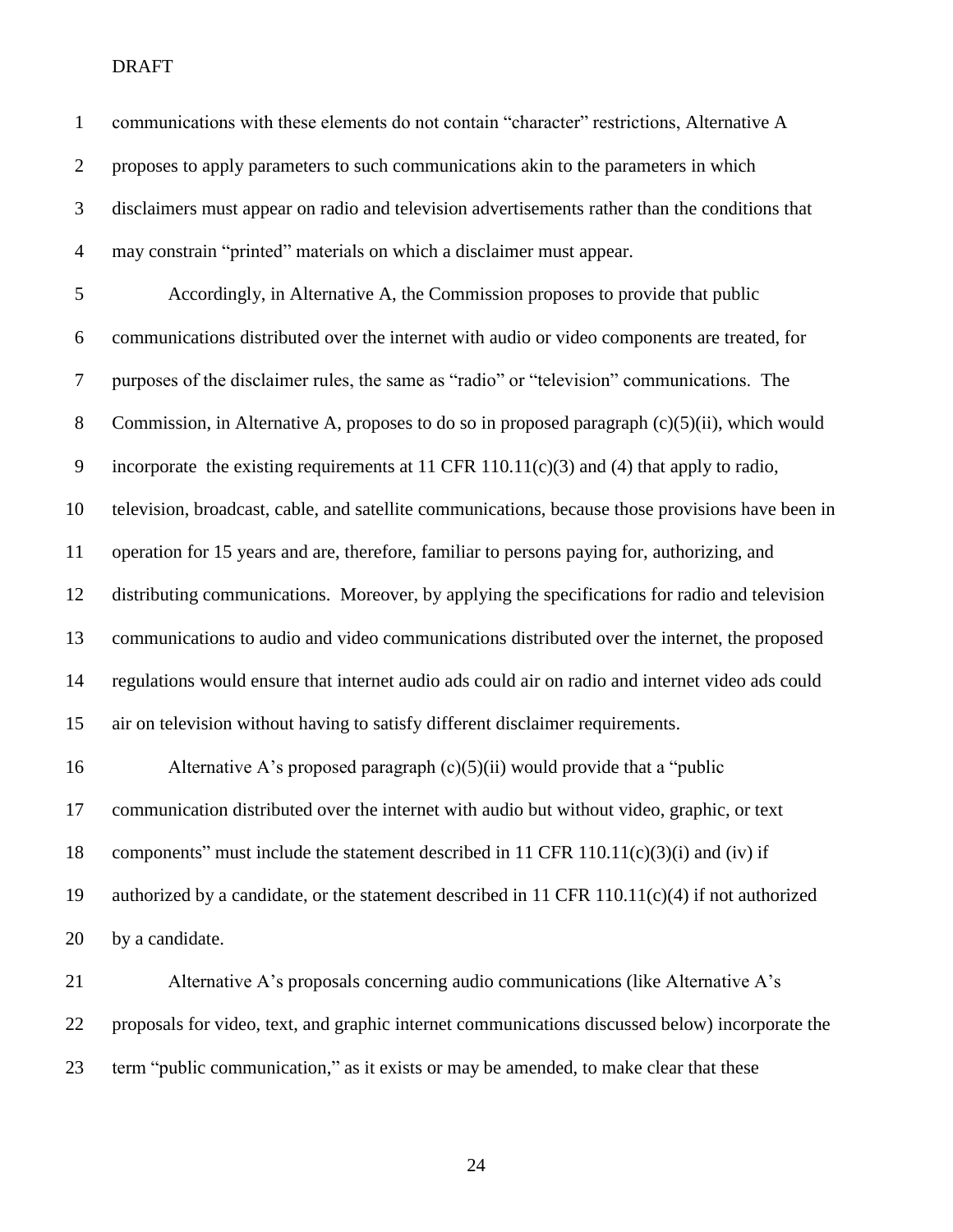communications with these elements do not contain "character" restrictions, Alternative A proposes to apply parameters to such communications akin to the parameters in which disclaimers must appear on radio and television advertisements rather than the conditions that may constrain "printed" materials on which a disclaimer must appear.

Accordingly, in Alternative A, the Commission proposes to provide that public communications distributed over the internet with audio or video components are treated, for purposes of the disclaimer rules, the same as "radio" or "television" communications. The Commission, in Alternative A, proposes to do so in proposed paragraph (c)(5)(ii), which would incorporate the existing requirements at 11 CFR 110.11(c)(3) and (4) that apply to radio, television, broadcast, cable, and satellite communications, because those provisions have been in operation for 15 years and are, therefore, familiar to persons paying for, authorizing, and distributing communications. Moreover, by applying the specifications for radio and television communications to audio and video communications distributed over the internet, the proposed regulations would ensure that internet audio ads could air on radio and internet video ads could air on television without having to satisfy different disclaimer requirements.

Alternative A's proposed paragraph (c)(5)(ii) would provide that a "public communication distributed over the internet with audio but without video, graphic, or text components" must include the statement described in 11 CFR 110.11(c)(3)(i) and (iv) if authorized by a candidate, or the statement described in 11 CFR 110.11(c)(4) if not authorized by a candidate.

Alternative A's proposals concerning audio communications (like Alternative A's proposals for video, text, and graphic internet communications discussed below) incorporate the term "public communication," as it exists or may be amended, to make clear that these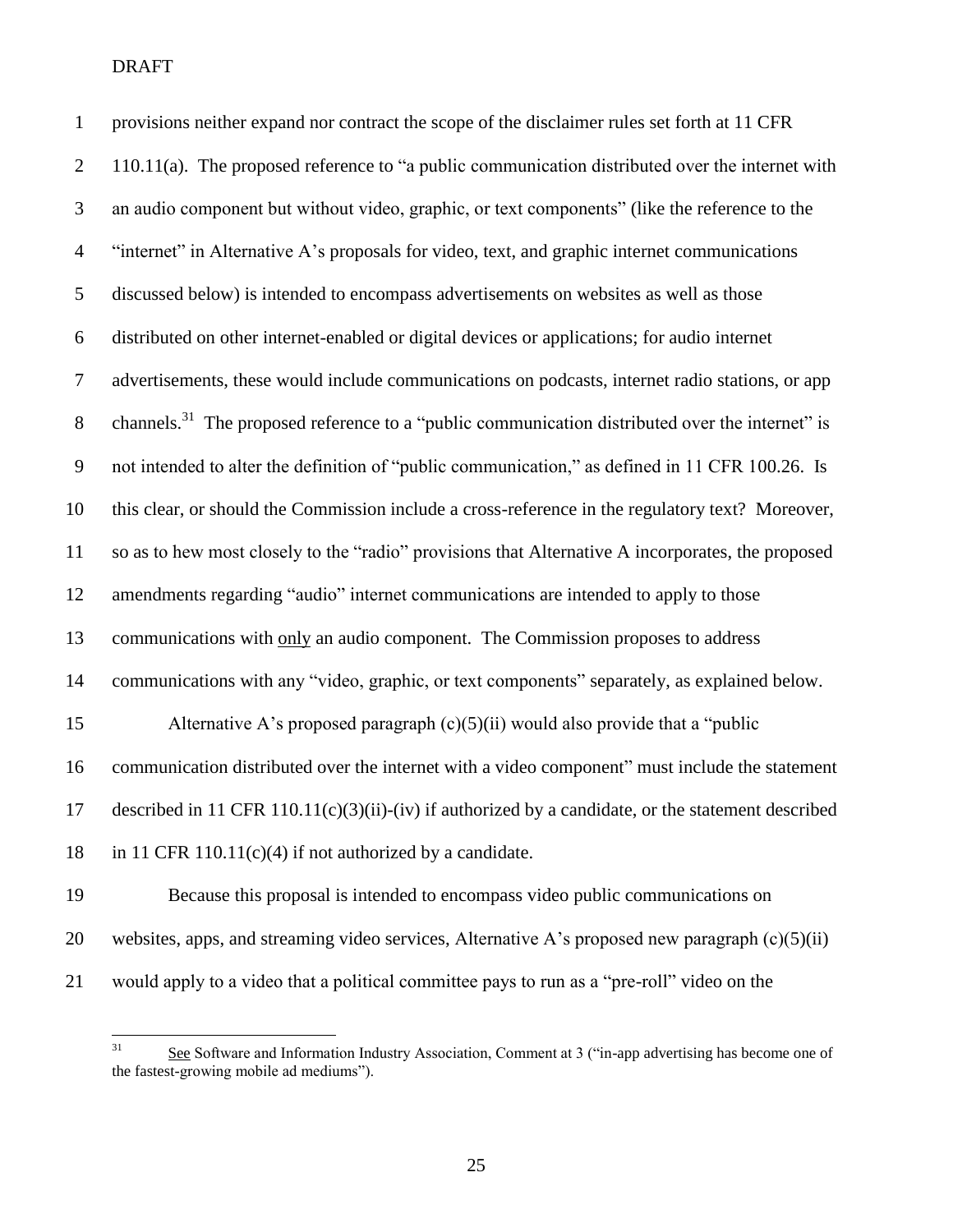provisions neither expand nor contract the scope of the disclaimer rules set forth at 11 CFR 110.11(a). The proposed reference to "a public communication distributed over the internet with an audio component but without video, graphic, or text components" (like the reference to the "internet" in Alternative A's proposals for video, text, and graphic internet communications discussed below) is intended to encompass advertisements on websites as well as those distributed on other internet-enabled or digital devices or applications; for audio internet advertisements, these would include communications on podcasts, internet radio stations, or app channels.[31] The proposed reference to a "public communication distributed over the internet" is not intended to alter the definition of "public communication," as defined in 11 CFR 100.26. Is this clear, or should the Commission include a cross-reference in the regulatory text? Moreover, so as to hew most closely to the "radio" provisions that Alternative A incorporates, the proposed amendments regarding "audio" internet communications are intended to apply to those communications with <u>only</u> an audio component. The Commission proposes to address communications with any "video, graphic, or text components" separately, as explained below.

Alternative A's proposed paragraph (c)(5)(ii) would also provide that a "public communication distributed over the internet with a video component" must include the statement described in 11 CFR 110.11(c)(3)(ii)-(iv) if authorized by a candidate, or the statement described in 11 CFR 110.11(c)(4) if not authorized by a candidate.

Because this proposal is intended to encompass video public communications on websites, apps, and streaming video services, Alternative A's proposed new paragraph (c)(5)(ii) would apply to a video that a political committee pays to run as a "pre-roll" video on the

---

[31] <u>See</u> Software and Information Industry Association, Comment at 3 ("in-app advertising has become one of the fastest-growing mobile ad mediums").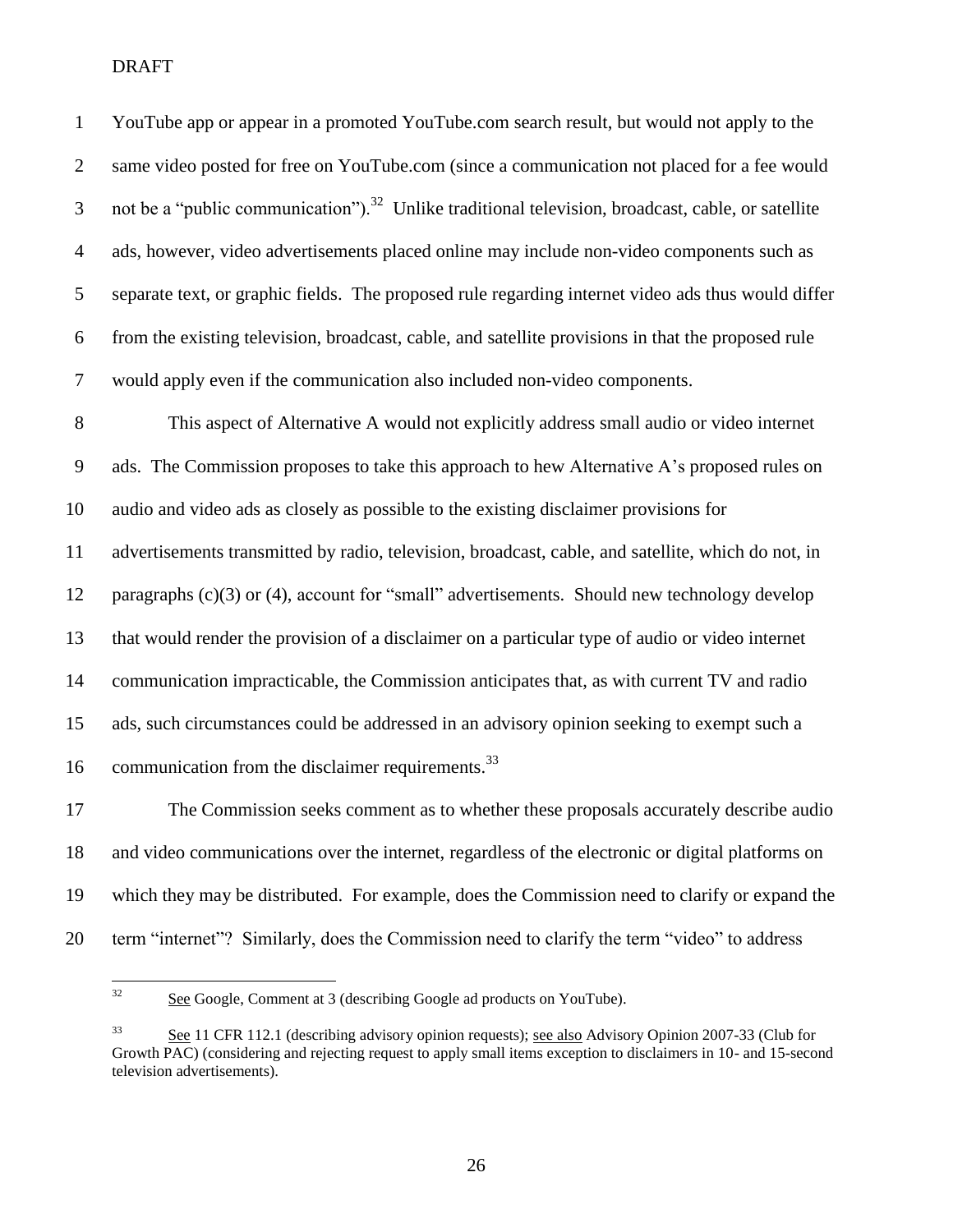YouTube app or appear in a promoted YouTube.com search result, but would not apply to the same video posted for free on YouTube.com (since a communication not placed for a fee would not be a "public communication").[32] Unlike traditional television, broadcast, cable, or satellite ads, however, video advertisements placed online may include non-video components such as separate text, or graphic fields. The proposed rule regarding internet video ads thus would differ from the existing television, broadcast, cable, and satellite provisions in that the proposed rule would apply even if the communication also included non-video components.

This aspect of Alternative A would not explicitly address small audio or video internet ads. The Commission proposes to take this approach to hew Alternative A's proposed rules on audio and video ads as closely as possible to the existing disclaimer provisions for advertisements transmitted by radio, television, broadcast, cable, and satellite, which do not, in paragraphs (c)(3) or (4), account for "small" advertisements. Should new technology develop that would render the provision of a disclaimer on a particular type of audio or video internet communication impracticable, the Commission anticipates that, as with current TV and radio ads, such circumstances could be addressed in an advisory opinion seeking to exempt such a communication from the disclaimer requirements.[33]

The Commission seeks comment as to whether these proposals accurately describe audio and video communications over the internet, regardless of the electronic or digital platforms on which they may be distributed. For example, does the Commission need to clarify or expand the term "internet"? Similarly, does the Commission need to clarify the term "video" to address

---

[32] See Google, Comment at 3 (describing Google ad products on YouTube).

[33] See 11 CFR 112.1 (describing advisory opinion requests); see also Advisory Opinion 2007-33 (Club for Growth PAC) (considering and rejecting request to apply small items exception to disclaimers in 10- and 15-second television advertisements).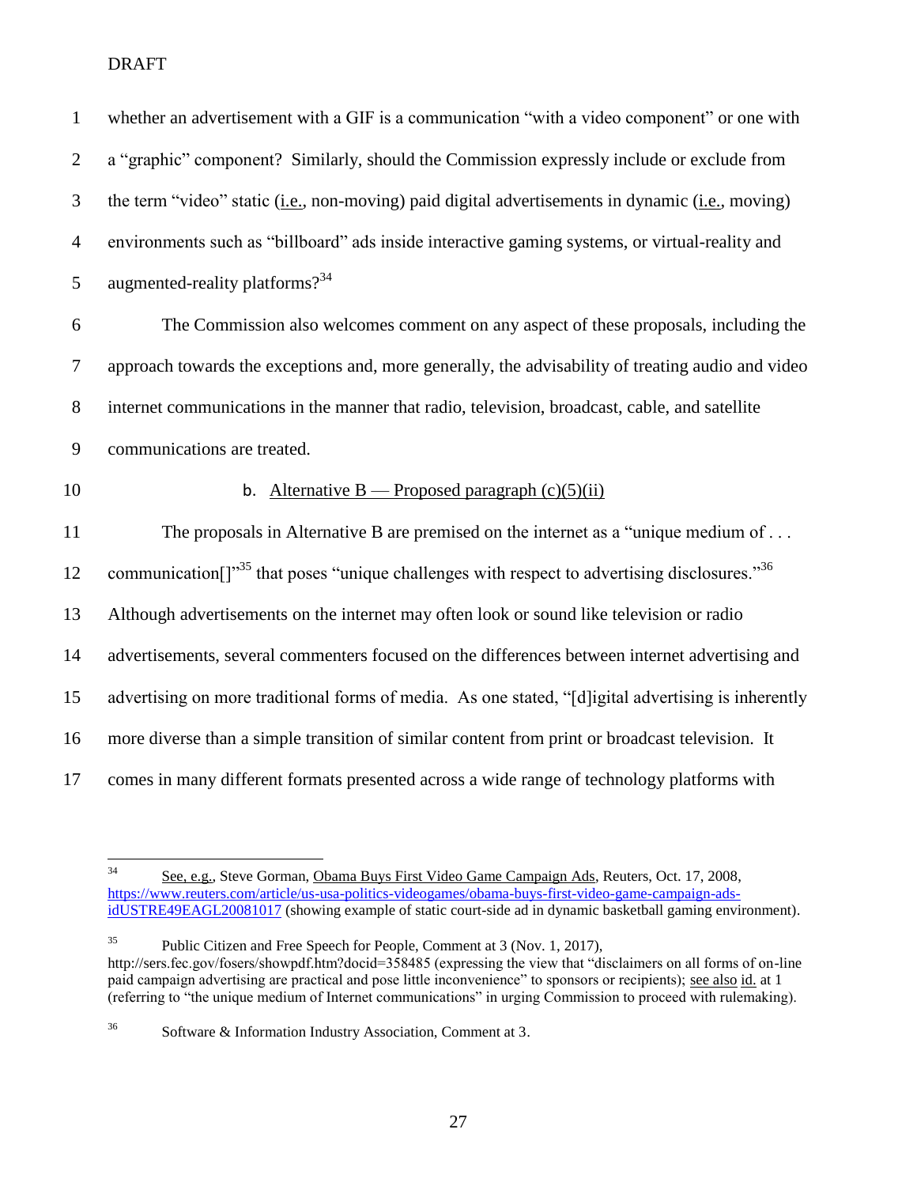whether an advertisement with a GIF is a communication "with a video component" or one with a "graphic" component? Similarly, should the Commission expressly include or exclude from the term "video" static (i.e., non-moving) paid digital advertisements in dynamic (i.e., moving) environments such as "billboard" ads inside interactive gaming systems, or virtual-reality and augmented-reality platforms?[34]

The Commission also welcomes comment on any aspect of these proposals, including the approach towards the exceptions and, more generally, the advisability of treating audio and video internet communications in the manner that radio, television, broadcast, cable, and satellite communications are treated.

b. Alternative B — Proposed paragraph (c)(5)(ii)

The proposals in Alternative B are premised on the internet as a "unique medium of . . . communication[]"[35] that poses "unique challenges with respect to advertising disclosures."[36] Although advertisements on the internet may often look or sound like television or radio advertisements, several commenters focused on the differences between internet advertising and advertising on more traditional forms of media. As one stated, "[d]igital advertising is inherently more diverse than a simple transition of similar content from print or broadcast television. It comes in many different formats presented across a wide range of technology platforms with

---

[34] See, e.g., Steve Gorman, Obama Buys First Video Game Campaign Ads, Reuters, Oct. 17, 2008, https://www.reuters.com/article/us-usa-politics-videogames/obama-buys-first-video-game-campaign-ads-idUSTRE49EAGL20081017 (showing example of static court-side ad in dynamic basketball gaming environment).

[35] Public Citizen and Free Speech for People, Comment at 3 (Nov. 1, 2017), http://sers.fec.gov/fosers/showpdf.htm?docid=358485 (expressing the view that "disclaimers on all forms of on-line paid campaign advertising are practical and pose little inconvenience" to sponsors or recipients); see also id. at 1 (referring to "the unique medium of Internet communications" in urging Commission to proceed with rulemaking).

[36] Software & Information Industry Association, Comment at 3.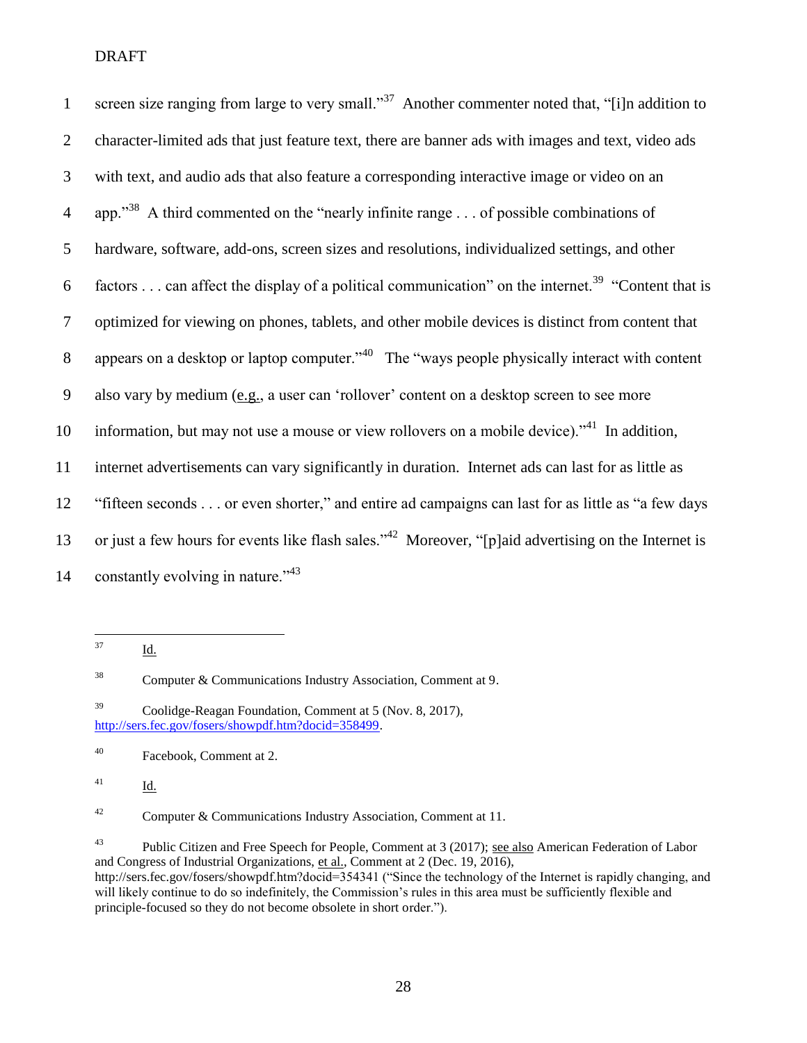screen size ranging from large to very small."[37] Another commenter noted that, "[i]n addition to character-limited ads that just feature text, there are banner ads with images and text, video ads with text, and audio ads that also feature a corresponding interactive image or video on an app."[38] A third commented on the "nearly infinite range . . . of possible combinations of hardware, software, add-ons, screen sizes and resolutions, individualized settings, and other factors . . . can affect the display of a political communication" on the internet.[39] "Content that is optimized for viewing on phones, tablets, and other mobile devices is distinct from content that appears on a desktop or laptop computer."[40] The "ways people physically interact with content also vary by medium (e.g., a user can 'rollover' content on a desktop screen to see more information, but may not use a mouse or view rollovers on a mobile device)."[41] In addition, internet advertisements can vary significantly in duration. Internet ads can last for as little as "fifteen seconds . . . or even shorter," and entire ad campaigns can last for as little as "a few days or just a few hours for events like flash sales."[42] Moreover, "[p]aid advertising on the Internet is constantly evolving in nature."[43]

---

[37] Id.

[38] Computer & Communications Industry Association, Comment at 9.

[39] Coolidge-Reagan Foundation, Comment at 5 (Nov. 8, 2017), http://sers.fec.gov/fosers/showpdf.htm?docid=358499.

[40] Facebook, Comment at 2.

[41] Id.

[42] Computer & Communications Industry Association, Comment at 11.

[43] Public Citizen and Free Speech for People, Comment at 3 (2017); see also American Federation of Labor and Congress of Industrial Organizations, et al., Comment at 2 (Dec. 19, 2016), http://sers.fec.gov/fosers/showpdf.htm?docid=354341 ("Since the technology of the Internet is rapidly changing, and will likely continue to do so indefinitely, the Commission's rules in this area must be sufficiently flexible and principle-focused so they do not become obsolete in short order.").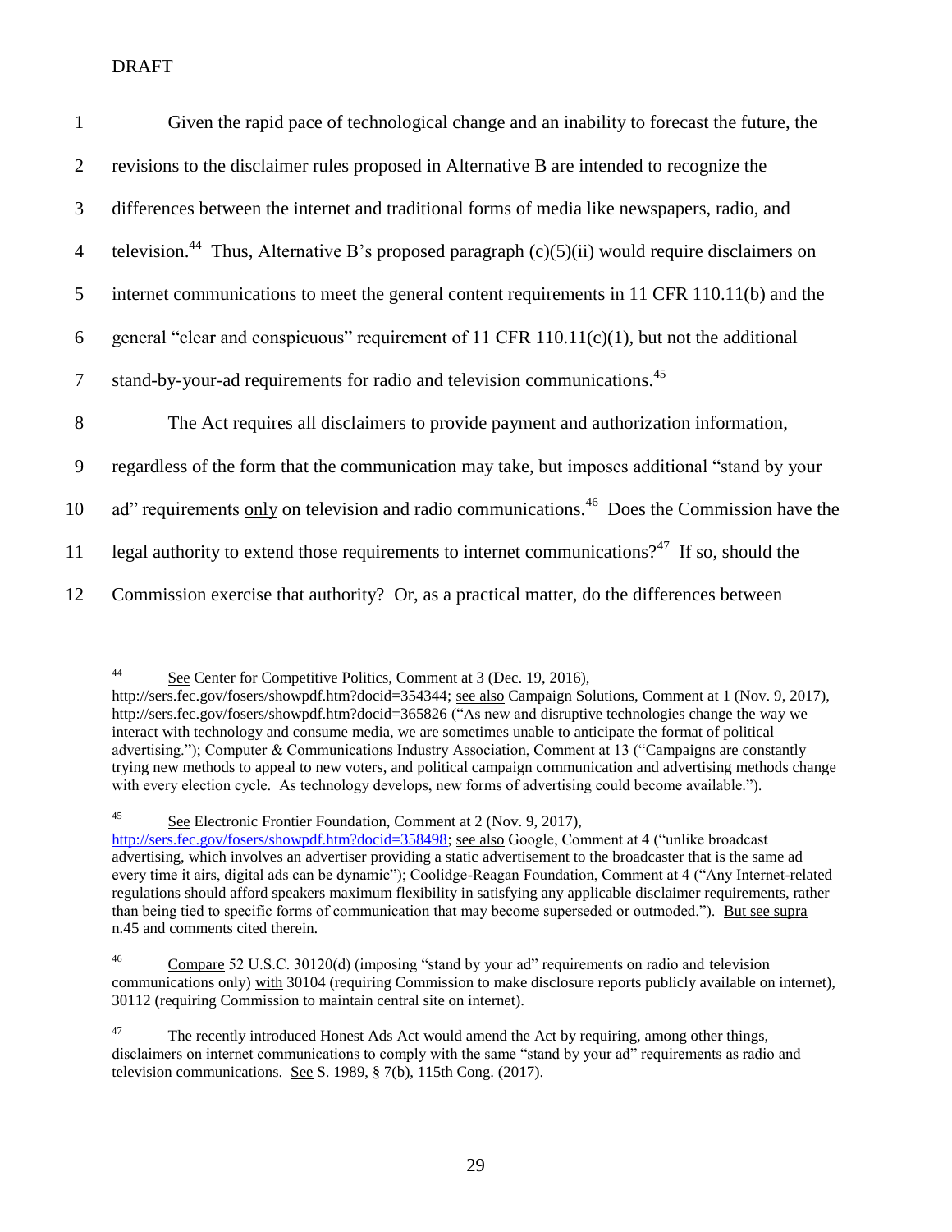DRAFT

Given the rapid pace of technological change and an inability to forecast the future, the revisions to the disclaimer rules proposed in Alternative B are intended to recognize the differences between the internet and traditional forms of media like newspapers, radio, and television.[44] Thus, Alternative B's proposed paragraph (c)(5)(ii) would require disclaimers on internet communications to meet the general content requirements in 11 CFR 110.11(b) and the general "clear and conspicuous" requirement of 11 CFR 110.11(c)(1), but not the additional stand-by-your-ad requirements for radio and television communications.[45]

The Act requires all disclaimers to provide payment and authorization information, regardless of the form that the communication may take, but imposes additional "stand by your ad" requirements only on television and radio communications.[46] Does the Commission have the legal authority to extend those requirements to internet communications?[47] If so, should the Commission exercise that authority? Or, as a practical matter, do the differences between

---

[44] See Center for Competitive Politics, Comment at 3 (Dec. 19, 2016), http://sers.fec.gov/fosers/showpdf.htm?docid=354344; see also Campaign Solutions, Comment at 1 (Nov. 9, 2017), http://sers.fec.gov/fosers/showpdf.htm?docid=365826 ("As new and disruptive technologies change the way we interact with technology and consume media, we are sometimes unable to anticipate the format of political advertising."); Computer & Communications Industry Association, Comment at 13 ("Campaigns are constantly trying new methods to appeal to new voters, and political campaign communication and advertising methods change with every election cycle. As technology develops, new forms of advertising could become available.").

[45] See Electronic Frontier Foundation, Comment at 2 (Nov. 9, 2017), http://sers.fec.gov/fosers/showpdf.htm?docid=358498; see also Google, Comment at 4 ("unlike broadcast advertising, which involves an advertiser providing a static advertisement to the broadcaster that is the same ad every time it airs, digital ads can be dynamic"); Coolidge-Reagan Foundation, Comment at 4 ("Any Internet-related regulations should afford speakers maximum flexibility in satisfying any applicable disclaimer requirements, rather than being tied to specific forms of communication that may become superseded or outmoded."). But see supra n.45 and comments cited therein.

[46] Compare 52 U.S.C. 30120(d) (imposing "stand by your ad" requirements on radio and television communications only) with 30104 (requiring Commission to make disclosure reports publicly available on internet), 30112 (requiring Commission to maintain central site on internet).

[47] The recently introduced Honest Ads Act would amend the Act by requiring, among other things, disclaimers on internet communications to comply with the same "stand by your ad" requirements as radio and television communications. See S. 1989, § 7(b), 115th Cong. (2017).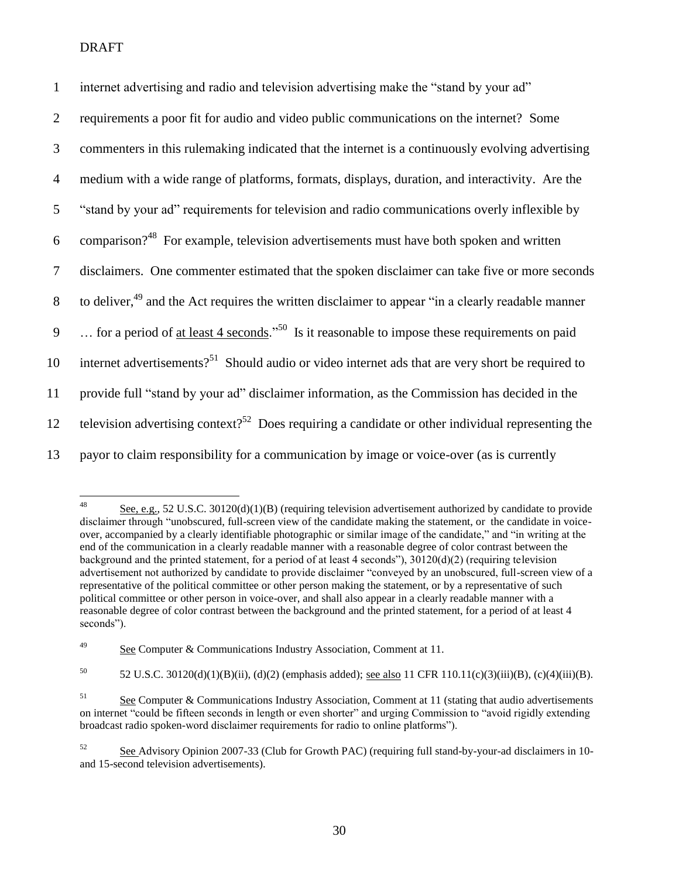internet advertising and radio and television advertising make the "stand by your ad" requirements a poor fit for audio and video public communications on the internet? Some commenters in this rulemaking indicated that the internet is a continuously evolving advertising medium with a wide range of platforms, formats, displays, duration, and interactivity. Are the "stand by your ad" requirements for television and radio communications overly inflexible by comparison?[48] For example, television advertisements must have both spoken and written disclaimers. One commenter estimated that the spoken disclaimer can take five or more seconds to deliver,[49] and the Act requires the written disclaimer to appear "in a clearly readable manner … for a period of at least 4 seconds."[50] Is it reasonable to impose these requirements on paid internet advertisements?[51] Should audio or video internet ads that are very short be required to provide full "stand by your ad" disclaimer information, as the Commission has decided in the television advertising context?[52] Does requiring a candidate or other individual representing the payor to claim responsibility for a communication by image or voice-over (as is currently

---

[48] See, e.g., 52 U.S.C. 30120(d)(1)(B) (requiring television advertisement authorized by candidate to provide disclaimer through "unobscured, full-screen view of the candidate making the statement, or the candidate in voice-over, accompanied by a clearly identifiable photographic or similar image of the candidate," and "in writing at the end of the communication in a clearly readable manner with a reasonable degree of color contrast between the background and the printed statement, for a period of at least 4 seconds"), 30120(d)(2) (requiring television advertisement not authorized by candidate to provide disclaimer "conveyed by an unobscured, full-screen view of a representative of the political committee or other person making the statement, or by a representative of such political committee or other person in voice-over, and shall also appear in a clearly readable manner with a reasonable degree of color contrast between the background and the printed statement, for a period of at least 4 seconds").

[49] See Computer & Communications Industry Association, Comment at 11.

[50] 52 U.S.C. 30120(d)(1)(B)(ii), (d)(2) (emphasis added); see also 11 CFR 110.11(c)(3)(iii)(B), (c)(4)(iii)(B).

[51] See Computer & Communications Industry Association, Comment at 11 (stating that audio advertisements on internet "could be fifteen seconds in length or even shorter" and urging Commission to "avoid rigidly extending broadcast radio spoken-word disclaimer requirements for radio to online platforms").

[52] See Advisory Opinion 2007-33 (Club for Growth PAC) (requiring full stand-by-your-ad disclaimers in 10- and 15-second television advertisements).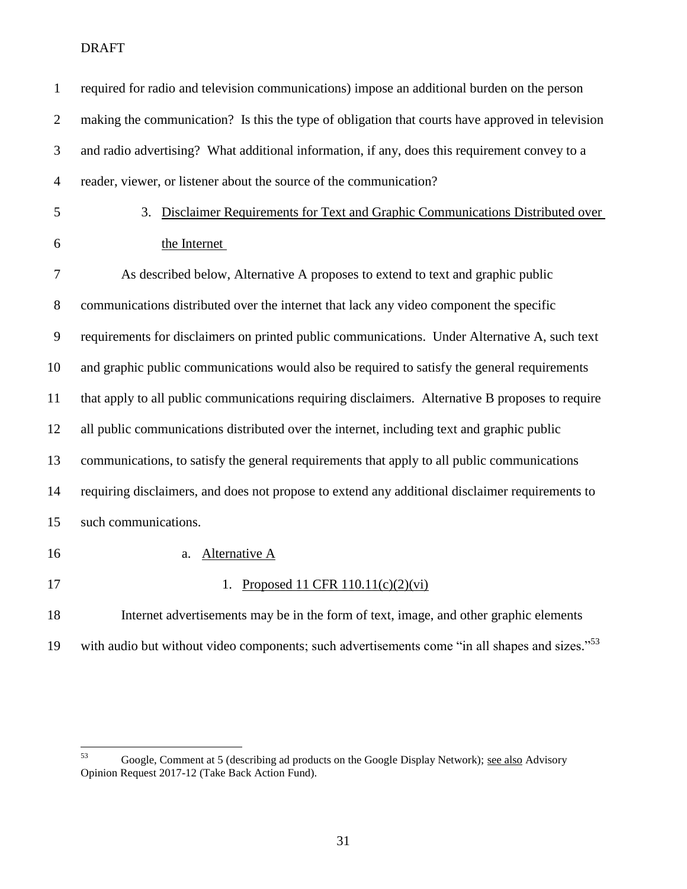required for radio and television communications) impose an additional burden on the person making the communication? Is this the type of obligation that courts have approved in television and radio advertising? What additional information, if any, does this requirement convey to a reader, viewer, or listener about the source of the communication?

### 3. Disclaimer Requirements for Text and Graphic Communications Distributed over the Internet

As described below, Alternative A proposes to extend to text and graphic public communications distributed over the internet that lack any video component the specific requirements for disclaimers on printed public communications. Under Alternative A, such text and graphic public communications would also be required to satisfy the general requirements that apply to all public communications requiring disclaimers. Alternative B proposes to require all public communications distributed over the internet, including text and graphic public communications, to satisfy the general requirements that apply to all public communications requiring disclaimers, and does not propose to extend any additional disclaimer requirements to such communications.

#### a. Alternative A

##### 1. Proposed 11 CFR 110.11(c)(2)(vi)

Internet advertisements may be in the form of text, image, and other graphic elements with audio but without video components; such advertisements come "in all shapes and sizes."[53]

---

[53] Google, Comment at 5 (describing ad products on the Google Display Network); see also Advisory Opinion Request 2017-12 (Take Back Action Fund).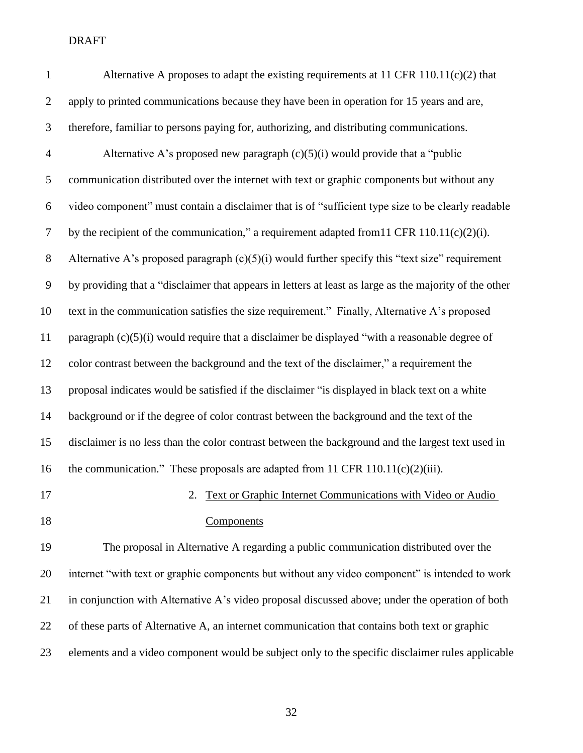DRAFT

Alternative A proposes to adapt the existing requirements at 11 CFR 110.11(c)(2) that apply to printed communications because they have been in operation for 15 years and are, therefore, familiar to persons paying for, authorizing, and distributing communications.

Alternative A's proposed new paragraph (c)(5)(i) would provide that a "public communication distributed over the internet with text or graphic components but without any video component" must contain a disclaimer that is of "sufficient type size to be clearly readable by the recipient of the communication," a requirement adapted from11 CFR 110.11(c)(2)(i). Alternative A's proposed paragraph (c)(5)(i) would further specify this "text size" requirement by providing that a "disclaimer that appears in letters at least as large as the majority of the other text in the communication satisfies the size requirement." Finally, Alternative A's proposed paragraph (c)(5)(i) would require that a disclaimer be displayed "with a reasonable degree of color contrast between the background and the text of the disclaimer," a requirement the proposal indicates would be satisfied if the disclaimer "is displayed in black text on a white background or if the degree of color contrast between the background and the text of the disclaimer is no less than the color contrast between the background and the largest text used in the communication." These proposals are adapted from 11 CFR 110.11(c)(2)(iii).

### 2. Text or Graphic Internet Communications with Video or Audio Components

The proposal in Alternative A regarding a public communication distributed over the internet "with text or graphic components but without any video component" is intended to work in conjunction with Alternative A's video proposal discussed above; under the operation of both of these parts of Alternative A, an internet communication that contains both text or graphic elements and a video component would be subject only to the specific disclaimer rules applicable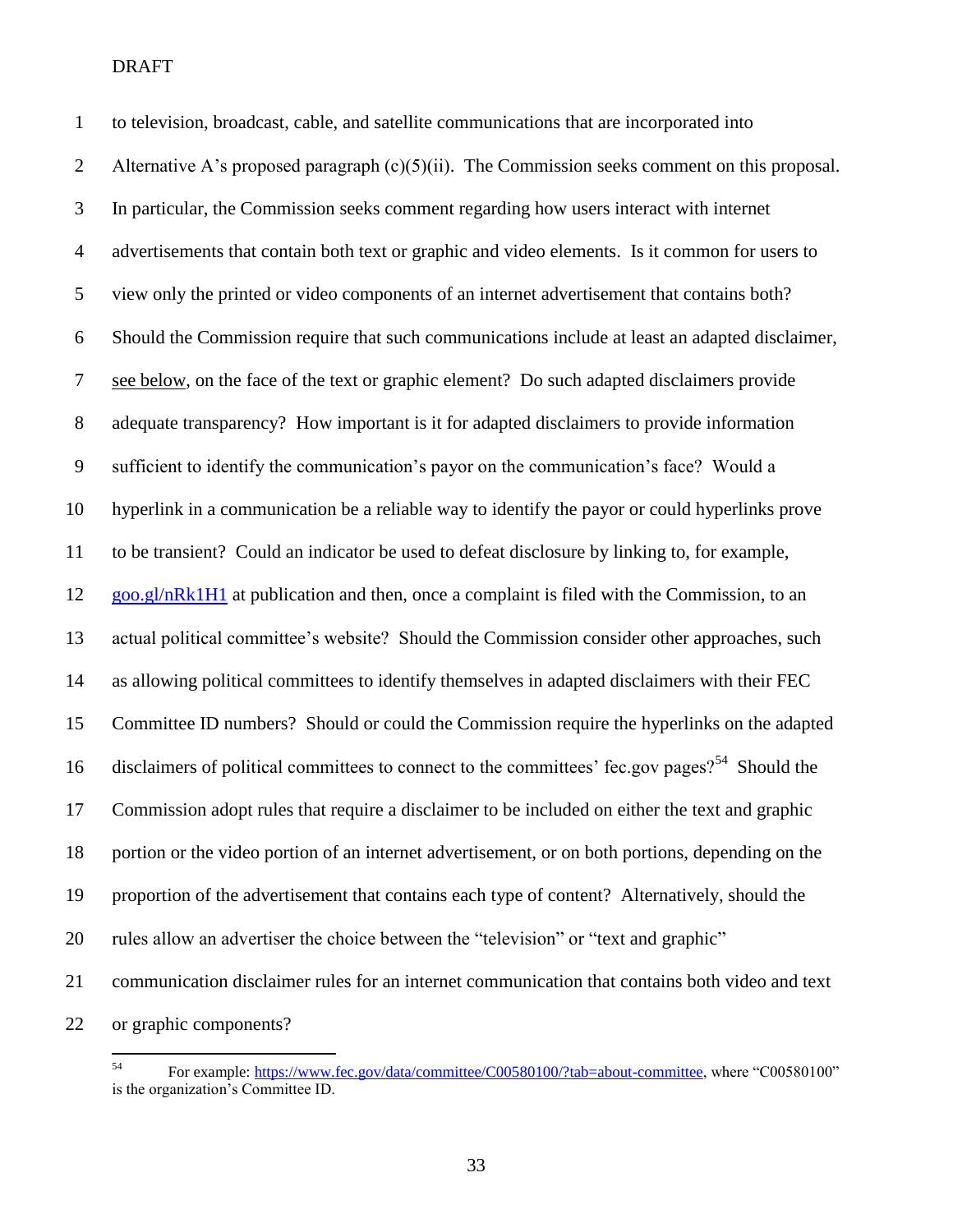to television, broadcast, cable, and satellite communications that are incorporated into Alternative A's proposed paragraph (c)(5)(ii). The Commission seeks comment on this proposal. In particular, the Commission seeks comment regarding how users interact with internet advertisements that contain both text or graphic and video elements. Is it common for users to view only the printed or video components of an internet advertisement that contains both? Should the Commission require that such communications include at least an adapted disclaimer, see below, on the face of the text or graphic element? Do such adapted disclaimers provide adequate transparency? How important is it for adapted disclaimers to provide information sufficient to identify the communication's payor on the communication's face? Would a hyperlink in a communication be a reliable way to identify the payor or could hyperlinks prove to be transient? Could an indicator be used to defeat disclosure by linking to, for example, goo.gl/nRk1H1 at publication and then, once a complaint is filed with the Commission, to an actual political committee's website? Should the Commission consider other approaches, such as allowing political committees to identify themselves in adapted disclaimers with their FEC Committee ID numbers? Should or could the Commission require the hyperlinks on the adapted disclaimers of political committees to connect to the committees' fec.gov pages?[54] Should the Commission adopt rules that require a disclaimer to be included on either the text and graphic portion or the video portion of an internet advertisement, or on both portions, depending on the proportion of the advertisement that contains each type of content? Alternatively, should the rules allow an advertiser the choice between the "television" or "text and graphic" communication disclaimer rules for an internet communication that contains both video and text or graphic components?

---

[54] For example: https://www.fec.gov/data/committee/C00580100/?tab=about-committee, where "C00580100" is the organization's Committee ID.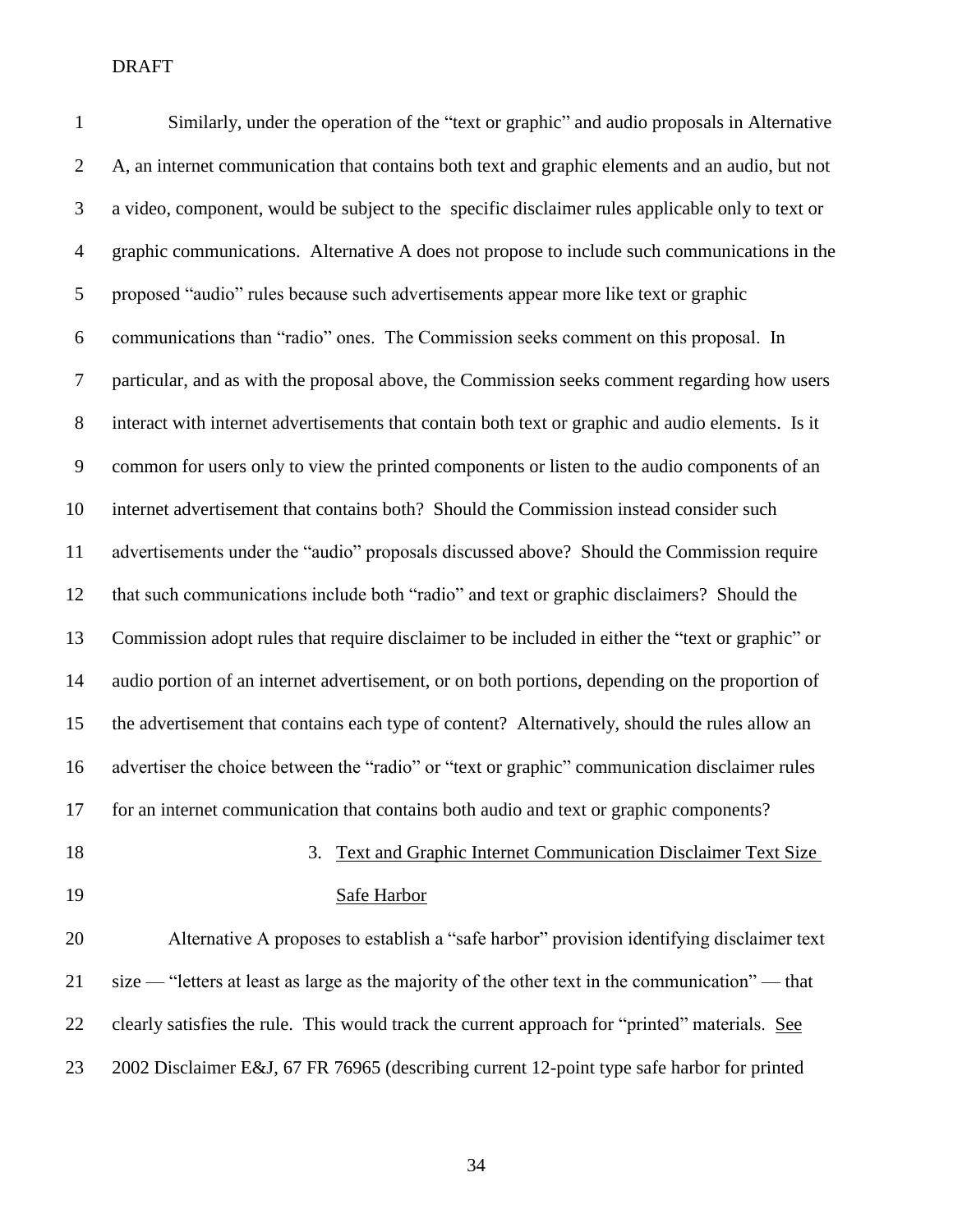DRAFT

Similarly, under the operation of the "text or graphic" and audio proposals in Alternative A, an internet communication that contains both text and graphic elements and an audio, but not a video, component, would be subject to the specific disclaimer rules applicable only to text or graphic communications. Alternative A does not propose to include such communications in the proposed "audio" rules because such advertisements appear more like text or graphic communications than "radio" ones. The Commission seeks comment on this proposal. In particular, and as with the proposal above, the Commission seeks comment regarding how users interact with internet advertisements that contain both text or graphic and audio elements. Is it common for users only to view the printed components or listen to the audio components of an internet advertisement that contains both? Should the Commission instead consider such advertisements under the "audio" proposals discussed above? Should the Commission require that such communications include both "radio" and text or graphic disclaimers? Should the Commission adopt rules that require disclaimer to be included in either the "text or graphic" or audio portion of an internet advertisement, or on both portions, depending on the proportion of the advertisement that contains each type of content? Alternatively, should the rules allow an advertiser the choice between the "radio" or "text or graphic" communication disclaimer rules for an internet communication that contains both audio and text or graphic components?

### 3. Text and Graphic Internet Communication Disclaimer Text Size Safe Harbor

Alternative A proposes to establish a "safe harbor" provision identifying disclaimer text size — "letters at least as large as the majority of the other text in the communication" — that clearly satisfies the rule. This would track the current approach for "printed" materials. See 2002 Disclaimer E&J, 67 FR 76965 (describing current 12-point type safe harbor for printed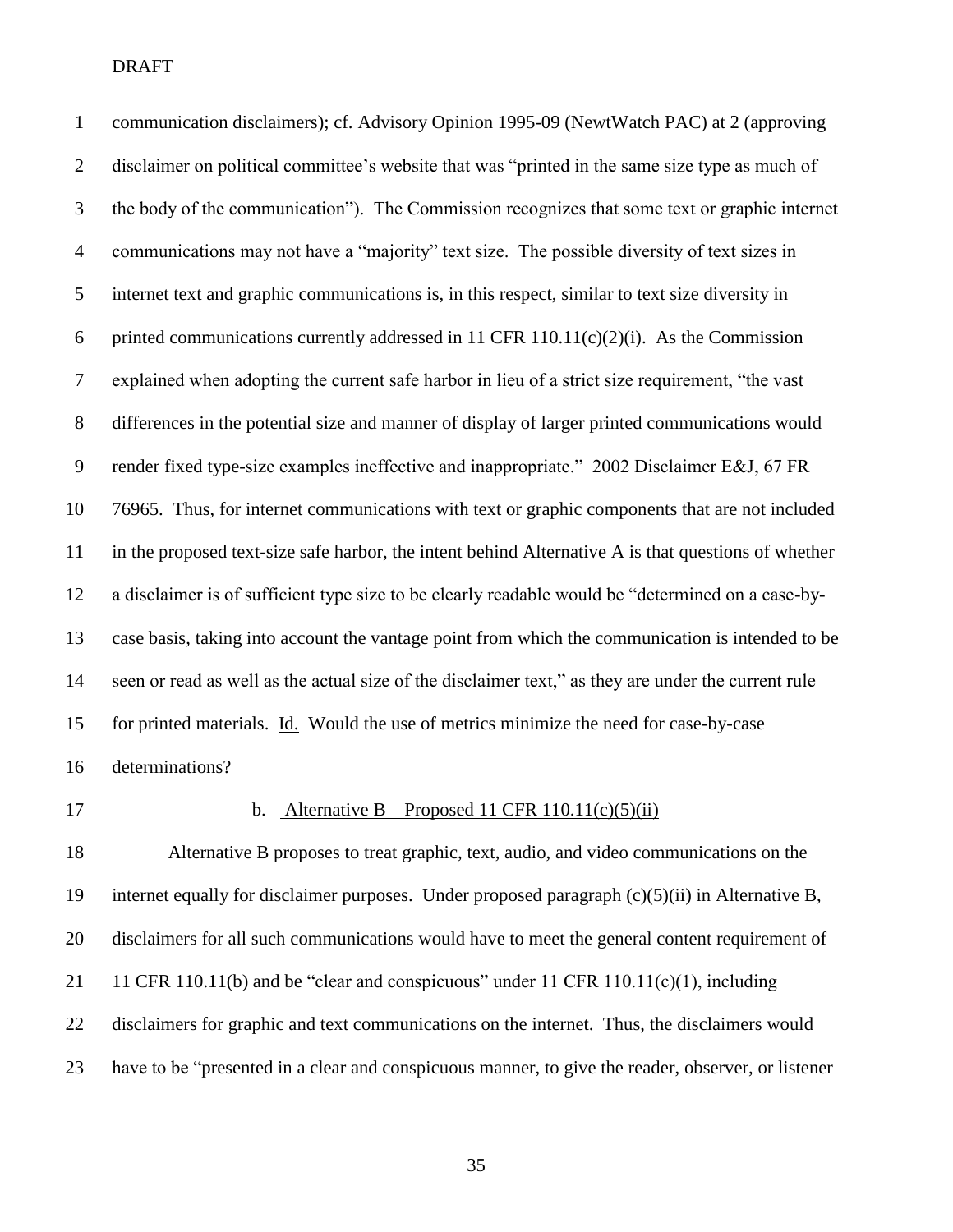communication disclaimers); cf. Advisory Opinion 1995-09 (NewtWatch PAC) at 2 (approving disclaimer on political committee's website that was "printed in the same size type as much of the body of the communication"). The Commission recognizes that some text or graphic internet communications may not have a "majority" text size. The possible diversity of text sizes in internet text and graphic communications is, in this respect, similar to text size diversity in printed communications currently addressed in 11 CFR 110.11(c)(2)(i). As the Commission explained when adopting the current safe harbor in lieu of a strict size requirement, "the vast differences in the potential size and manner of display of larger printed communications would render fixed type-size examples ineffective and inappropriate." 2002 Disclaimer E&J, 67 FR 76965. Thus, for internet communications with text or graphic components that are not included in the proposed text-size safe harbor, the intent behind Alternative A is that questions of whether a disclaimer is of sufficient type size to be clearly readable would be "determined on a case-by-case basis, taking into account the vantage point from which the communication is intended to be seen or read as well as the actual size of the disclaimer text," as they are under the current rule for printed materials. Id. Would the use of metrics minimize the need for case-by-case determinations?

b. Alternative B – Proposed 11 CFR 110.11(c)(5)(ii)

Alternative B proposes to treat graphic, text, audio, and video communications on the internet equally for disclaimer purposes. Under proposed paragraph (c)(5)(ii) in Alternative B, disclaimers for all such communications would have to meet the general content requirement of 11 CFR 110.11(b) and be "clear and conspicuous" under 11 CFR 110.11(c)(1), including disclaimers for graphic and text communications on the internet. Thus, the disclaimers would have to be "presented in a clear and conspicuous manner, to give the reader, observer, or listener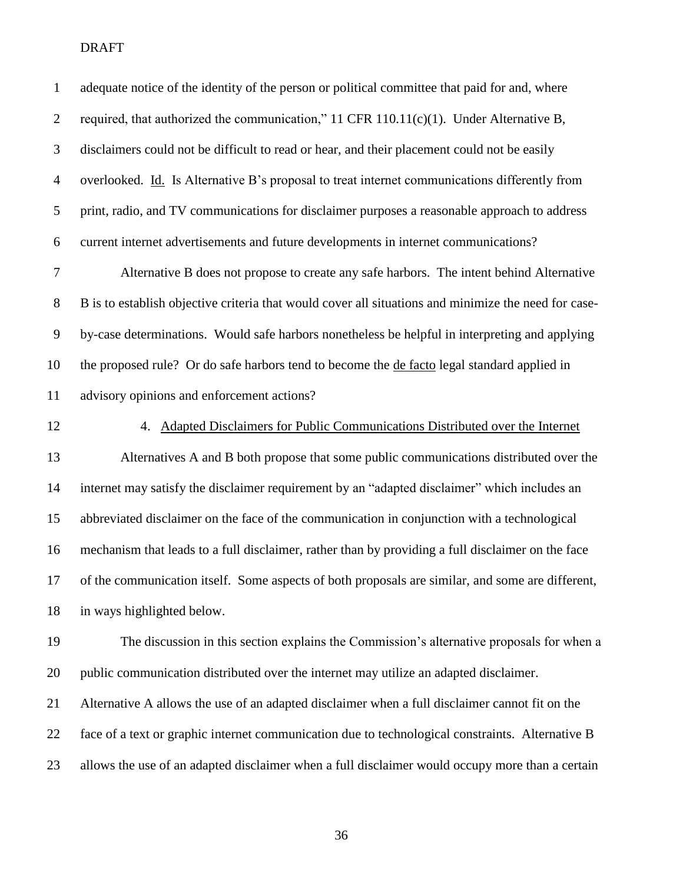adequate notice of the identity of the person or political committee that paid for and, where required, that authorized the communication," 11 CFR 110.11(c)(1). Under Alternative B, disclaimers could not be difficult to read or hear, and their placement could not be easily overlooked. Id. Is Alternative B's proposal to treat internet communications differently from print, radio, and TV communications for disclaimer purposes a reasonable approach to address current internet advertisements and future developments in internet communications?

Alternative B does not propose to create any safe harbors. The intent behind Alternative B is to establish objective criteria that would cover all situations and minimize the need for case-by-case determinations. Would safe harbors nonetheless be helpful in interpreting and applying the proposed rule? Or do safe harbors tend to become the de facto legal standard applied in advisory opinions and enforcement actions?

4. Adapted Disclaimers for Public Communications Distributed over the Internet

Alternatives A and B both propose that some public communications distributed over the internet may satisfy the disclaimer requirement by an "adapted disclaimer" which includes an abbreviated disclaimer on the face of the communication in conjunction with a technological mechanism that leads to a full disclaimer, rather than by providing a full disclaimer on the face of the communication itself. Some aspects of both proposals are similar, and some are different, in ways highlighted below.

The discussion in this section explains the Commission's alternative proposals for when a public communication distributed over the internet may utilize an adapted disclaimer. Alternative A allows the use of an adapted disclaimer when a full disclaimer cannot fit on the face of a text or graphic internet communication due to technological constraints. Alternative B allows the use of an adapted disclaimer when a full disclaimer would occupy more than a certain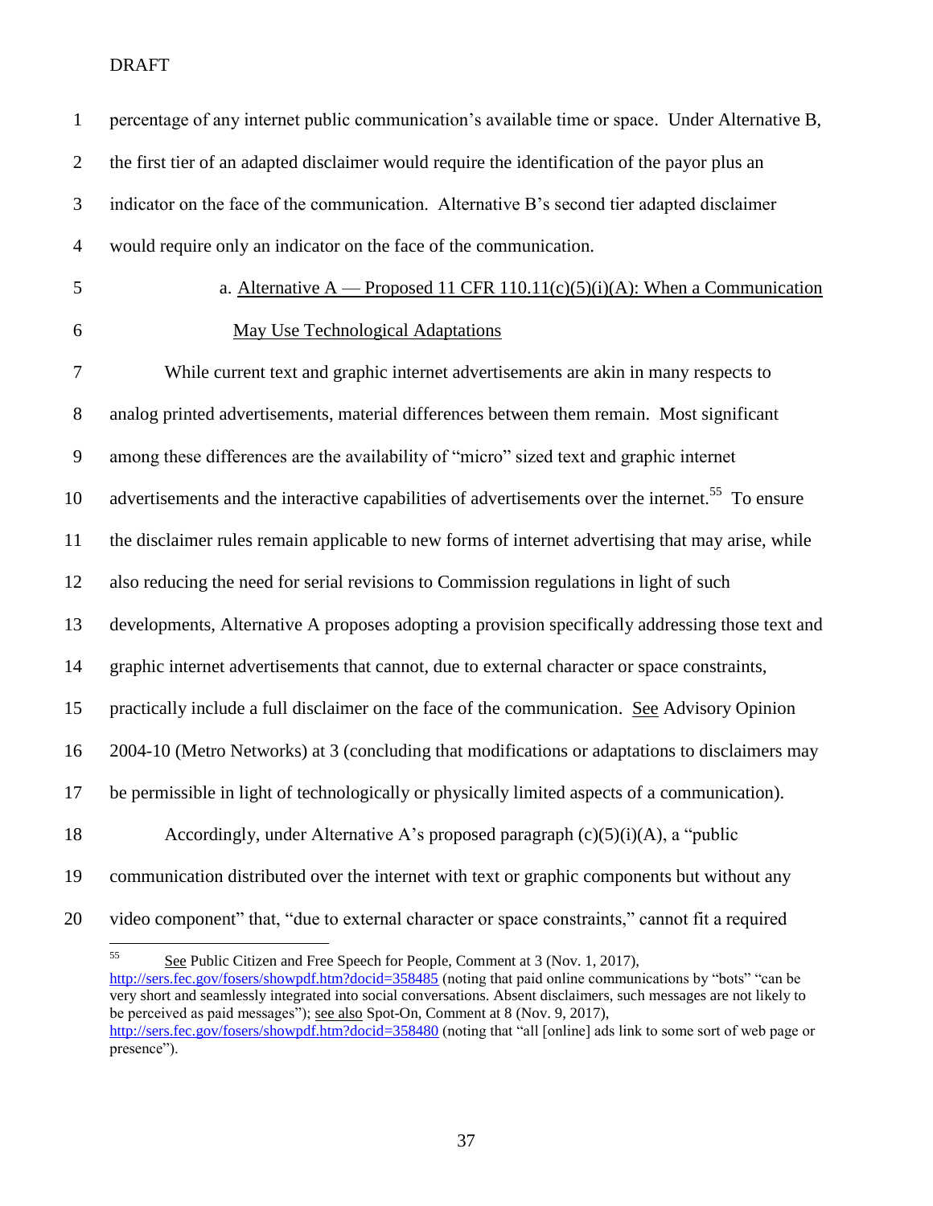percentage of any internet public communication's available time or space. Under Alternative B, the first tier of an adapted disclaimer would require the identification of the payor plus an indicator on the face of the communication. Alternative B's second tier adapted disclaimer would require only an indicator on the face of the communication.

a. Alternative A — Proposed 11 CFR 110.11(c)(5)(i)(A): When a Communication May Use Technological Adaptations

While current text and graphic internet advertisements are akin in many respects to analog printed advertisements, material differences between them remain. Most significant among these differences are the availability of "micro" sized text and graphic internet advertisements and the interactive capabilities of advertisements over the internet.[55] To ensure the disclaimer rules remain applicable to new forms of internet advertising that may arise, while also reducing the need for serial revisions to Commission regulations in light of such developments, Alternative A proposes adopting a provision specifically addressing those text and graphic internet advertisements that cannot, due to external character or space constraints, practically include a full disclaimer on the face of the communication. See Advisory Opinion 2004-10 (Metro Networks) at 3 (concluding that modifications or adaptations to disclaimers may be permissible in light of technologically or physically limited aspects of a communication).

Accordingly, under Alternative A's proposed paragraph (c)(5)(i)(A), a "public communication distributed over the internet with text or graphic components but without any video component" that, "due to external character or space constraints," cannot fit a required

---

[55] See Public Citizen and Free Speech for People, Comment at 3 (Nov. 1, 2017), http://sers.fec.gov/fosers/showpdf.htm?docid=358485 (noting that paid online communications by "bots" "can be very short and seamlessly integrated into social conversations. Absent disclaimers, such messages are not likely to be perceived as paid messages"); see also Spot-On, Comment at 8 (Nov. 9, 2017), http://sers.fec.gov/fosers/showpdf.htm?docid=358480 (noting that "all [online] ads link to some sort of web page or presence").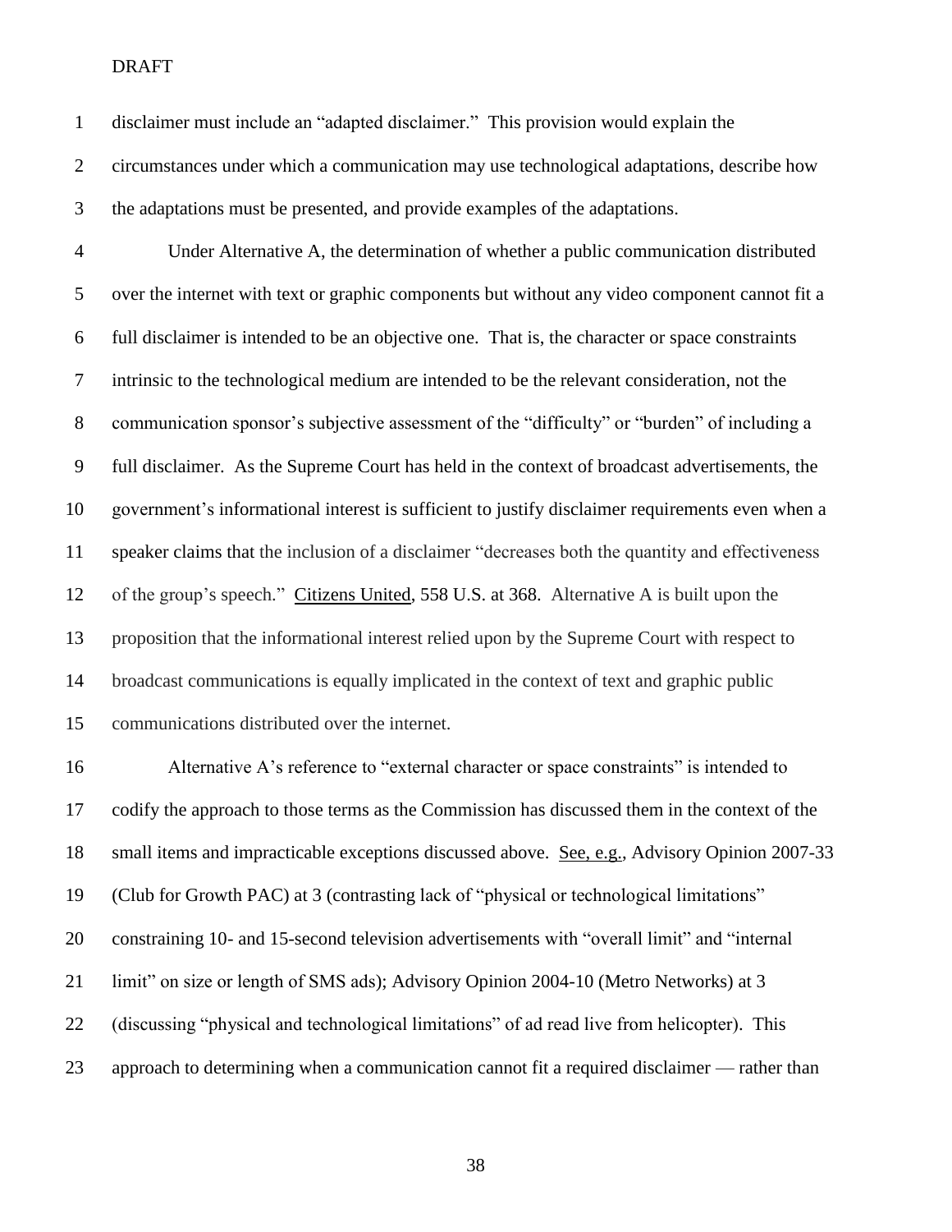disclaimer must include an "adapted disclaimer." This provision would explain the circumstances under which a communication may use technological adaptations, describe how the adaptations must be presented, and provide examples of the adaptations.

Under Alternative A, the determination of whether a public communication distributed over the internet with text or graphic components but without any video component cannot fit a full disclaimer is intended to be an objective one. That is, the character or space constraints intrinsic to the technological medium are intended to be the relevant consideration, not the communication sponsor's subjective assessment of the "difficulty" or "burden" of including a full disclaimer. As the Supreme Court has held in the context of broadcast advertisements, the government's informational interest is sufficient to justify disclaimer requirements even when a speaker claims that the inclusion of a disclaimer "decreases both the quantity and effectiveness of the group's speech." Citizens United, 558 U.S. at 368. Alternative A is built upon the proposition that the informational interest relied upon by the Supreme Court with respect to broadcast communications is equally implicated in the context of text and graphic public communications distributed over the internet.

Alternative A's reference to "external character or space constraints" is intended to codify the approach to those terms as the Commission has discussed them in the context of the small items and impracticable exceptions discussed above. See, e.g., Advisory Opinion 2007-33 (Club for Growth PAC) at 3 (contrasting lack of "physical or technological limitations" constraining 10- and 15-second television advertisements with "overall limit" and "internal limit" on size or length of SMS ads); Advisory Opinion 2004-10 (Metro Networks) at 3 (discussing "physical and technological limitations" of ad read live from helicopter). This approach to determining when a communication cannot fit a required disclaimer — rather than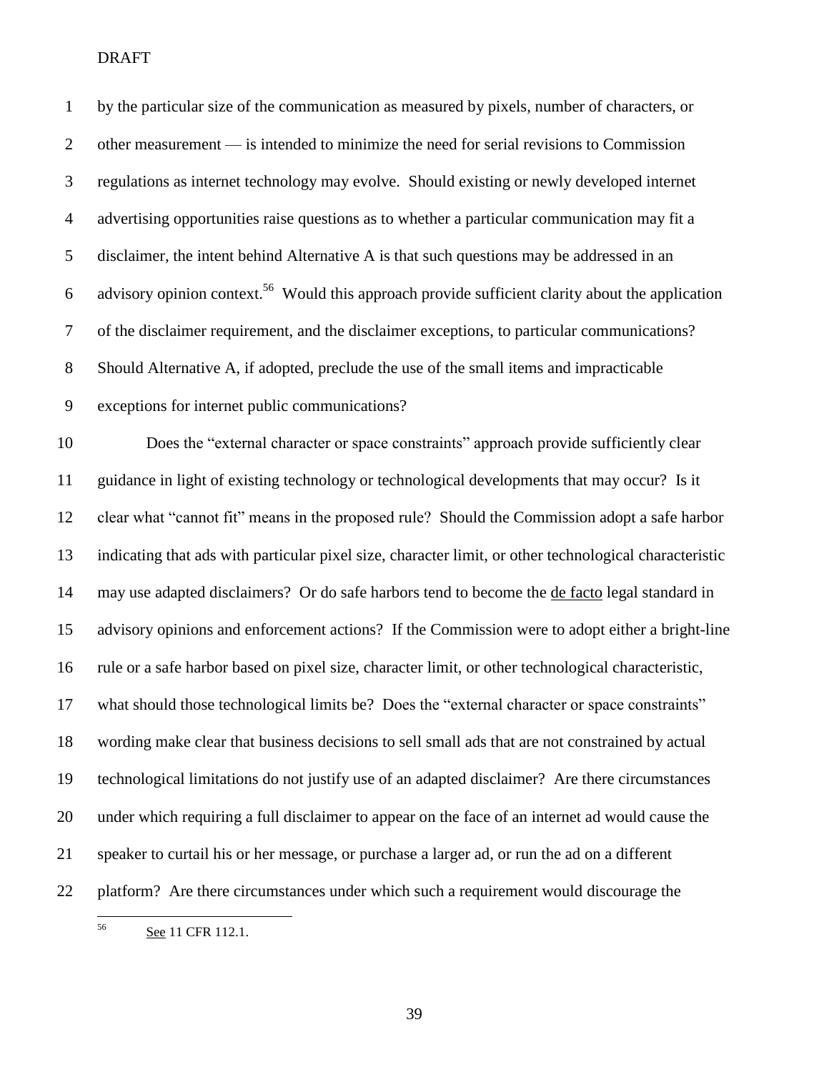DRAFT

by the particular size of the communication as measured by pixels, number of characters, or other measurement — is intended to minimize the need for serial revisions to Commission regulations as internet technology may evolve. Should existing or newly developed internet advertising opportunities raise questions as to whether a particular communication may fit a disclaimer, the intent behind Alternative A is that such questions may be addressed in an advisory opinion context.[56] Would this approach provide sufficient clarity about the application of the disclaimer requirement, and the disclaimer exceptions, to particular communications? Should Alternative A, if adopted, preclude the use of the small items and impracticable exceptions for internet public communications?

Does the "external character or space constraints" approach provide sufficiently clear guidance in light of existing technology or technological developments that may occur? Is it clear what "cannot fit" means in the proposed rule? Should the Commission adopt a safe harbor indicating that ads with particular pixel size, character limit, or other technological characteristic may use adapted disclaimers? Or do safe harbors tend to become the de facto legal standard in advisory opinions and enforcement actions? If the Commission were to adopt either a bright-line rule or a safe harbor based on pixel size, character limit, or other technological characteristic, what should those technological limits be? Does the "external character or space constraints" wording make clear that business decisions to sell small ads that are not constrained by actual technological limitations do not justify use of an adapted disclaimer? Are there circumstances under which requiring a full disclaimer to appear on the face of an internet ad would cause the speaker to curtail his or her message, or purchase a larger ad, or run the ad on a different platform? Are there circumstances under which such a requirement would discourage the

[56] See 11 CFR 112.1.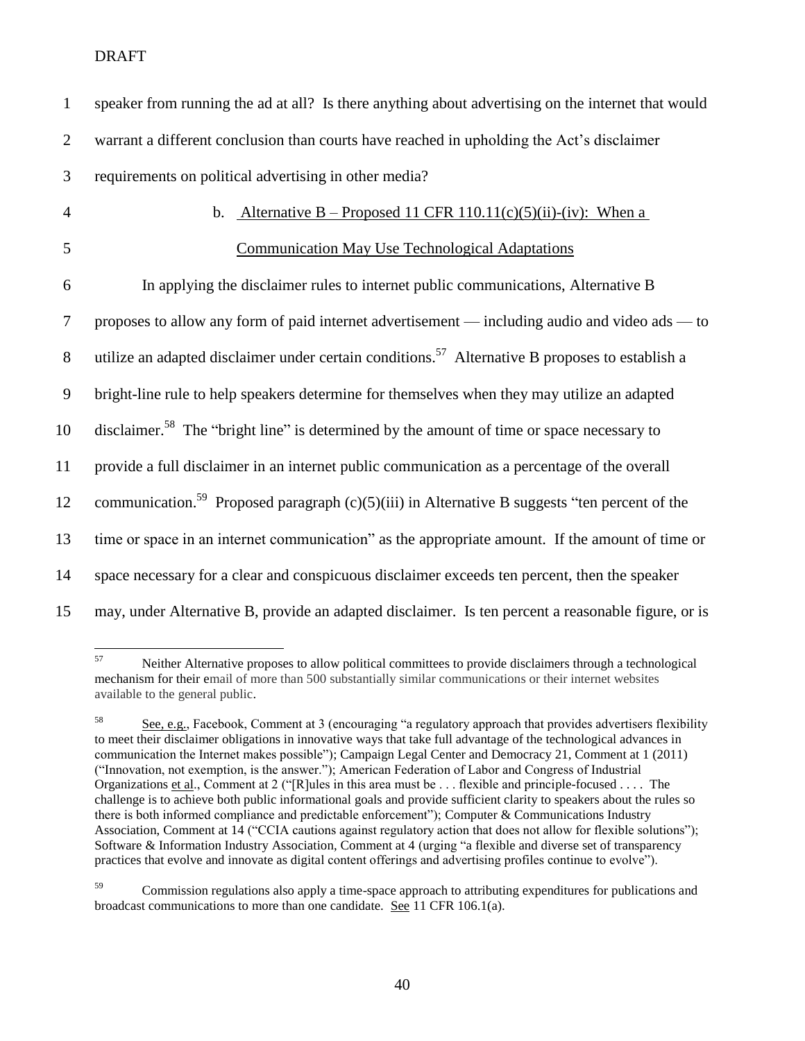speaker from running the ad at all? Is there anything about advertising on the internet that would warrant a different conclusion than courts have reached in upholding the Act's disclaimer requirements on political advertising in other media?

### b. Alternative B – Proposed 11 CFR 110.11(c)(5)(ii)-(iv): When a Communication May Use Technological Adaptations

In applying the disclaimer rules to internet public communications, Alternative B proposes to allow any form of paid internet advertisement — including audio and video ads — to utilize an adapted disclaimer under certain conditions.[57] Alternative B proposes to establish a bright-line rule to help speakers determine for themselves when they may utilize an adapted disclaimer.[58] The "bright line" is determined by the amount of time or space necessary to provide a full disclaimer in an internet public communication as a percentage of the overall communication.[59] Proposed paragraph (c)(5)(iii) in Alternative B suggests "ten percent of the time or space in an internet communication" as the appropriate amount. If the amount of time or space necessary for a clear and conspicuous disclaimer exceeds ten percent, then the speaker may, under Alternative B, provide an adapted disclaimer. Is ten percent a reasonable figure, or is

---

[57] Neither Alternative proposes to allow political committees to provide disclaimers through a technological mechanism for their email of more than 500 substantially similar communications or their internet websites available to the general public.

[58] See, e.g., Facebook, Comment at 3 (encouraging "a regulatory approach that provides advertisers flexibility to meet their disclaimer obligations in innovative ways that take full advantage of the technological advances in communication the Internet makes possible"); Campaign Legal Center and Democracy 21, Comment at 1 (2011) ("Innovation, not exemption, is the answer."); American Federation of Labor and Congress of Industrial Organizations et al., Comment at 2 ("[R]ules in this area must be . . . flexible and principle-focused . . . . The challenge is to achieve both public informational goals and provide sufficient clarity to speakers about the rules so there is both informed compliance and predictable enforcement"); Computer & Communications Industry Association, Comment at 14 ("CCIA cautions against regulatory action that does not allow for flexible solutions"); Software & Information Industry Association, Comment at 4 (urging "a flexible and diverse set of transparency practices that evolve and innovate as digital content offerings and advertising profiles continue to evolve").

[59] Commission regulations also apply a time-space approach to attributing expenditures for publications and broadcast communications to more than one candidate. See 11 CFR 106.1(a).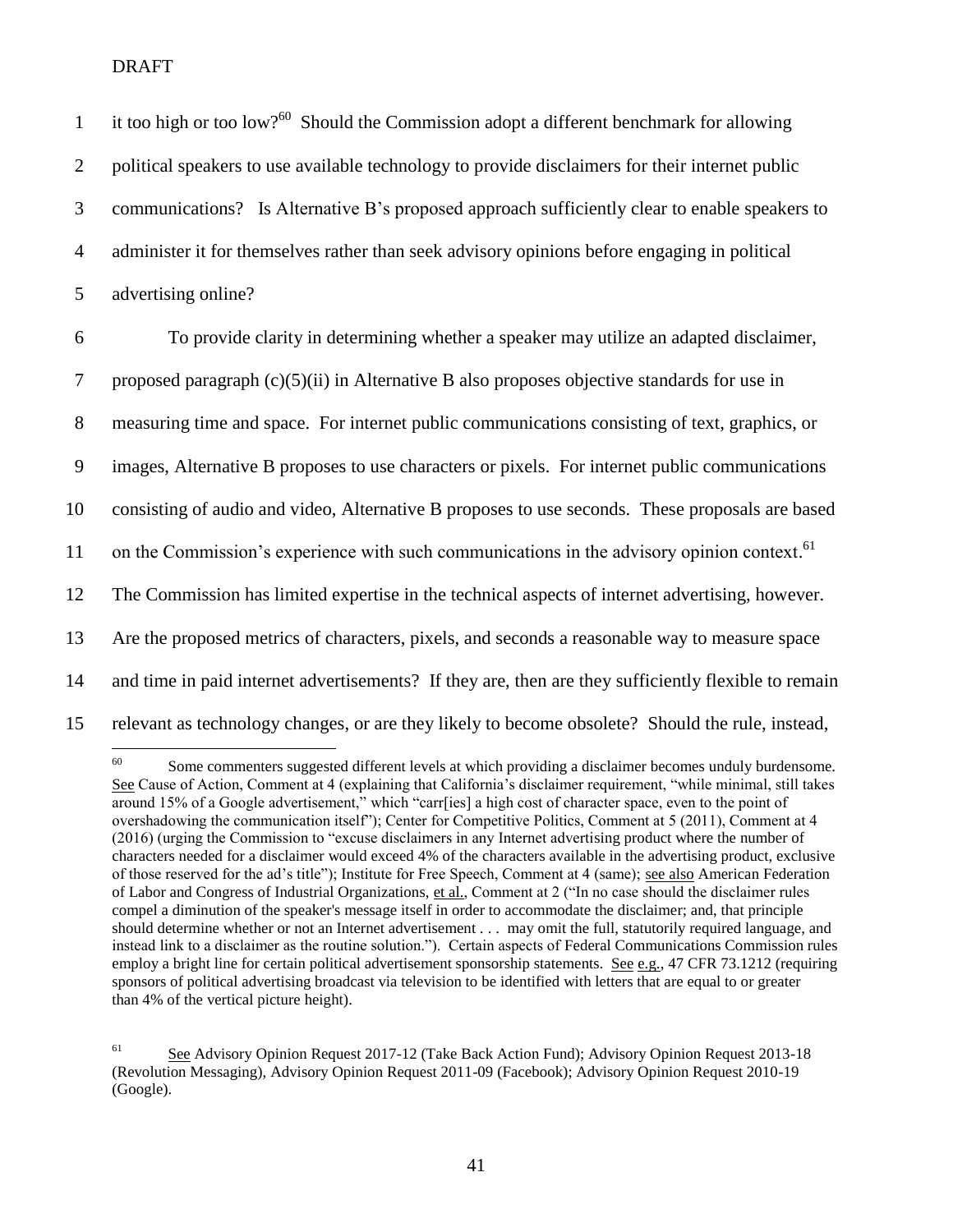DRAFT

it too high or too low?[60] Should the Commission adopt a different benchmark for allowing political speakers to use available technology to provide disclaimers for their internet public communications? Is Alternative B's proposed approach sufficiently clear to enable speakers to administer it for themselves rather than seek advisory opinions before engaging in political advertising online?

To provide clarity in determining whether a speaker may utilize an adapted disclaimer, proposed paragraph (c)(5)(ii) in Alternative B also proposes objective standards for use in measuring time and space. For internet public communications consisting of text, graphics, or images, Alternative B proposes to use characters or pixels. For internet public communications consisting of audio and video, Alternative B proposes to use seconds. These proposals are based on the Commission's experience with such communications in the advisory opinion context.[61] The Commission has limited expertise in the technical aspects of internet advertising, however. Are the proposed metrics of characters, pixels, and seconds a reasonable way to measure space and time in paid internet advertisements? If they are, then are they sufficiently flexible to remain relevant as technology changes, or are they likely to become obsolete? Should the rule, instead,

---

[60] Some commenters suggested different levels at which providing a disclaimer becomes unduly burdensome. See Cause of Action, Comment at 4 (explaining that California's disclaimer requirement, "while minimal, still takes around 15% of a Google advertisement," which "carr[ies] a high cost of character space, even to the point of overshadowing the communication itself"); Center for Competitive Politics, Comment at 5 (2011), Comment at 4 (2016) (urging the Commission to "excuse disclaimers in any Internet advertising product where the number of characters needed for a disclaimer would exceed 4% of the characters available in the advertising product, exclusive of those reserved for the ad's title"); Institute for Free Speech, Comment at 4 (same); see also American Federation of Labor and Congress of Industrial Organizations, et al., Comment at 2 ("In no case should the disclaimer rules compel a diminution of the speaker's message itself in order to accommodate the disclaimer; and, that principle should determine whether or not an Internet advertisement . . . may omit the full, statutorily required language, and instead link to a disclaimer as the routine solution."). Certain aspects of Federal Communications Commission rules employ a bright line for certain political advertisement sponsorship statements. See e.g., 47 CFR 73.1212 (requiring sponsors of political advertising broadcast via television to be identified with letters that are equal to or greater than 4% of the vertical picture height).

[61] See Advisory Opinion Request 2017-12 (Take Back Action Fund); Advisory Opinion Request 2013-18 (Revolution Messaging), Advisory Opinion Request 2011-09 (Facebook); Advisory Opinion Request 2010-19 (Google).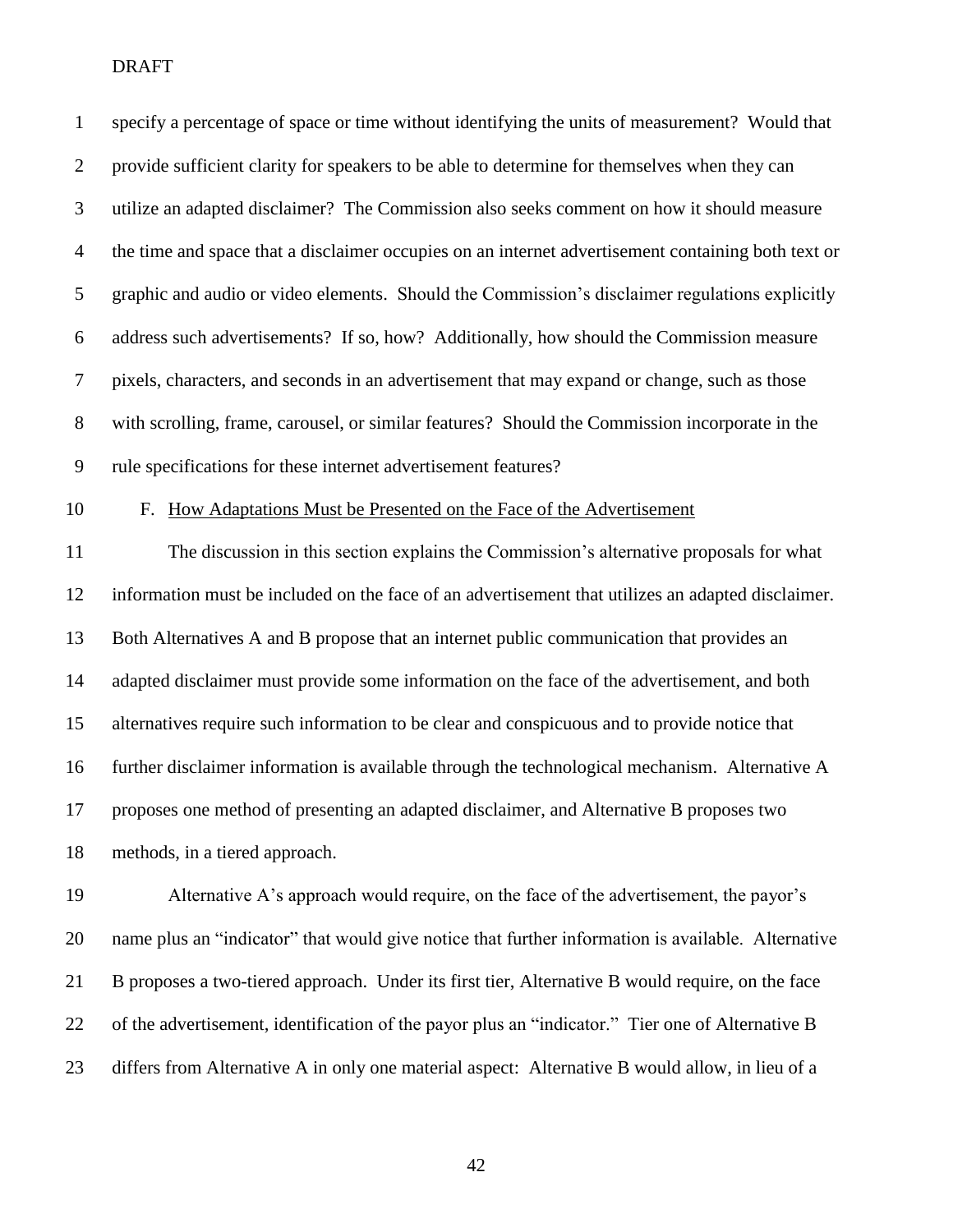specify a percentage of space or time without identifying the units of measurement? Would that provide sufficient clarity for speakers to be able to determine for themselves when they can utilize an adapted disclaimer? The Commission also seeks comment on how it should measure the time and space that a disclaimer occupies on an internet advertisement containing both text or graphic and audio or video elements. Should the Commission's disclaimer regulations explicitly address such advertisements? If so, how? Additionally, how should the Commission measure pixels, characters, and seconds in an advertisement that may expand or change, such as those with scrolling, frame, carousel, or similar features? Should the Commission incorporate in the rule specifications for these internet advertisement features?

F. How Adaptations Must be Presented on the Face of the Advertisement

The discussion in this section explains the Commission's alternative proposals for what information must be included on the face of an advertisement that utilizes an adapted disclaimer. Both Alternatives A and B propose that an internet public communication that provides an adapted disclaimer must provide some information on the face of the advertisement, and both alternatives require such information to be clear and conspicuous and to provide notice that further disclaimer information is available through the technological mechanism. Alternative A proposes one method of presenting an adapted disclaimer, and Alternative B proposes two methods, in a tiered approach.

Alternative A's approach would require, on the face of the advertisement, the payor's name plus an "indicator" that would give notice that further information is available. Alternative B proposes a two-tiered approach. Under its first tier, Alternative B would require, on the face of the advertisement, identification of the payor plus an "indicator." Tier one of Alternative B differs from Alternative A in only one material aspect: Alternative B would allow, in lieu of a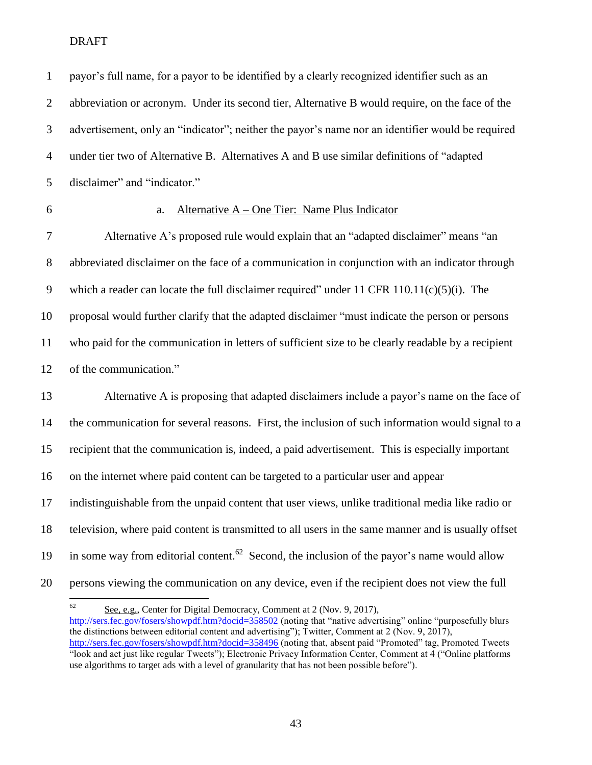DRAFT

payor's full name, for a payor to be identified by a clearly recognized identifier such as an abbreviation or acronym. Under its second tier, Alternative B would require, on the face of the advertisement, only an "indicator"; neither the payor's name nor an identifier would be required under tier two of Alternative B. Alternatives A and B use similar definitions of "adapted disclaimer" and "indicator."

a. Alternative A – One Tier: Name Plus Indicator

Alternative A's proposed rule would explain that an "adapted disclaimer" means "an abbreviated disclaimer on the face of a communication in conjunction with an indicator through which a reader can locate the full disclaimer required" under 11 CFR 110.11(c)(5)(i). The proposal would further clarify that the adapted disclaimer "must indicate the person or persons who paid for the communication in letters of sufficient size to be clearly readable by a recipient of the communication."

Alternative A is proposing that adapted disclaimers include a payor's name on the face of the communication for several reasons. First, the inclusion of such information would signal to a recipient that the communication is, indeed, a paid advertisement. This is especially important on the internet where paid content can be targeted to a particular user and appear indistinguishable from the unpaid content that user views, unlike traditional media like radio or television, where paid content is transmitted to all users in the same manner and is usually offset in some way from editorial content.[62] Second, the inclusion of the payor's name would allow persons viewing the communication on any device, even if the recipient does not view the full

[62] See, e.g., Center for Digital Democracy, Comment at 2 (Nov. 9, 2017), http://sers.fec.gov/fosers/showpdf.htm?docid=358502 (noting that "native advertising" online "purposefully blurs the distinctions between editorial content and advertising"); Twitter, Comment at 2 (Nov. 9, 2017), http://sers.fec.gov/fosers/showpdf.htm?docid=358496 (noting that, absent paid "Promoted" tag, Promoted Tweets "look and act just like regular Tweets"); Electronic Privacy Information Center, Comment at 4 ("Online platforms use algorithms to target ads with a level of granularity that has not been possible before").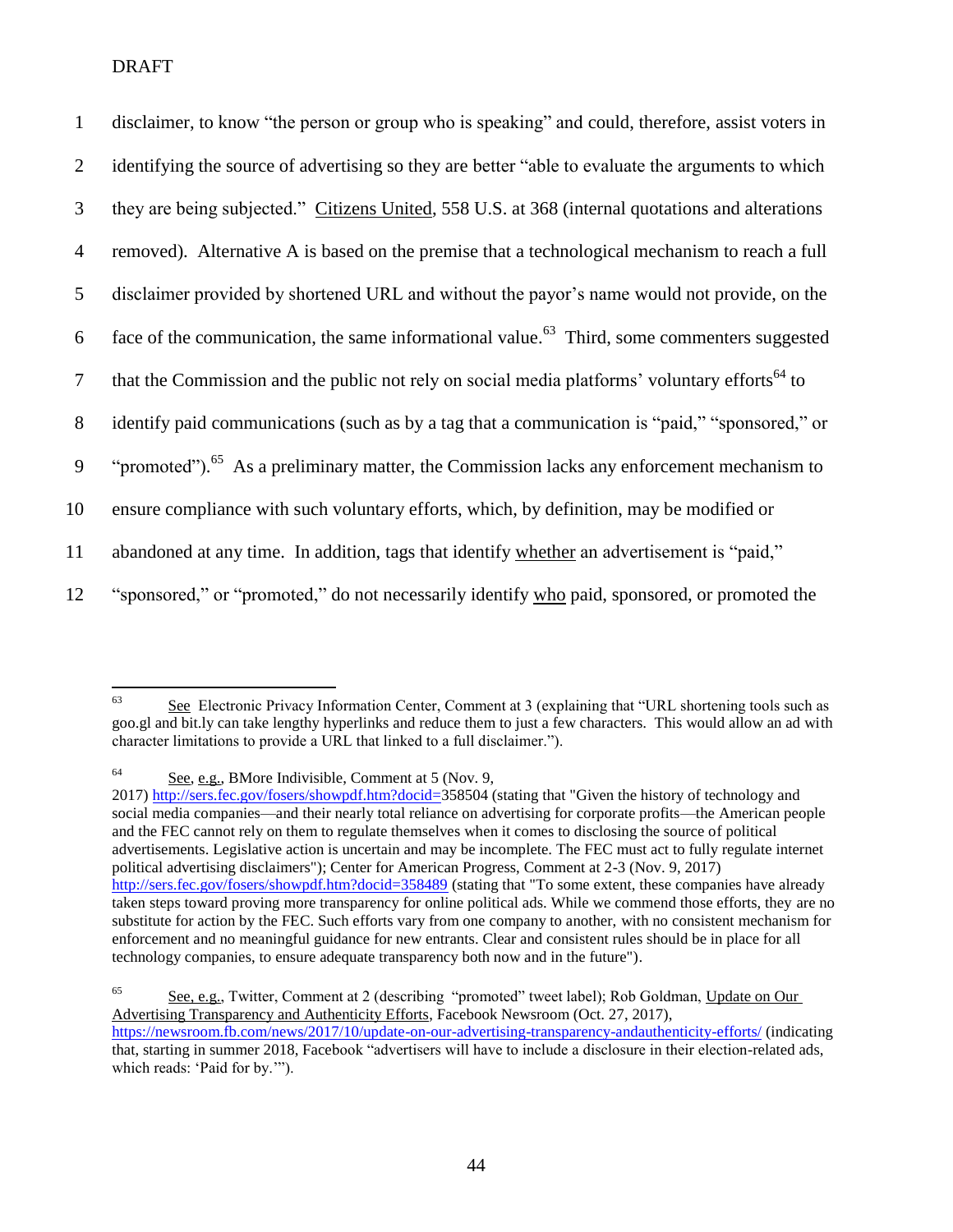DRAFT

disclaimer, to know "the person or group who is speaking" and could, therefore, assist voters in identifying the source of advertising so they are better "able to evaluate the arguments to which they are being subjected." Citizens United, 558 U.S. at 368 (internal quotations and alterations removed). Alternative A is based on the premise that a technological mechanism to reach a full disclaimer provided by shortened URL and without the payor's name would not provide, on the face of the communication, the same informational value.[63] Third, some commenters suggested that the Commission and the public not rely on social media platforms' voluntary efforts[64] to identify paid communications (such as by a tag that a communication is "paid," "sponsored," or "promoted").[65] As a preliminary matter, the Commission lacks any enforcement mechanism to ensure compliance with such voluntary efforts, which, by definition, may be modified or abandoned at any time. In addition, tags that identify whether an advertisement is "paid," "sponsored," or "promoted," do not necessarily identify who paid, sponsored, or promoted the

---

[63] See Electronic Privacy Information Center, Comment at 3 (explaining that "URL shortening tools such as goo.gl and bit.ly can take lengthy hyperlinks and reduce them to just a few characters. This would allow an ad with character limitations to provide a URL that linked to a full disclaimer.").

[64] See, e.g., BMore Indivisible, Comment at 5 (Nov. 9, 2017) http://sers.fec.gov/fosers/showpdf.htm?docid=358504 (stating that "Given the history of technology and social media companies—and their nearly total reliance on advertising for corporate profits—the American people and the FEC cannot rely on them to regulate themselves when it comes to disclosing the source of political advertisements. Legislative action is uncertain and may be incomplete. The FEC must act to fully regulate internet political advertising disclaimers"); Center for American Progress, Comment at 2-3 (Nov. 9, 2017) http://sers.fec.gov/fosers/showpdf.htm?docid=358489 (stating that "To some extent, these companies have already taken steps toward proving more transparency for online political ads. While we commend those efforts, they are no substitute for action by the FEC. Such efforts vary from one company to another, with no consistent mechanism for enforcement and no meaningful guidance for new entrants. Clear and consistent rules should be in place for all technology companies, to ensure adequate transparency both now and in the future").

[65] See, e.g., Twitter, Comment at 2 (describing "promoted" tweet label); Rob Goldman, Update on Our Advertising Transparency and Authenticity Efforts, Facebook Newsroom (Oct. 27, 2017), https://newsroom.fb.com/news/2017/10/update-on-our-advertising-transparency-andauthenticity-efforts/ (indicating that, starting in summer 2018, Facebook "advertisers will have to include a disclosure in their election-related ads, which reads: 'Paid for by.'").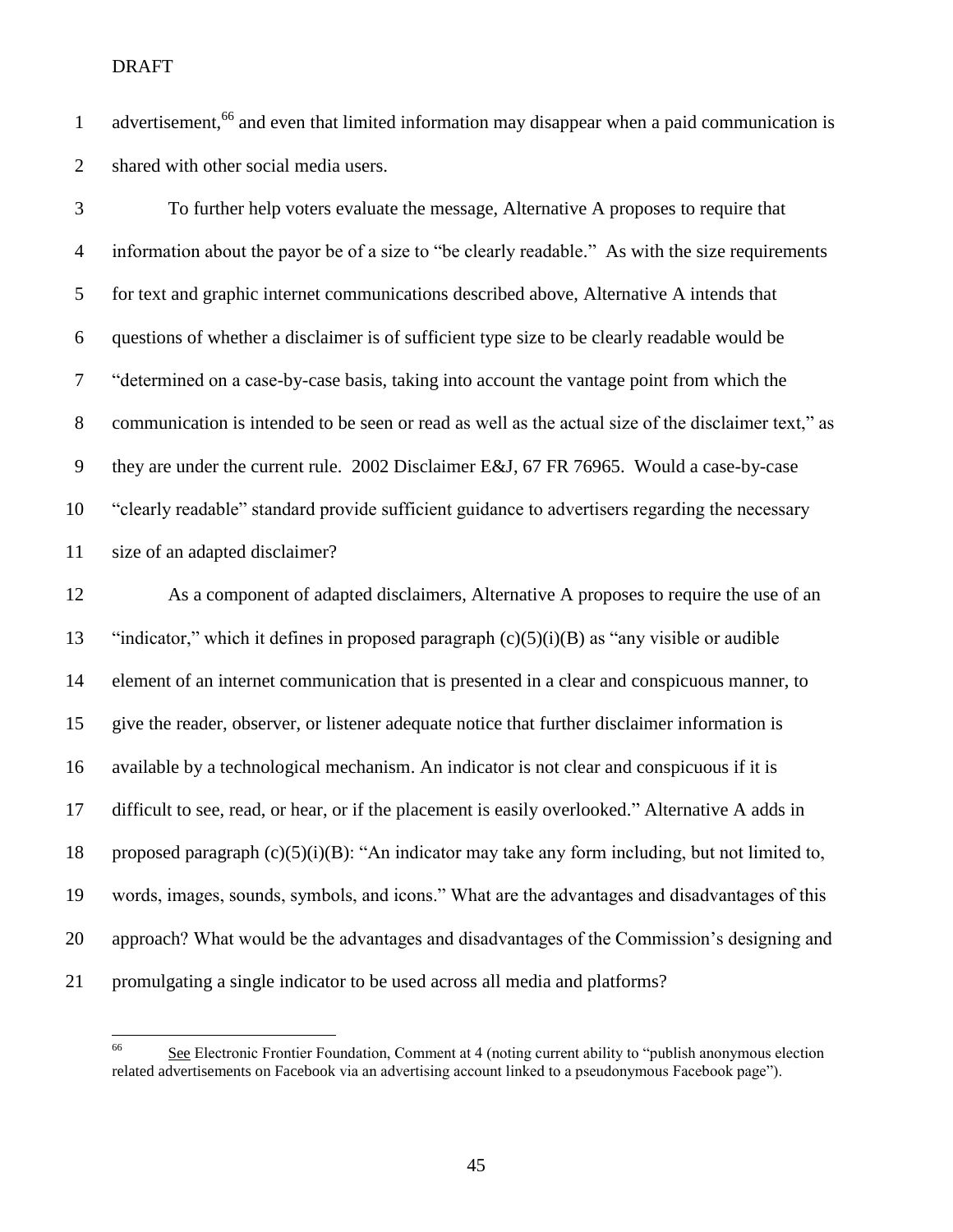advertisement,[66] and even that limited information may disappear when a paid communication is shared with other social media users.

To further help voters evaluate the message, Alternative A proposes to require that information about the payor be of a size to "be clearly readable." As with the size requirements for text and graphic internet communications described above, Alternative A intends that questions of whether a disclaimer is of sufficient type size to be clearly readable would be "determined on a case-by-case basis, taking into account the vantage point from which the communication is intended to be seen or read as well as the actual size of the disclaimer text," as they are under the current rule. 2002 Disclaimer E&J, 67 FR 76965. Would a case-by-case "clearly readable" standard provide sufficient guidance to advertisers regarding the necessary size of an adapted disclaimer?

As a component of adapted disclaimers, Alternative A proposes to require the use of an "indicator," which it defines in proposed paragraph (c)(5)(i)(B) as "any visible or audible element of an internet communication that is presented in a clear and conspicuous manner, to give the reader, observer, or listener adequate notice that further disclaimer information is available by a technological mechanism. An indicator is not clear and conspicuous if it is difficult to see, read, or hear, or if the placement is easily overlooked." Alternative A adds in proposed paragraph (c)(5)(i)(B): "An indicator may take any form including, but not limited to, words, images, sounds, symbols, and icons." What are the advantages and disadvantages of this approach? What would be the advantages and disadvantages of the Commission's designing and promulgating a single indicator to be used across all media and platforms?

---

[66] See Electronic Frontier Foundation, Comment at 4 (noting current ability to "publish anonymous election related advertisements on Facebook via an advertising account linked to a pseudonymous Facebook page").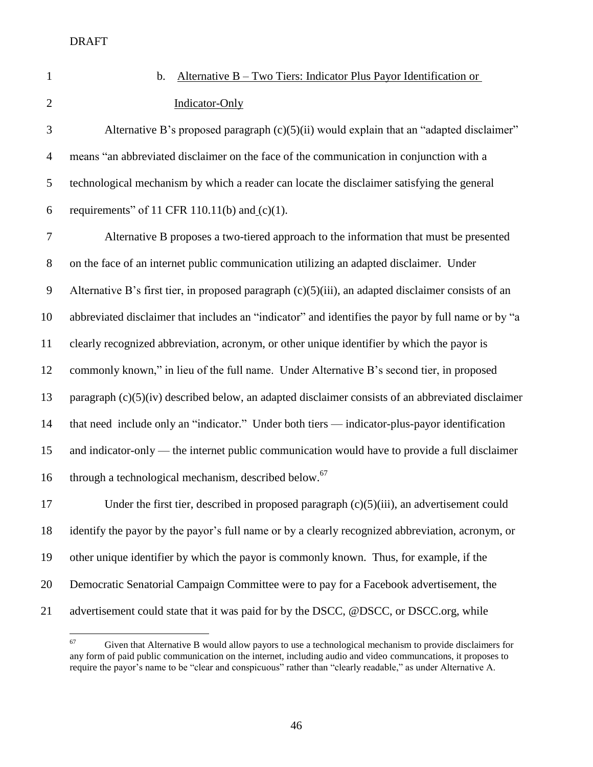DRAFT

b. Alternative B – Two Tiers: Indicator Plus Payor Identification or Indicator-Only

Alternative B's proposed paragraph (c)(5)(ii) would explain that an "adapted disclaimer" means "an abbreviated disclaimer on the face of the communication in conjunction with a technological mechanism by which a reader can locate the disclaimer satisfying the general requirements" of 11 CFR 110.11(b) and (c)(1).

Alternative B proposes a two-tiered approach to the information that must be presented on the face of an internet public communication utilizing an adapted disclaimer. Under Alternative B's first tier, in proposed paragraph (c)(5)(iii), an adapted disclaimer consists of an abbreviated disclaimer that includes an "indicator" and identifies the payor by full name or by "a clearly recognized abbreviation, acronym, or other unique identifier by which the payor is commonly known," in lieu of the full name. Under Alternative B's second tier, in proposed paragraph (c)(5)(iv) described below, an adapted disclaimer consists of an abbreviated disclaimer that need include only an "indicator." Under both tiers — indicator-plus-payor identification and indicator-only — the internet public communication would have to provide a full disclaimer through a technological mechanism, described below.[67]

Under the first tier, described in proposed paragraph (c)(5)(iii), an advertisement could identify the payor by the payor's full name or by a clearly recognized abbreviation, acronym, or other unique identifier by which the payor is commonly known. Thus, for example, if the Democratic Senatorial Campaign Committee were to pay for a Facebook advertisement, the advertisement could state that it was paid for by the DSCC, @DSCC, or DSCC.org, while

[67] Given that Alternative B would allow payors to use a technological mechanism to provide disclaimers for any form of paid public communication on the internet, including audio and video communcations, it proposes to require the payor's name to be "clear and conspicuous" rather than "clearly readable," as under Alternative A.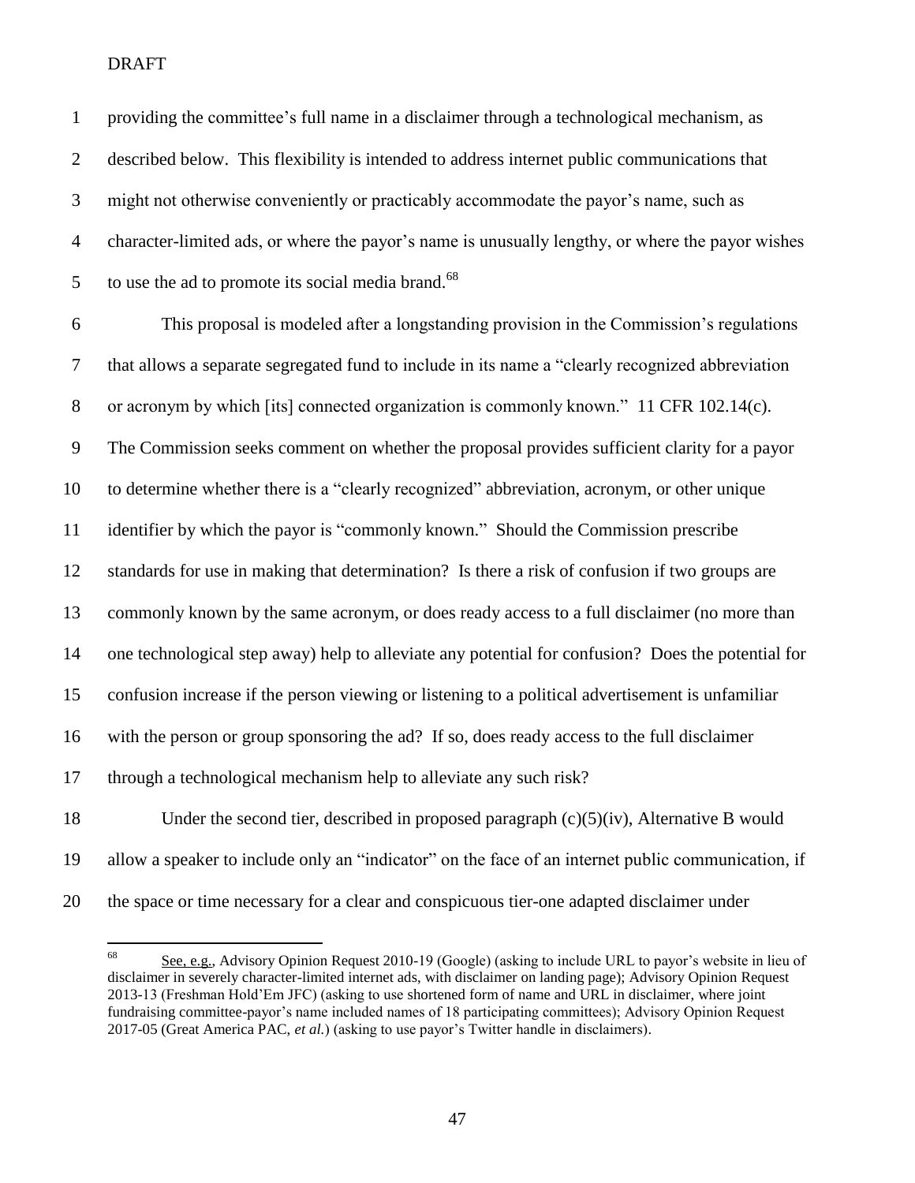providing the committee's full name in a disclaimer through a technological mechanism, as described below. This flexibility is intended to address internet public communications that might not otherwise conveniently or practicably accommodate the payor's name, such as character-limited ads, or where the payor's name is unusually lengthy, or where the payor wishes to use the ad to promote its social media brand.[68]

This proposal is modeled after a longstanding provision in the Commission's regulations that allows a separate segregated fund to include in its name a "clearly recognized abbreviation or acronym by which [its] connected organization is commonly known." 11 CFR 102.14(c). The Commission seeks comment on whether the proposal provides sufficient clarity for a payor to determine whether there is a "clearly recognized" abbreviation, acronym, or other unique identifier by which the payor is "commonly known." Should the Commission prescribe standards for use in making that determination? Is there a risk of confusion if two groups are commonly known by the same acronym, or does ready access to a full disclaimer (no more than one technological step away) help to alleviate any potential for confusion? Does the potential for confusion increase if the person viewing or listening to a political advertisement is unfamiliar with the person or group sponsoring the ad? If so, does ready access to the full disclaimer through a technological mechanism help to alleviate any such risk?

Under the second tier, described in proposed paragraph (c)(5)(iv), Alternative B would allow a speaker to include only an "indicator" on the face of an internet public communication, if the space or time necessary for a clear and conspicuous tier-one adapted disclaimer under

---

[68] See, e.g., Advisory Opinion Request 2010-19 (Google) (asking to include URL to payor's website in lieu of disclaimer in severely character-limited internet ads, with disclaimer on landing page); Advisory Opinion Request 2013-13 (Freshman Hold'Em JFC) (asking to use shortened form of name and URL in disclaimer, where joint fundraising committee-payor's name included names of 18 participating committees); Advisory Opinion Request 2017-05 (Great America PAC, *et al.*) (asking to use payor's Twitter handle in disclaimers).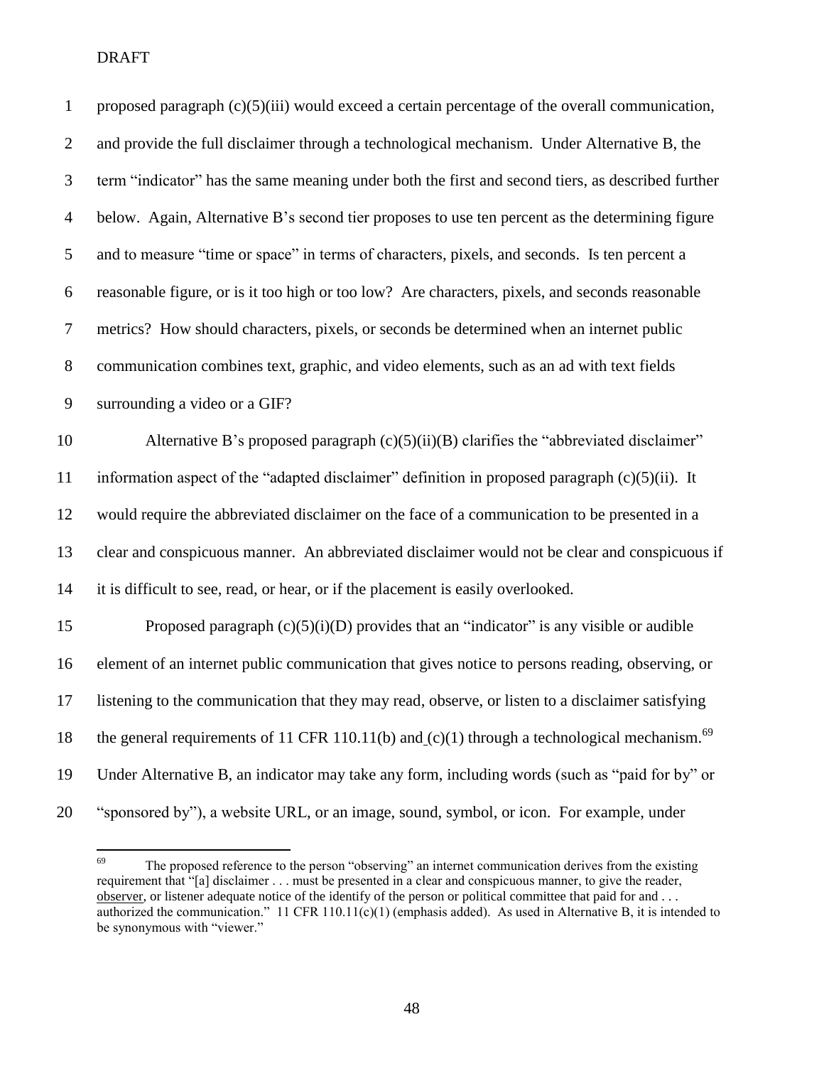proposed paragraph (c)(5)(iii) would exceed a certain percentage of the overall communication, and provide the full disclaimer through a technological mechanism. Under Alternative B, the term "indicator" has the same meaning under both the first and second tiers, as described further below. Again, Alternative B's second tier proposes to use ten percent as the determining figure and to measure "time or space" in terms of characters, pixels, and seconds. Is ten percent a reasonable figure, or is it too high or too low? Are characters, pixels, and seconds reasonable metrics? How should characters, pixels, or seconds be determined when an internet public communication combines text, graphic, and video elements, such as an ad with text fields surrounding a video or a GIF?

Alternative B's proposed paragraph (c)(5)(ii)(B) clarifies the "abbreviated disclaimer" information aspect of the "adapted disclaimer" definition in proposed paragraph (c)(5)(ii). It would require the abbreviated disclaimer on the face of a communication to be presented in a clear and conspicuous manner. An abbreviated disclaimer would not be clear and conspicuous if it is difficult to see, read, or hear, or if the placement is easily overlooked.

Proposed paragraph (c)(5)(i)(D) provides that an "indicator" is any visible or audible element of an internet public communication that gives notice to persons reading, observing, or listening to the communication that they may read, observe, or listen to a disclaimer satisfying the general requirements of 11 CFR 110.11(b) and (c)(1) through a technological mechanism.[69] Under Alternative B, an indicator may take any form, including words (such as "paid for by" or "sponsored by"), a website URL, or an image, sound, symbol, or icon. For example, under

[69] The proposed reference to the person "observing" an internet communication derives from the existing requirement that "[a] disclaimer . . . must be presented in a clear and conspicuous manner, to give the reader, observer, or listener adequate notice of the identify of the person or political committee that paid for and . . . authorized the communication." 11 CFR 110.11(c)(1) (emphasis added). As used in Alternative B, it is intended to be synonymous with "viewer."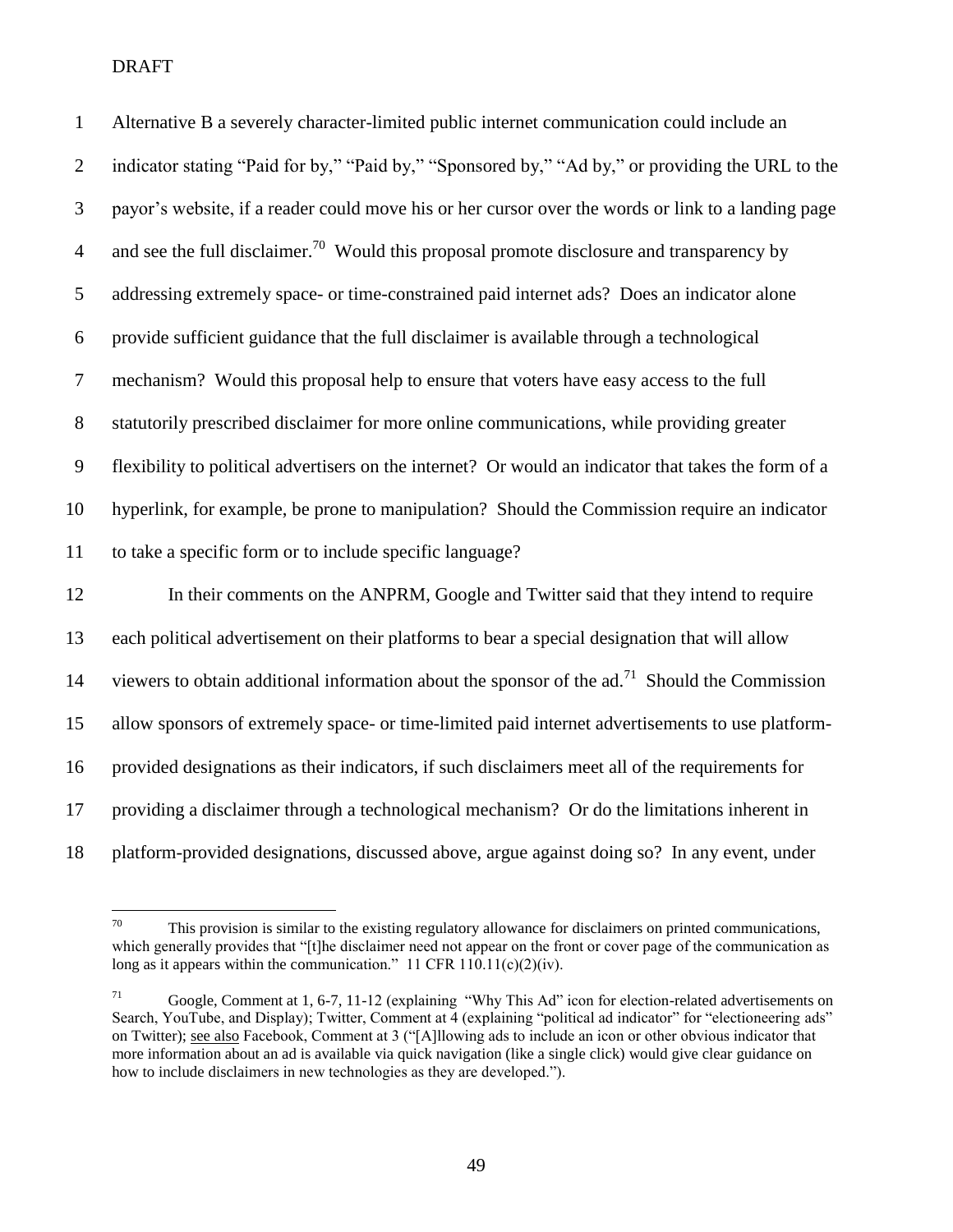DRAFT

Alternative B a severely character-limited public internet communication could include an indicator stating "Paid for by," "Paid by," "Sponsored by," "Ad by," or providing the URL to the payor's website, if a reader could move his or her cursor over the words or link to a landing page and see the full disclaimer.[70] Would this proposal promote disclosure and transparency by addressing extremely space- or time-constrained paid internet ads? Does an indicator alone provide sufficient guidance that the full disclaimer is available through a technological mechanism? Would this proposal help to ensure that voters have easy access to the full statutorily prescribed disclaimer for more online communications, while providing greater flexibility to political advertisers on the internet? Or would an indicator that takes the form of a hyperlink, for example, be prone to manipulation? Should the Commission require an indicator to take a specific form or to include specific language?

In their comments on the ANPRM, Google and Twitter said that they intend to require each political advertisement on their platforms to bear a special designation that will allow viewers to obtain additional information about the sponsor of the ad.[71] Should the Commission allow sponsors of extremely space- or time-limited paid internet advertisements to use platform-provided designations as their indicators, if such disclaimers meet all of the requirements for providing a disclaimer through a technological mechanism? Or do the limitations inherent in platform-provided designations, discussed above, argue against doing so? In any event, under

---

[70] This provision is similar to the existing regulatory allowance for disclaimers on printed communications, which generally provides that "[t]he disclaimer need not appear on the front or cover page of the communication as long as it appears within the communication." 11 CFR 110.11(c)(2)(iv).

[71] Google, Comment at 1, 6-7, 11-12 (explaining "Why This Ad" icon for election-related advertisements on Search, YouTube, and Display); Twitter, Comment at 4 (explaining "political ad indicator" for "electioneering ads" on Twitter); <u>see also</u> Facebook, Comment at 3 ("[A]llowing ads to include an icon or other obvious indicator that more information about an ad is available via quick navigation (like a single click) would give clear guidance on how to include disclaimers in new technologies as they are developed.").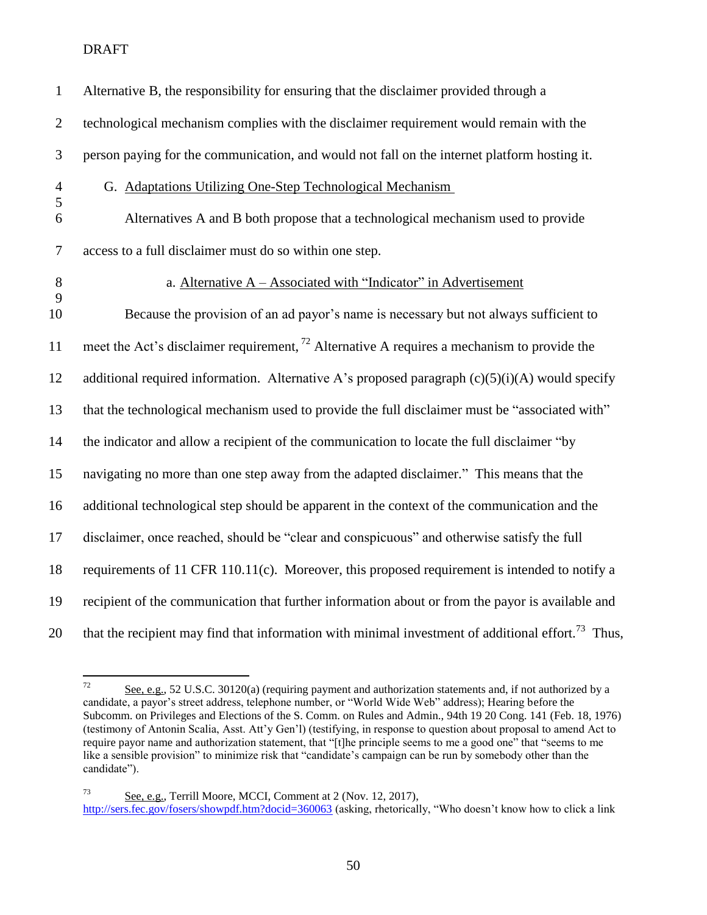DRAFT

Alternative B, the responsibility for ensuring that the disclaimer provided through a technological mechanism complies with the disclaimer requirement would remain with the person paying for the communication, and would not fall on the internet platform hosting it.

### G. Adaptations Utilizing One-Step Technological Mechanism

Alternatives A and B both propose that a technological mechanism used to provide access to a full disclaimer must do so within one step.

#### a. Alternative A – Associated with "Indicator" in Advertisement

Because the provision of an ad payor's name is necessary but not always sufficient to meet the Act's disclaimer requirement, [72] Alternative A requires a mechanism to provide the additional required information. Alternative A's proposed paragraph (c)(5)(i)(A) would specify that the technological mechanism used to provide the full disclaimer must be "associated with" the indicator and allow a recipient of the communication to locate the full disclaimer "by navigating no more than one step away from the adapted disclaimer." This means that the additional technological step should be apparent in the context of the communication and the disclaimer, once reached, should be "clear and conspicuous" and otherwise satisfy the full requirements of 11 CFR 110.11(c). Moreover, this proposed requirement is intended to notify a recipient of the communication that further information about or from the payor is available and that the recipient may find that information with minimal investment of additional effort.[73] Thus,

---

[72] See, e.g., 52 U.S.C. 30120(a) (requiring payment and authorization statements and, if not authorized by a candidate, a payor's street address, telephone number, or "World Wide Web" address); Hearing before the Subcomm. on Privileges and Elections of the S. Comm. on Rules and Admin., 94th 19 20 Cong. 141 (Feb. 18, 1976) (testimony of Antonin Scalia, Asst. Att'y Gen'l) (testifying, in response to question about proposal to amend Act to require payor name and authorization statement, that "[t]he principle seems to me a good one" that "seems to me like a sensible provision" to minimize risk that "candidate's campaign can be run by somebody other than the candidate").

[73] See, e.g., Terrill Moore, MCCI, Comment at 2 (Nov. 12, 2017), http://sers.fec.gov/fosers/showpdf.htm?docid=360063 (asking, rhetorically, "Who doesn't know how to click a link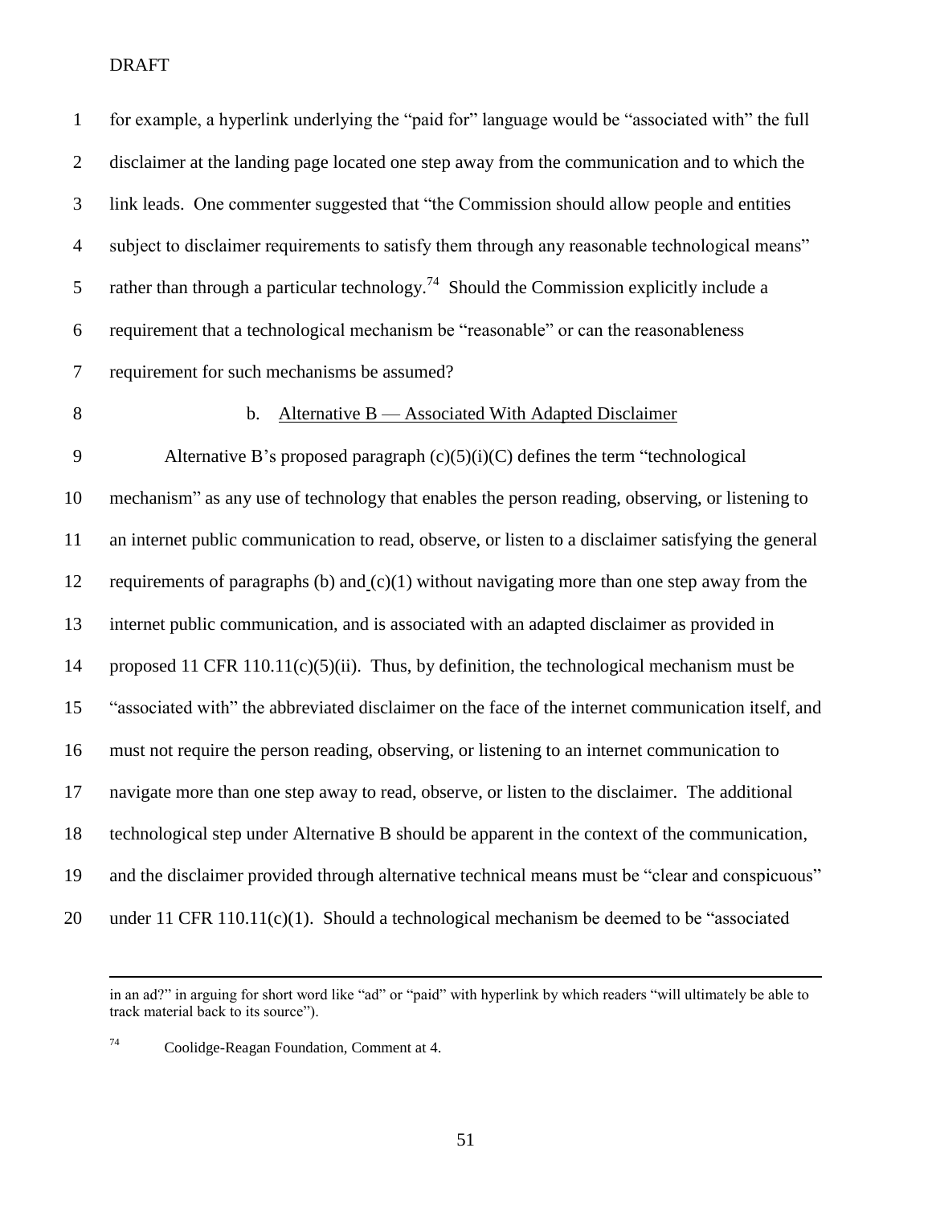for example, a hyperlink underlying the "paid for" language would be "associated with" the full disclaimer at the landing page located one step away from the communication and to which the link leads. One commenter suggested that "the Commission should allow people and entities subject to disclaimer requirements to satisfy them through any reasonable technological means" rather than through a particular technology.[74] Should the Commission explicitly include a requirement that a technological mechanism be "reasonable" or can the reasonableness requirement for such mechanisms be assumed?

b. Alternative B — Associated With Adapted Disclaimer

Alternative B's proposed paragraph (c)(5)(i)(C) defines the term "technological mechanism" as any use of technology that enables the person reading, observing, or listening to an internet public communication to read, observe, or listen to a disclaimer satisfying the general requirements of paragraphs (b) and (c)(1) without navigating more than one step away from the internet public communication, and is associated with an adapted disclaimer as provided in proposed 11 CFR 110.11(c)(5)(ii). Thus, by definition, the technological mechanism must be "associated with" the abbreviated disclaimer on the face of the internet communication itself, and must not require the person reading, observing, or listening to an internet communication to navigate more than one step away to read, observe, or listen to the disclaimer. The additional technological step under Alternative B should be apparent in the context of the communication, and the disclaimer provided through alternative technical means must be "clear and conspicuous" under 11 CFR 110.11(c)(1). Should a technological mechanism be deemed to be "associated

---

in an ad?" in arguing for short word like "ad" or "paid" with hyperlink by which readers "will ultimately be able to track material back to its source").

[74] Coolidge-Reagan Foundation, Comment at 4.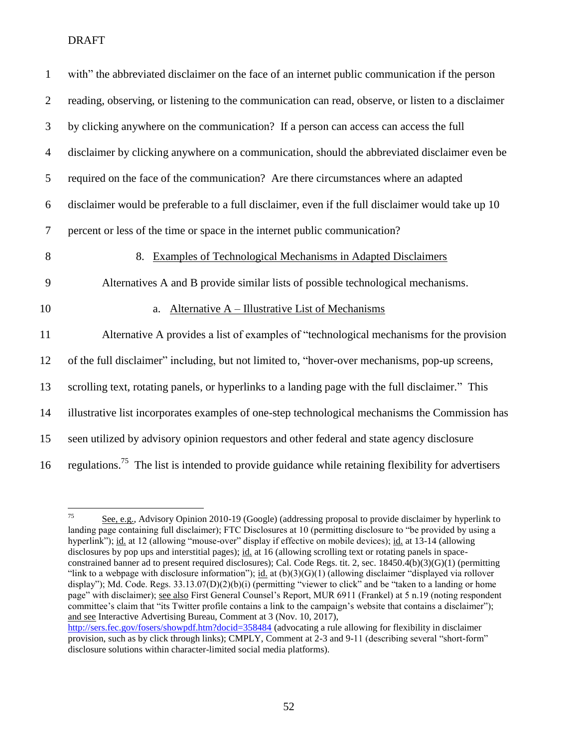with" the abbreviated disclaimer on the face of an internet public communication if the person reading, observing, or listening to the communication can read, observe, or listen to a disclaimer by clicking anywhere on the communication? If a person can access can access the full disclaimer by clicking anywhere on a communication, should the abbreviated disclaimer even be required on the face of the communication? Are there circumstances where an adapted disclaimer would be preferable to a full disclaimer, even if the full disclaimer would take up 10 percent or less of the time or space in the internet public communication?

8. Examples of Technological Mechanisms in Adapted Disclaimers

Alternatives A and B provide similar lists of possible technological mechanisms.

a. Alternative A – Illustrative List of Mechanisms

Alternative A provides a list of examples of "technological mechanisms for the provision of the full disclaimer" including, but not limited to, "hover-over mechanisms, pop-up screens, scrolling text, rotating panels, or hyperlinks to a landing page with the full disclaimer." This illustrative list incorporates examples of one-step technological mechanisms the Commission has seen utilized by advisory opinion requestors and other federal and state agency disclosure regulations.[75] The list is intended to provide guidance while retaining flexibility for advertisers

[75] See, e.g., Advisory Opinion 2010-19 (Google) (addressing proposal to provide disclaimer by hyperlink to landing page containing full disclaimer); FTC Disclosures at 10 (permitting disclosure to "be provided by using a hyperlink"); id. at 12 (allowing "mouse-over" display if effective on mobile devices); id. at 13-14 (allowing disclosures by pop ups and interstitial pages); id. at 16 (allowing scrolling text or rotating panels in space-constrained banner ad to present required disclosures); Cal. Code Regs. tit. 2, sec. 18450.4(b)(3)(G)(1) (permitting "link to a webpage with disclosure information"); id. at (b)(3)(G)(1) (allowing disclaimer "displayed via rollover display"); Md. Code. Regs. 33.13.07(D)(2)(b)(i) (permitting "viewer to click" and be "taken to a landing or home page" with disclaimer); see also First General Counsel's Report, MUR 6911 (Frankel) at 5 n.19 (noting respondent committee's claim that "its Twitter profile contains a link to the campaign's website that contains a disclaimer"); and see Interactive Advertising Bureau, Comment at 3 (Nov. 10, 2017), http://sers.fec.gov/fosers/showpdf.htm?docid=358484 (advocating a rule allowing for flexibility in disclaimer provision, such as by click through links); CMPLY, Comment at 2-3 and 9-11 (describing several "short-form" disclosure solutions within character-limited social media platforms).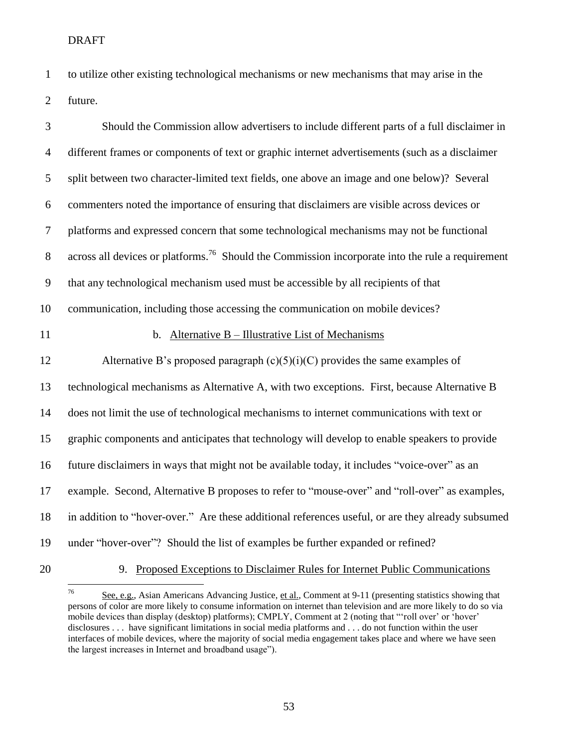DRAFT

to utilize other existing technological mechanisms or new mechanisms that may arise in the future.

Should the Commission allow advertisers to include different parts of a full disclaimer in different frames or components of text or graphic internet advertisements (such as a disclaimer split between two character-limited text fields, one above an image and one below)? Several commenters noted the importance of ensuring that disclaimers are visible across devices or platforms and expressed concern that some technological mechanisms may not be functional across all devices or platforms.[76] Should the Commission incorporate into the rule a requirement that any technological mechanism used must be accessible by all recipients of that communication, including those accessing the communication on mobile devices?

b. Alternative B – Illustrative List of Mechanisms

Alternative B's proposed paragraph (c)(5)(i)(C) provides the same examples of technological mechanisms as Alternative A, with two exceptions. First, because Alternative B does not limit the use of technological mechanisms to internet communications with text or graphic components and anticipates that technology will develop to enable speakers to provide future disclaimers in ways that might not be available today, it includes "voice-over" as an example. Second, Alternative B proposes to refer to "mouse-over" and "roll-over" as examples, in addition to "hover-over." Are these additional references useful, or are they already subsumed under "hover-over"? Should the list of examples be further expanded or refined?

9. Proposed Exceptions to Disclaimer Rules for Internet Public Communications

[76] See, e.g., Asian Americans Advancing Justice, et al., Comment at 9-11 (presenting statistics showing that persons of color are more likely to consume information on internet than television and are more likely to do so via mobile devices than display (desktop) platforms); CMPLY, Comment at 2 (noting that "'roll over' or 'hover' disclosures . . . have significant limitations in social media platforms and . . . do not function within the user interfaces of mobile devices, where the majority of social media engagement takes place and where we have seen the largest increases in Internet and broadband usage").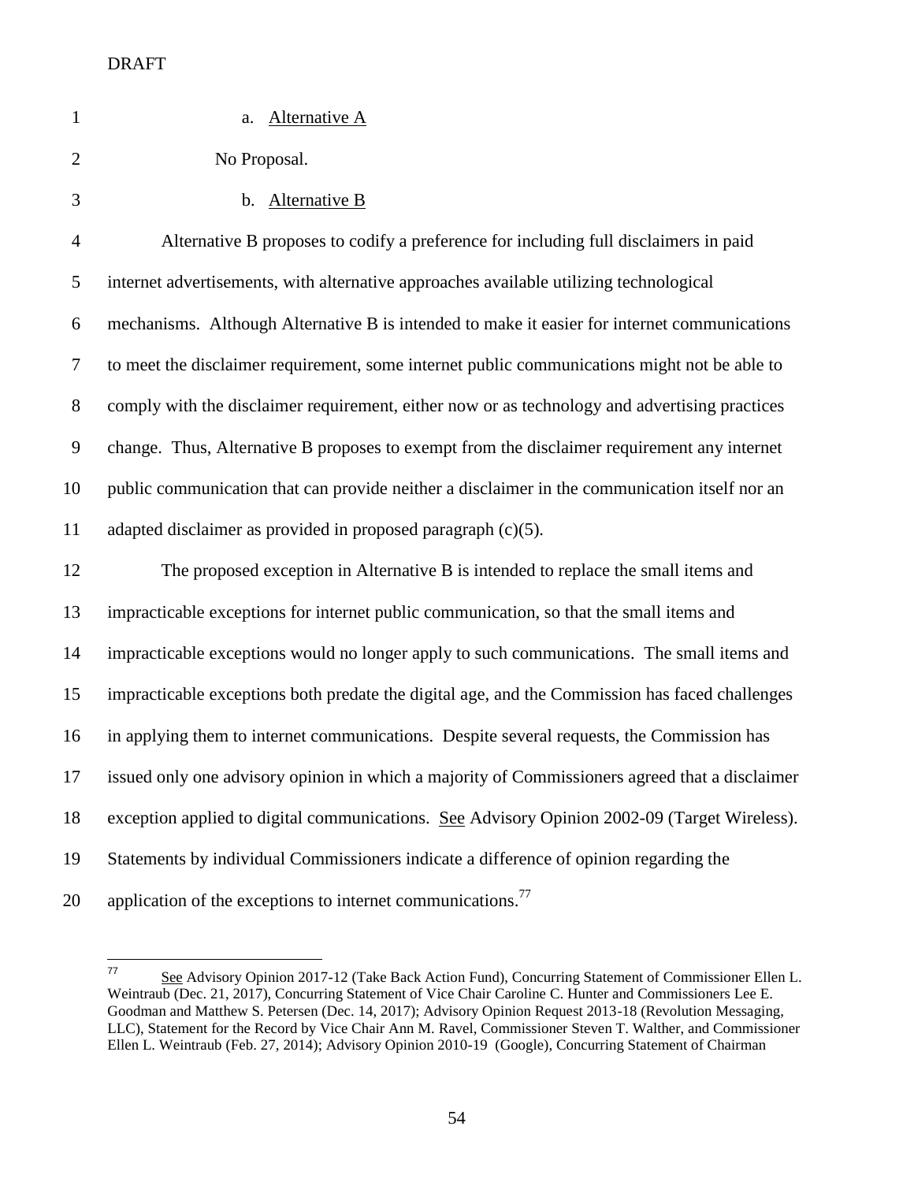DRAFT

a. Alternative A

No Proposal.

b. Alternative B

Alternative B proposes to codify a preference for including full disclaimers in paid internet advertisements, with alternative approaches available utilizing technological mechanisms. Although Alternative B is intended to make it easier for internet communications to meet the disclaimer requirement, some internet public communications might not be able to comply with the disclaimer requirement, either now or as technology and advertising practices change. Thus, Alternative B proposes to exempt from the disclaimer requirement any internet public communication that can provide neither a disclaimer in the communication itself nor an adapted disclaimer as provided in proposed paragraph (c)(5).

The proposed exception in Alternative B is intended to replace the small items and impracticable exceptions for internet public communication, so that the small items and impracticable exceptions would no longer apply to such communications. The small items and impracticable exceptions both predate the digital age, and the Commission has faced challenges in applying them to internet communications. Despite several requests, the Commission has issued only one advisory opinion in which a majority of Commissioners agreed that a disclaimer exception applied to digital communications. See Advisory Opinion 2002-09 (Target Wireless). Statements by individual Commissioners indicate a difference of opinion regarding the application of the exceptions to internet communications.[77]

[77] See Advisory Opinion 2017-12 (Take Back Action Fund), Concurring Statement of Commissioner Ellen L. Weintraub (Dec. 21, 2017), Concurring Statement of Vice Chair Caroline C. Hunter and Commissioners Lee E. Goodman and Matthew S. Petersen (Dec. 14, 2017); Advisory Opinion Request 2013-18 (Revolution Messaging, LLC), Statement for the Record by Vice Chair Ann M. Ravel, Commissioner Steven T. Walther, and Commissioner Ellen L. Weintraub (Feb. 27, 2014); Advisory Opinion 2010-19 (Google), Concurring Statement of Chairman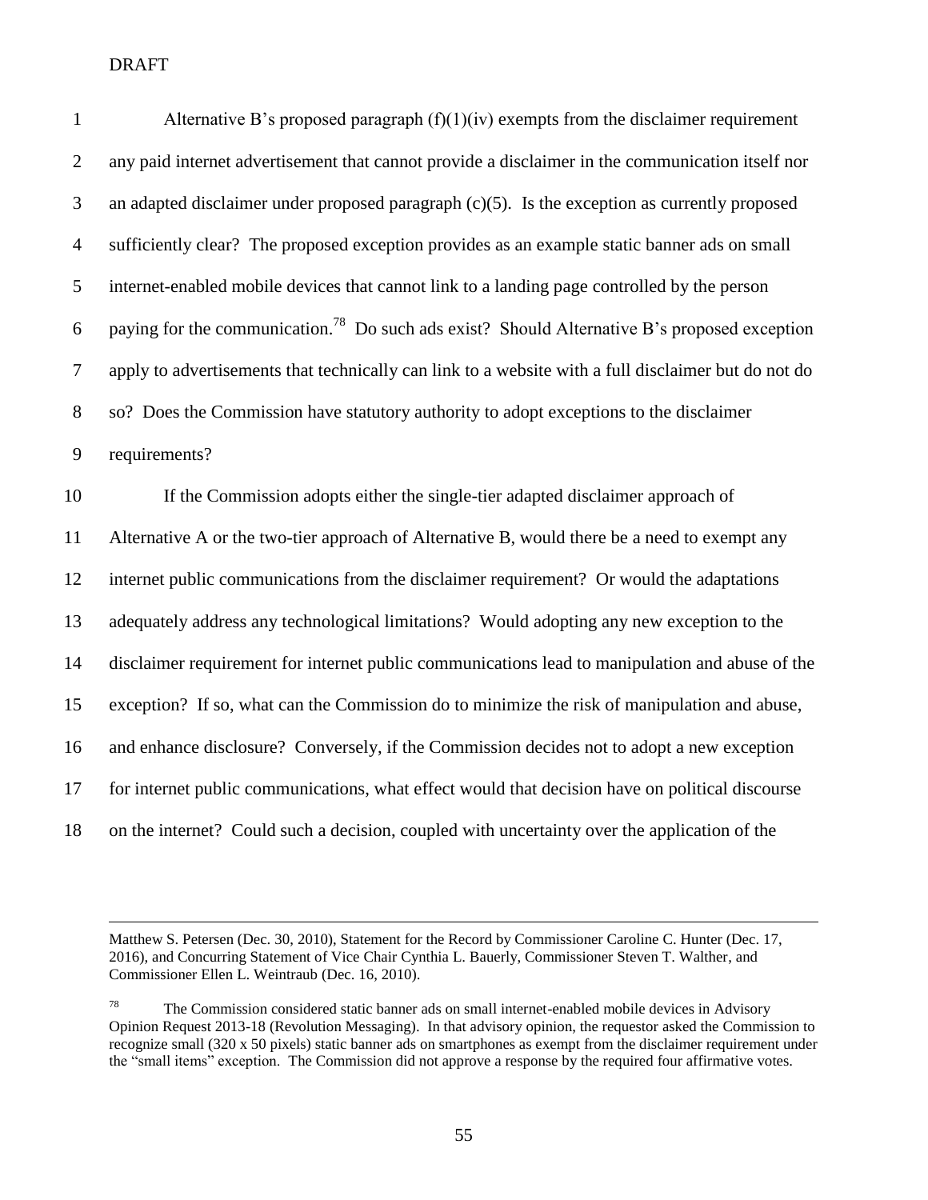Alternative B's proposed paragraph (f)(1)(iv) exempts from the disclaimer requirement any paid internet advertisement that cannot provide a disclaimer in the communication itself nor an adapted disclaimer under proposed paragraph (c)(5). Is the exception as currently proposed sufficiently clear? The proposed exception provides as an example static banner ads on small internet-enabled mobile devices that cannot link to a landing page controlled by the person paying for the communication.[78] Do such ads exist? Should Alternative B's proposed exception apply to advertisements that technically can link to a website with a full disclaimer but do not do so? Does the Commission have statutory authority to adopt exceptions to the disclaimer requirements?

If the Commission adopts either the single-tier adapted disclaimer approach of Alternative A or the two-tier approach of Alternative B, would there be a need to exempt any internet public communications from the disclaimer requirement? Or would the adaptations adequately address any technological limitations? Would adopting any new exception to the disclaimer requirement for internet public communications lead to manipulation and abuse of the exception? If so, what can the Commission do to minimize the risk of manipulation and abuse, and enhance disclosure? Conversely, if the Commission decides not to adopt a new exception for internet public communications, what effect would that decision have on political discourse on the internet? Could such a decision, coupled with uncertainty over the application of the

---

Matthew S. Petersen (Dec. 30, 2010), Statement for the Record by Commissioner Caroline C. Hunter (Dec. 17, 2016), and Concurring Statement of Vice Chair Cynthia L. Bauerly, Commissioner Steven T. Walther, and Commissioner Ellen L. Weintraub (Dec. 16, 2010).

[78] The Commission considered static banner ads on small internet-enabled mobile devices in Advisory Opinion Request 2013-18 (Revolution Messaging). In that advisory opinion, the requestor asked the Commission to recognize small (320 x 50 pixels) static banner ads on smartphones as exempt from the disclaimer requirement under the "small items" exception. The Commission did not approve a response by the required four affirmative votes.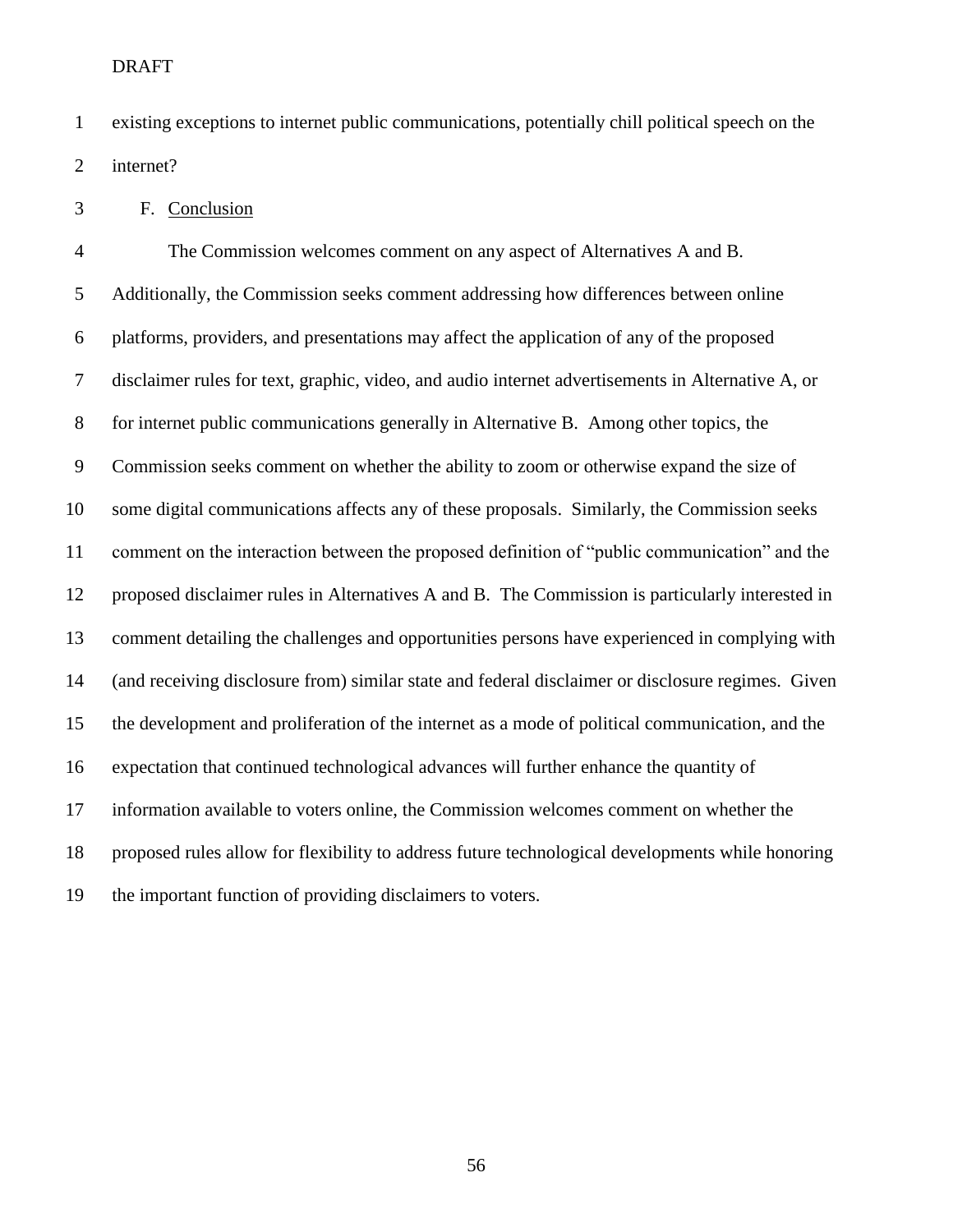existing exceptions to internet public communications, potentially chill political speech on the internet?

### F. Conclusion

The Commission welcomes comment on any aspect of Alternatives A and B. Additionally, the Commission seeks comment addressing how differences between online platforms, providers, and presentations may affect the application of any of the proposed disclaimer rules for text, graphic, video, and audio internet advertisements in Alternative A, or for internet public communications generally in Alternative B. Among other topics, the Commission seeks comment on whether the ability to zoom or otherwise expand the size of some digital communications affects any of these proposals. Similarly, the Commission seeks comment on the interaction between the proposed definition of "public communication" and the proposed disclaimer rules in Alternatives A and B. The Commission is particularly interested in comment detailing the challenges and opportunities persons have experienced in complying with (and receiving disclosure from) similar state and federal disclaimer or disclosure regimes. Given the development and proliferation of the internet as a mode of political communication, and the expectation that continued technological advances will further enhance the quantity of information available to voters online, the Commission welcomes comment on whether the proposed rules allow for flexibility to address future technological developments while honoring the important function of providing disclaimers to voters.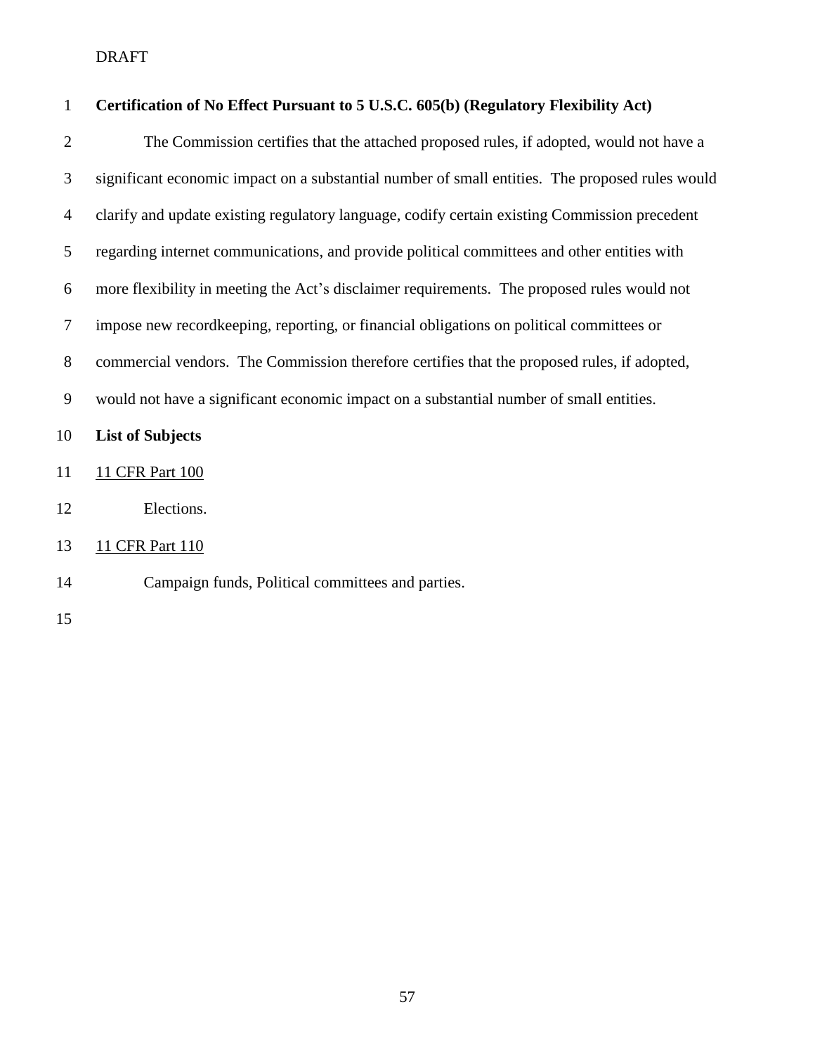**Certification of No Effect Pursuant to 5 U.S.C. 605(b) (Regulatory Flexibility Act)**

The Commission certifies that the attached proposed rules, if adopted, would not have a significant economic impact on a substantial number of small entities. The proposed rules would clarify and update existing regulatory language, codify certain existing Commission precedent regarding internet communications, and provide political committees and other entities with more flexibility in meeting the Act's disclaimer requirements. The proposed rules would not impose new recordkeeping, reporting, or financial obligations on political committees or commercial vendors. The Commission therefore certifies that the proposed rules, if adopted, would not have a significant economic impact on a substantial number of small entities.

**List of Subjects**

11 CFR Part 100

Elections.

11 CFR Part 110

Campaign funds, Political committees and parties.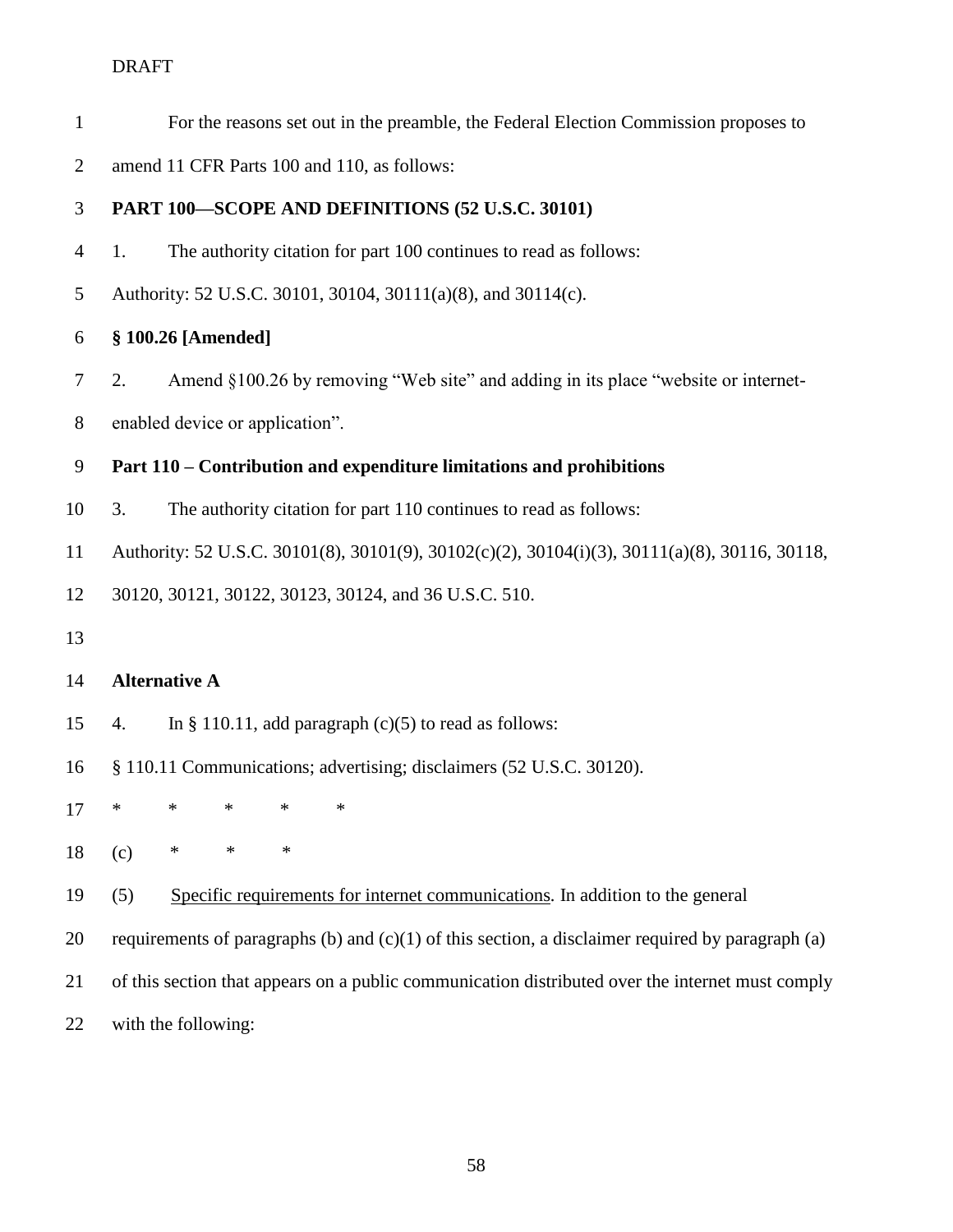DRAFT

For the reasons set out in the preamble, the Federal Election Commission proposes to amend 11 CFR Parts 100 and 110, as follows:

**PART 100—SCOPE AND DEFINITIONS (52 U.S.C. 30101)**

1. The authority citation for part 100 continues to read as follows:

Authority: 52 U.S.C. 30101, 30104, 30111(a)(8), and 30114(c).

**§ 100.26 [Amended]**

2. Amend §100.26 by removing "Web site" and adding in its place "website or internet-enabled device or application".

**Part 110 – Contribution and expenditure limitations and prohibitions**

3. The authority citation for part 110 continues to read as follows:

Authority: 52 U.S.C. 30101(8), 30101(9), 30102(c)(2), 30104(i)(3), 30111(a)(8), 30116, 30118, 30120, 30121, 30122, 30123, 30124, and 36 U.S.C. 510.

**Alternative A**

4. In § 110.11, add paragraph (c)(5) to read as follows:

§ 110.11 Communications; advertising; disclaimers (52 U.S.C. 30120).

\* \* \* \* \*

(c) \* \* \*

(5) Specific requirements for internet communications. In addition to the general requirements of paragraphs (b) and (c)(1) of this section, a disclaimer required by paragraph (a) of this section that appears on a public communication distributed over the internet must comply with the following: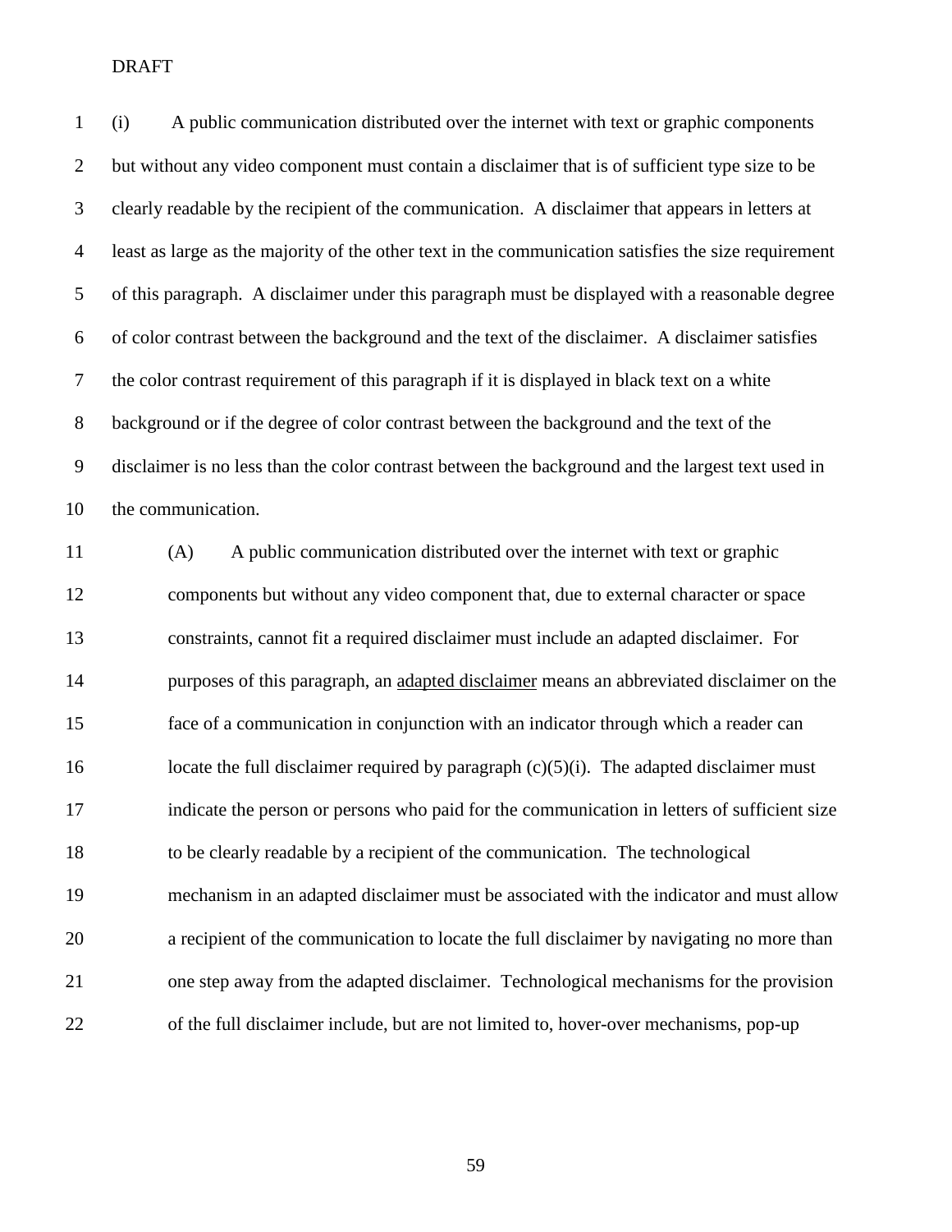DRAFT

(i) A public communication distributed over the internet with text or graphic components but without any video component must contain a disclaimer that is of sufficient type size to be clearly readable by the recipient of the communication. A disclaimer that appears in letters at least as large as the majority of the other text in the communication satisfies the size requirement of this paragraph. A disclaimer under this paragraph must be displayed with a reasonable degree of color contrast between the background and the text of the disclaimer. A disclaimer satisfies the color contrast requirement of this paragraph if it is displayed in black text on a white background or if the degree of color contrast between the background and the text of the disclaimer is no less than the color contrast between the background and the largest text used in the communication.

(A) A public communication distributed over the internet with text or graphic components but without any video component that, due to external character or space constraints, cannot fit a required disclaimer must include an adapted disclaimer. For purposes of this paragraph, an adapted disclaimer means an abbreviated disclaimer on the face of a communication in conjunction with an indicator through which a reader can locate the full disclaimer required by paragraph (c)(5)(i). The adapted disclaimer must indicate the person or persons who paid for the communication in letters of sufficient size to be clearly readable by a recipient of the communication. The technological mechanism in an adapted disclaimer must be associated with the indicator and must allow a recipient of the communication to locate the full disclaimer by navigating no more than one step away from the adapted disclaimer. Technological mechanisms for the provision of the full disclaimer include, but are not limited to, hover-over mechanisms, pop-up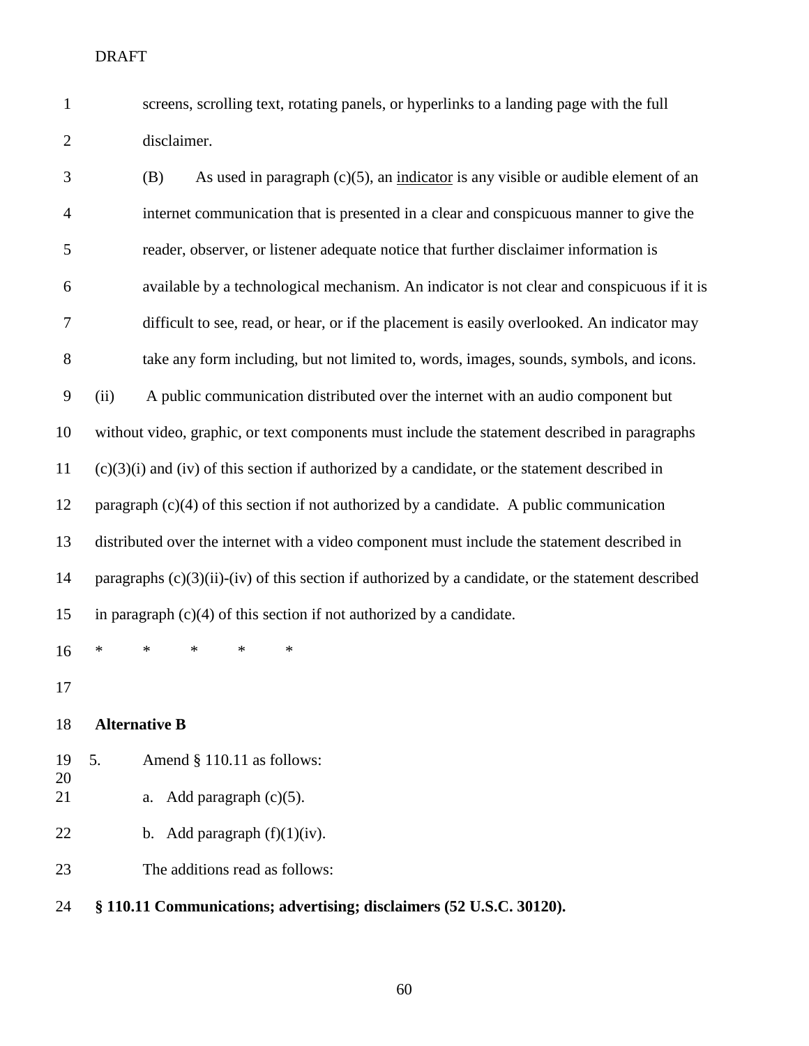screens, scrolling text, rotating panels, or hyperlinks to a landing page with the full disclaimer.

(B) As used in paragraph (c)(5), an indicator is any visible or audible element of an internet communication that is presented in a clear and conspicuous manner to give the reader, observer, or listener adequate notice that further disclaimer information is available by a technological mechanism. An indicator is not clear and conspicuous if it is difficult to see, read, or hear, or if the placement is easily overlooked. An indicator may take any form including, but not limited to, words, images, sounds, symbols, and icons.

(ii) A public communication distributed over the internet with an audio component but without video, graphic, or text components must include the statement described in paragraphs (c)(3)(i) and (iv) of this section if authorized by a candidate, or the statement described in paragraph (c)(4) of this section if not authorized by a candidate. A public communication distributed over the internet with a video component must include the statement described in paragraphs (c)(3)(ii)-(iv) of this section if authorized by a candidate, or the statement described in paragraph (c)(4) of this section if not authorized by a candidate.

\* \* \* \* \*

**Alternative B**

5. Amend § 110.11 as follows:

a. Add paragraph (c)(5).

b. Add paragraph (f)(1)(iv).

The additions read as follows:

**§ 110.11 Communications; advertising; disclaimers (52 U.S.C. 30120).**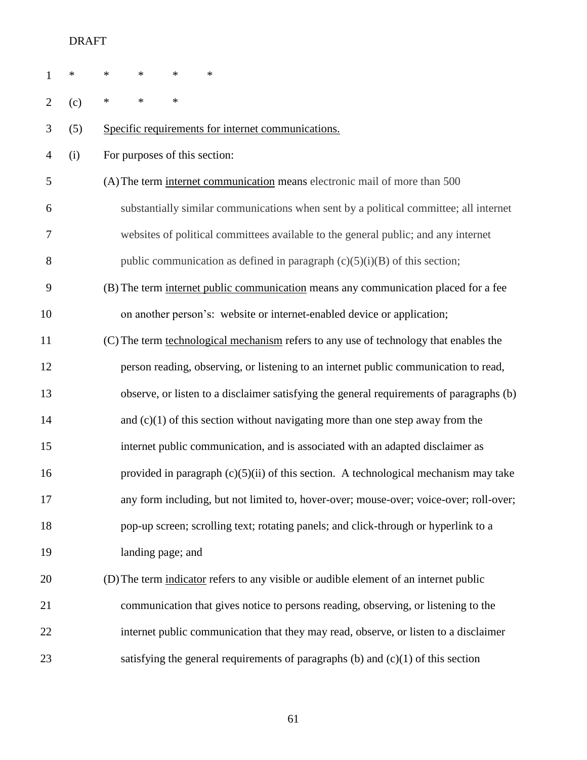DRAFT

\* \* \* \* \*

(c) \* \* \*

(5) <u>Specific requirements for internet communications.</u>

(i) For purposes of this section:

(A) The term <u>internet communication</u> means electronic mail of more than 500 substantially similar communications when sent by a political committee; all internet websites of political committees available to the general public; and any internet public communication as defined in paragraph (c)(5)(i)(B) of this section;

(B) The term <u>internet public communication</u> means any communication placed for a fee on another person's: website or internet-enabled device or application;

(C) The term <u>technological mechanism</u> refers to any use of technology that enables the person reading, observing, or listening to an internet public communication to read, observe, or listen to a disclaimer satisfying the general requirements of paragraphs (b) and (c)(1) of this section without navigating more than one step away from the internet public communication, and is associated with an adapted disclaimer as provided in paragraph (c)(5)(ii) of this section. A technological mechanism may take any form including, but not limited to, hover-over; mouse-over; voice-over; roll-over; pop-up screen; scrolling text; rotating panels; and click-through or hyperlink to a landing page; and

(D) The term <u>indicator</u> refers to any visible or audible element of an internet public communication that gives notice to persons reading, observing, or listening to the internet public communication that they may read, observe, or listen to a disclaimer satisfying the general requirements of paragraphs (b) and (c)(1) of this section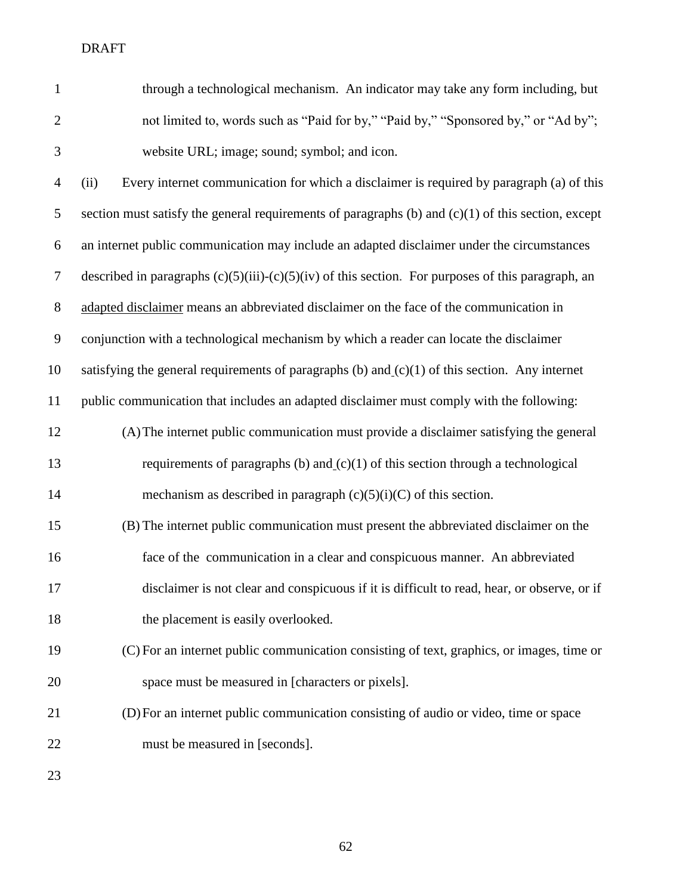DRAFT

through a technological mechanism. An indicator may take any form including, but not limited to, words such as "Paid for by," "Paid by," "Sponsored by," or "Ad by"; website URL; image; sound; symbol; and icon.

(ii) Every internet communication for which a disclaimer is required by paragraph (a) of this section must satisfy the general requirements of paragraphs (b) and (c)(1) of this section, except an internet public communication may include an adapted disclaimer under the circumstances described in paragraphs (c)(5)(iii)-(c)(5)(iv) of this section. For purposes of this paragraph, an <u>adapted disclaimer</u> means an abbreviated disclaimer on the face of the communication in conjunction with a technological mechanism by which a reader can locate the disclaimer satisfying the general requirements of paragraphs (b) and (c)(1) of this section. Any internet public communication that includes an adapted disclaimer must comply with the following:

(A) The internet public communication must provide a disclaimer satisfying the general requirements of paragraphs (b) and (c)(1) of this section through a technological mechanism as described in paragraph (c)(5)(i)(C) of this section.

(B) The internet public communication must present the abbreviated disclaimer on the face of the communication in a clear and conspicuous manner. An abbreviated disclaimer is not clear and conspicuous if it is difficult to read, hear, or observe, or if the placement is easily overlooked.

(C) For an internet public communication consisting of text, graphics, or images, time or space must be measured in [characters or pixels].

(D) For an internet public communication consisting of audio or video, time or space must be measured in [seconds].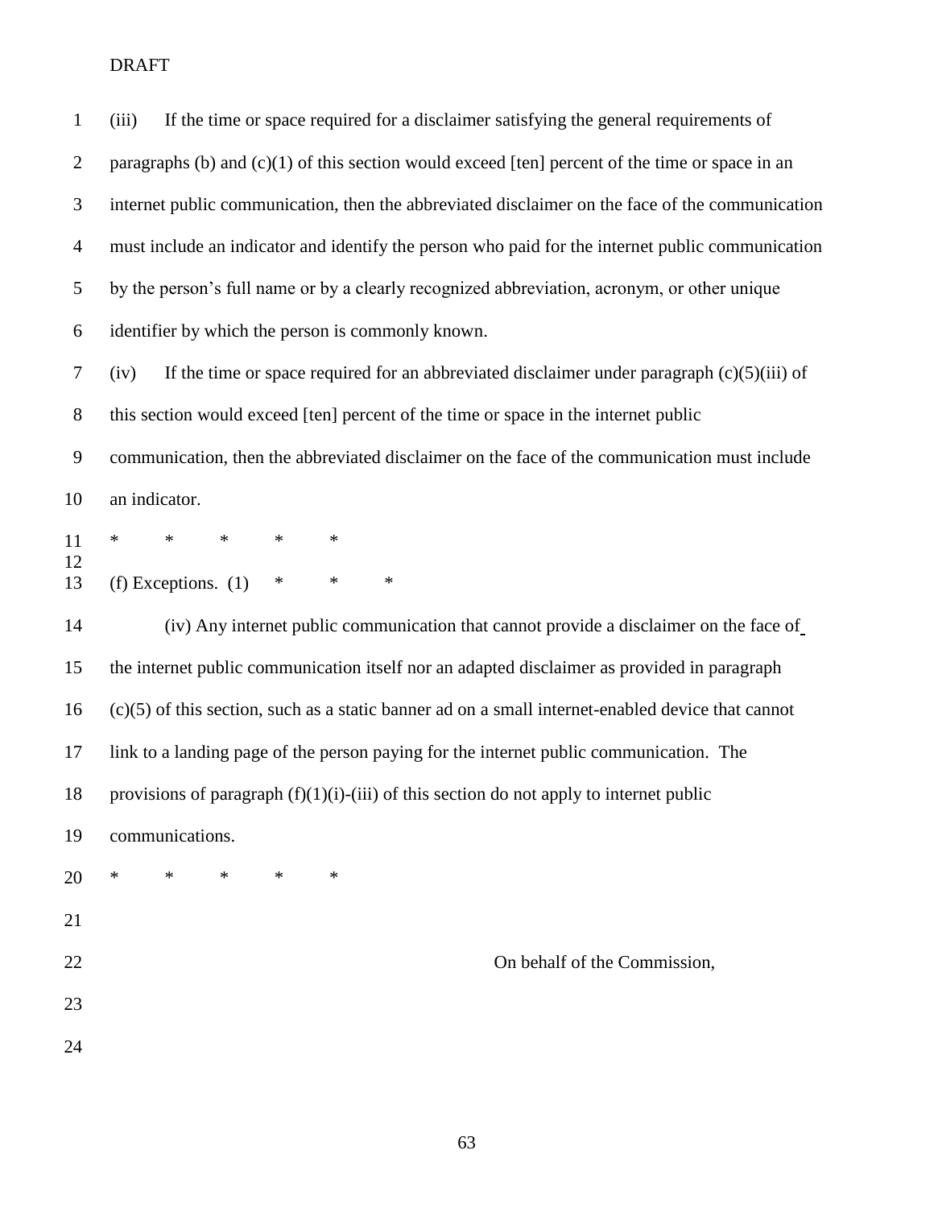DRAFT

(iii) If the time or space required for a disclaimer satisfying the general requirements of paragraphs (b) and (c)(1) of this section would exceed [ten] percent of the time or space in an internet public communication, then the abbreviated disclaimer on the face of the communication must include an indicator and identify the person who paid for the internet public communication by the person's full name or by a clearly recognized abbreviation, acronym, or other unique identifier by which the person is commonly known.

(iv) If the time or space required for an abbreviated disclaimer under paragraph (c)(5)(iii) of this section would exceed [ten] percent of the time or space in the internet public communication, then the abbreviated disclaimer on the face of the communication must include an indicator.

\* \* \* \* \*

(f) Exceptions. (1) \* \* \*

(iv) Any internet public communication that cannot provide a disclaimer on the face of the internet public communication itself nor an adapted disclaimer as provided in paragraph (c)(5) of this section, such as a static banner ad on a small internet-enabled device that cannot link to a landing page of the person paying for the internet public communication. The provisions of paragraph (f)(1)(i)-(iii) of this section do not apply to internet public communications.

\* \* \* \* \*

On behalf of the Commission,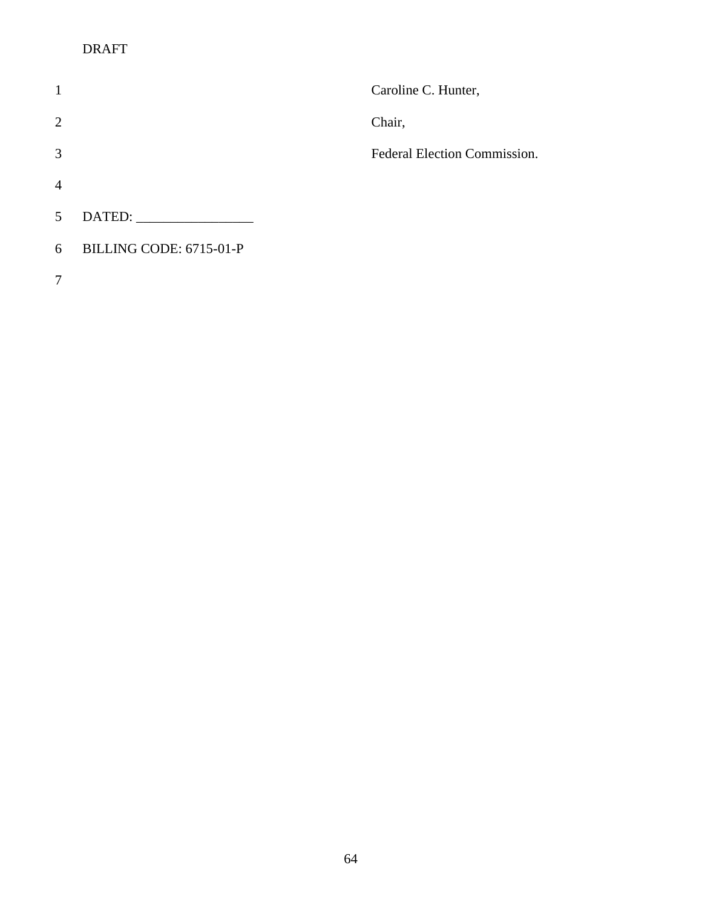DRAFT

Caroline C. Hunter,

Chair,

Federal Election Commission.

DATED: _________________

BILLING CODE: 6715-01-P